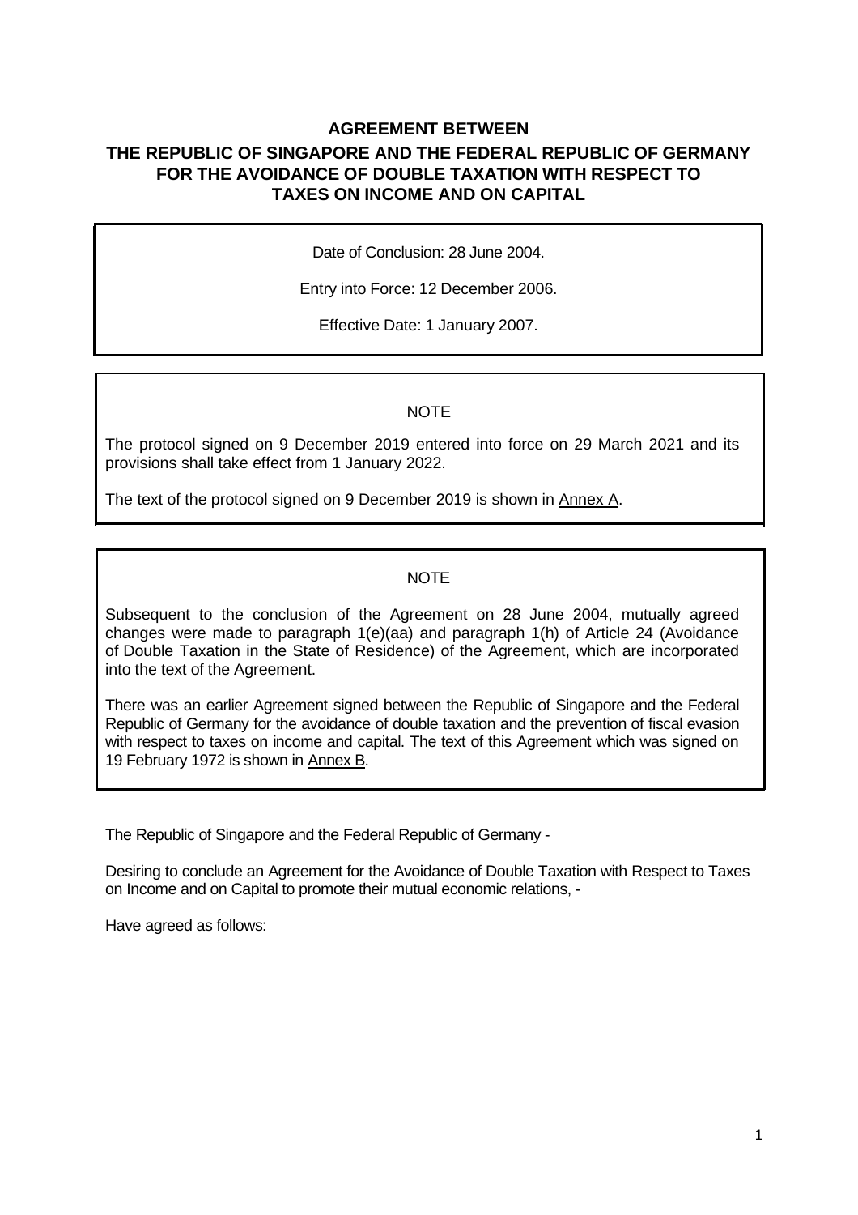# AGREEMENT BETWEEN

## THE REPUBLIC OF SINGAPORE AND THE FEDERAL REPUBLIC OF GERMANY FOR THE AVOIDANCE OF DOUBLE TAXATION WITH RESPECT TO TAXES ON INCOME AND ON CAPITAL

Date of Conclusion: 28 June 2004.

Entry into Force: 12 December 2006.

Effective Date: 1 January 2007.

NOTE

The protocol signed on 9 December 2019 entered into force on 29 March 2021 and its provisions shall take effect from 1 January 2022.

The text of the protocol signed on 9 December 2019 is shown in Annex A.

NOTE

Subsequent to the conclusion of the Agreement on 28 June 2004, mutually agreed changes were made to paragraph 1(e)(aa) and paragraph 1(h) of Article 24 (Avoidance of Double Taxation in the State of Residence) of the Agreement, which are incorporated into the text of the Agreement.

There was an earlier Agreement signed between the Republic of Singapore and the Federal Republic of Germany for the avoidance of double taxation and the prevention of fiscal evasion with respect to taxes on income and capital. The text of this Agreement which was signed on 19 February 1972 is shown in Annex B.

The Republic of Singapore and the Federal Republic of Germany -

Desiring to conclude an Agreement for the Avoidance of Double Taxation with Respect to Taxes on Income and on Capital to promote their mutual economic relations, -

Have agreed as follows: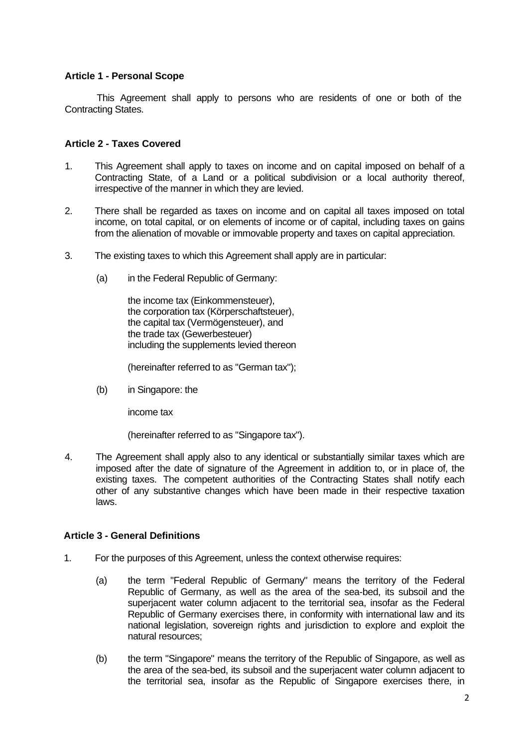### Article 1 - Personal Scope

This Agreement shall apply to persons who are residents of one or both of the Contracting States.

### Article 2 - Taxes Covered

1. This Agreement shall apply to taxes on income and on capital imposed on behalf of a Contracting State, of a Land or a political subdivision or a local authority thereof, irrespective of the manner in which they are levied.

2. There shall be regarded as taxes on income and on capital all taxes imposed on total income, on total capital, or on elements of income or of capital, including taxes on gains from the alienation of movable or immovable property and taxes on capital appreciation.

3. The existing taxes to which this Agreement shall apply are in particular:

   (a) in the Federal Republic of Germany:

   the income tax (Einkommensteuer),
   the corporation tax (Körperschaftsteuer),
   the capital tax (Vermögensteuer), and
   the trade tax (Gewerbesteuer)
   including the supplements levied thereon

   (hereinafter referred to as "German tax");

   (b) in Singapore: the

   income tax

   (hereinafter referred to as "Singapore tax").

4. The Agreement shall apply also to any identical or substantially similar taxes which are imposed after the date of signature of the Agreement in addition to, or in place of, the existing taxes. The competent authorities of the Contracting States shall notify each other of any substantive changes which have been made in their respective taxation laws.

### Article 3 - General Definitions

1. For the purposes of this Agreement, unless the context otherwise requires:

   (a) the term "Federal Republic of Germany" means the territory of the Federal Republic of Germany, as well as the area of the sea-bed, its subsoil and the superjacent water column adjacent to the territorial sea, insofar as the Federal Republic of Germany exercises there, in conformity with international law and its national legislation, sovereign rights and jurisdiction to explore and exploit the natural resources;

   (b) the term "Singapore" means the territory of the Republic of Singapore, as well as the area of the sea-bed, its subsoil and the superjacent water column adjacent to the territorial sea, insofar as the Republic of Singapore exercises there, in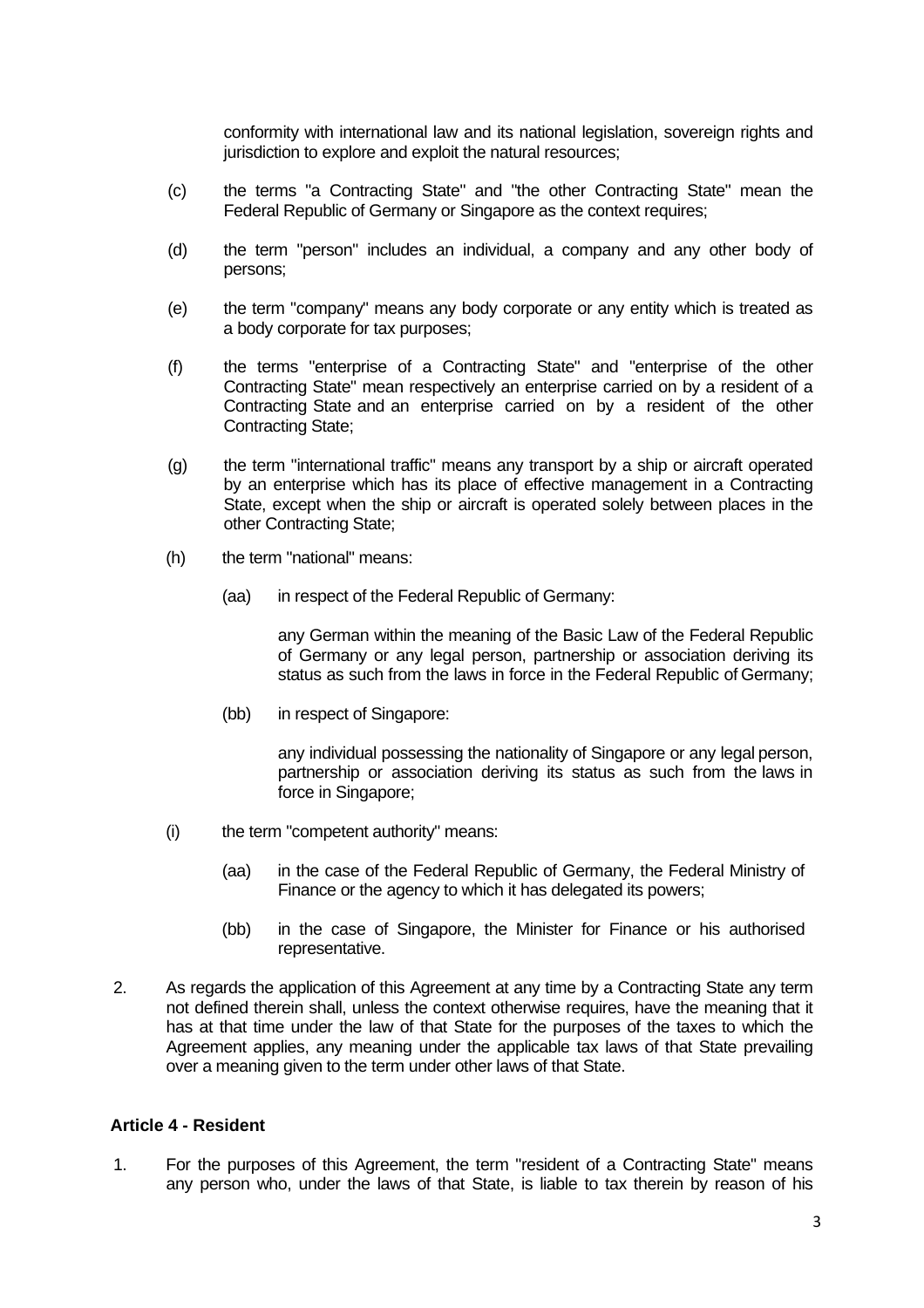conformity with international law and its national legislation, sovereign rights and jurisdiction to explore and exploit the natural resources;

(c) the terms "a Contracting State" and "the other Contracting State" mean the Federal Republic of Germany or Singapore as the context requires;

(d) the term "person" includes an individual, a company and any other body of persons;

(e) the term "company" means any body corporate or any entity which is treated as a body corporate for tax purposes;

(f) the terms "enterprise of a Contracting State" and "enterprise of the other Contracting State" mean respectively an enterprise carried on by a resident of a Contracting State and an enterprise carried on by a resident of the other Contracting State;

(g) the term "international traffic" means any transport by a ship or aircraft operated by an enterprise which has its place of effective management in a Contracting State, except when the ship or aircraft is operated solely between places in the other Contracting State;

(h) the term "national" means:

(aa) in respect of the Federal Republic of Germany:

any German within the meaning of the Basic Law of the Federal Republic of Germany or any legal person, partnership or association deriving its status as such from the laws in force in the Federal Republic of Germany;

(bb) in respect of Singapore:

any individual possessing the nationality of Singapore or any legal person, partnership or association deriving its status as such from the laws in force in Singapore;

(i) the term "competent authority" means:

(aa) in the case of the Federal Republic of Germany, the Federal Ministry of Finance or the agency to which it has delegated its powers;

(bb) in the case of Singapore, the Minister for Finance or his authorised representative.

2. As regards the application of this Agreement at any time by a Contracting State any term not defined therein shall, unless the context otherwise requires, have the meaning that it has at that time under the law of that State for the purposes of the taxes to which the Agreement applies, any meaning under the applicable tax laws of that State prevailing over a meaning given to the term under other laws of that State.

### Article 4 - Resident

1. For the purposes of this Agreement, the term "resident of a Contracting State" means any person who, under the laws of that State, is liable to tax therein by reason of his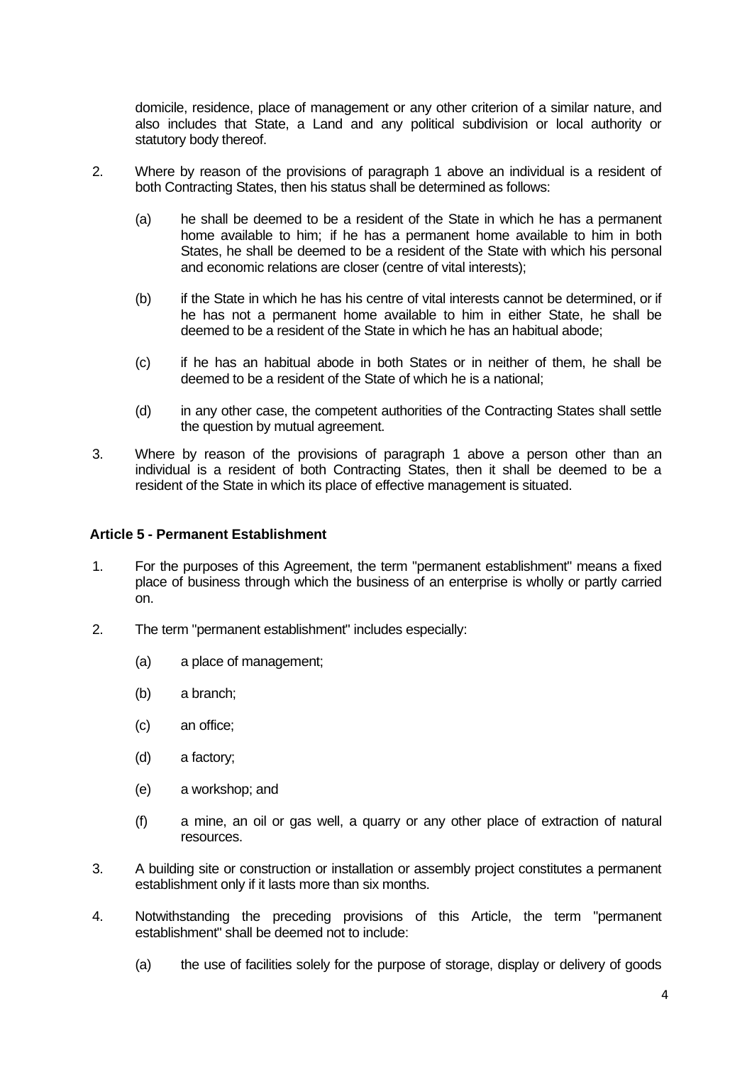domicile, residence, place of management or any other criterion of a similar nature, and also includes that State, a Land and any political subdivision or local authority or statutory body thereof.

2. Where by reason of the provisions of paragraph 1 above an individual is a resident of both Contracting States, then his status shall be determined as follows:

   (a) he shall be deemed to be a resident of the State in which he has a permanent home available to him; if he has a permanent home available to him in both States, he shall be deemed to be a resident of the State with which his personal and economic relations are closer (centre of vital interests);

   (b) if the State in which he has his centre of vital interests cannot be determined, or if he has not a permanent home available to him in either State, he shall be deemed to be a resident of the State in which he has an habitual abode;

   (c) if he has an habitual abode in both States or in neither of them, he shall be deemed to be a resident of the State of which he is a national;

   (d) in any other case, the competent authorities of the Contracting States shall settle the question by mutual agreement.

3. Where by reason of the provisions of paragraph 1 above a person other than an individual is a resident of both Contracting States, then it shall be deemed to be a resident of the State in which its place of effective management is situated.

**Article 5 - Permanent Establishment**

1. For the purposes of this Agreement, the term "permanent establishment" means a fixed place of business through which the business of an enterprise is wholly or partly carried on.

2. The term "permanent establishment" includes especially:

   (a) a place of management;

   (b) a branch;

   (c) an office;

   (d) a factory;

   (e) a workshop; and

   (f) a mine, an oil or gas well, a quarry or any other place of extraction of natural resources.

3. A building site or construction or installation or assembly project constitutes a permanent establishment only if it lasts more than six months.

4. Notwithstanding the preceding provisions of this Article, the term "permanent establishment" shall be deemed not to include:

   (a) the use of facilities solely for the purpose of storage, display or delivery of goods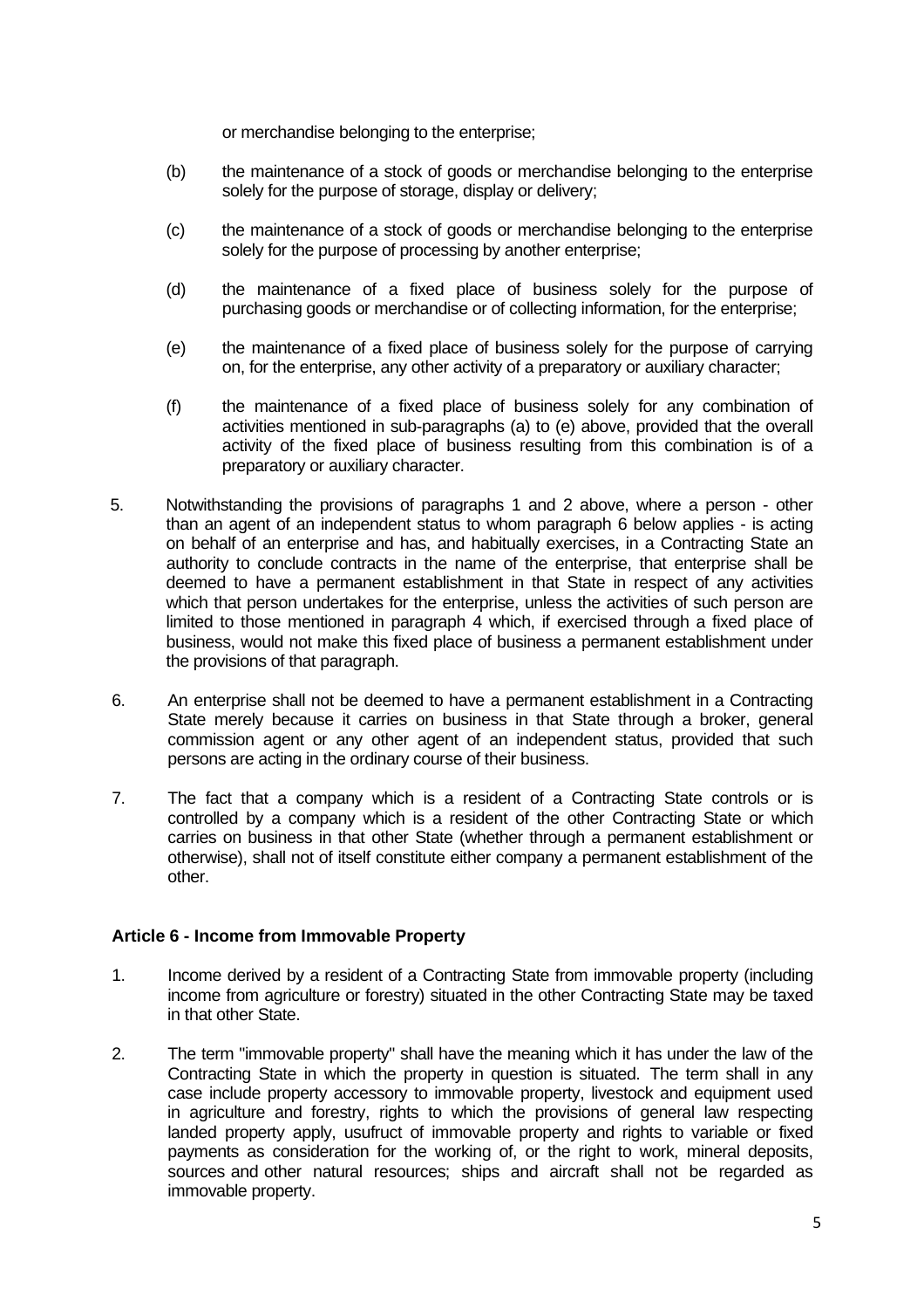or merchandise belonging to the enterprise;

(b) the maintenance of a stock of goods or merchandise belonging to the enterprise solely for the purpose of storage, display or delivery;

(c) the maintenance of a stock of goods or merchandise belonging to the enterprise solely for the purpose of processing by another enterprise;

(d) the maintenance of a fixed place of business solely for the purpose of purchasing goods or merchandise or of collecting information, for the enterprise;

(e) the maintenance of a fixed place of business solely for the purpose of carrying on, for the enterprise, any other activity of a preparatory or auxiliary character;

(f) the maintenance of a fixed place of business solely for any combination of activities mentioned in sub-paragraphs (a) to (e) above, provided that the overall activity of the fixed place of business resulting from this combination is of a preparatory or auxiliary character.

5. Notwithstanding the provisions of paragraphs 1 and 2 above, where a person - other than an agent of an independent status to whom paragraph 6 below applies - is acting on behalf of an enterprise and has, and habitually exercises, in a Contracting State an authority to conclude contracts in the name of the enterprise, that enterprise shall be deemed to have a permanent establishment in that State in respect of any activities which that person undertakes for the enterprise, unless the activities of such person are limited to those mentioned in paragraph 4 which, if exercised through a fixed place of business, would not make this fixed place of business a permanent establishment under the provisions of that paragraph.

6. An enterprise shall not be deemed to have a permanent establishment in a Contracting State merely because it carries on business in that State through a broker, general commission agent or any other agent of an independent status, provided that such persons are acting in the ordinary course of their business.

7. The fact that a company which is a resident of a Contracting State controls or is controlled by a company which is a resident of the other Contracting State or which carries on business in that other State (whether through a permanent establishment or otherwise), shall not of itself constitute either company a permanent establishment of the other.

### Article 6 - Income from Immovable Property

1. Income derived by a resident of a Contracting State from immovable property (including income from agriculture or forestry) situated in the other Contracting State may be taxed in that other State.

2. The term "immovable property" shall have the meaning which it has under the law of the Contracting State in which the property in question is situated. The term shall in any case include property accessory to immovable property, livestock and equipment used in agriculture and forestry, rights to which the provisions of general law respecting landed property apply, usufruct of immovable property and rights to variable or fixed payments as consideration for the working of, or the right to work, mineral deposits, sources and other natural resources; ships and aircraft shall not be regarded as immovable property.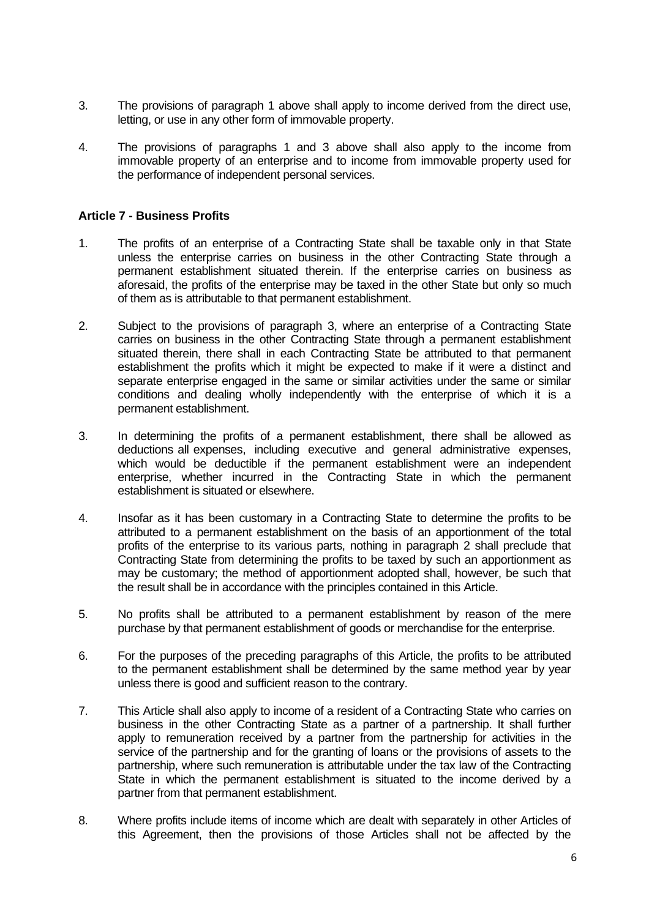3. The provisions of paragraph 1 above shall apply to income derived from the direct use, letting, or use in any other form of immovable property.

4. The provisions of paragraphs 1 and 3 above shall also apply to the income from immovable property of an enterprise and to income from immovable property used for the performance of independent personal services.

### Article 7 - Business Profits

1. The profits of an enterprise of a Contracting State shall be taxable only in that State unless the enterprise carries on business in the other Contracting State through a permanent establishment situated therein. If the enterprise carries on business as aforesaid, the profits of the enterprise may be taxed in the other State but only so much of them as is attributable to that permanent establishment.

2. Subject to the provisions of paragraph 3, where an enterprise of a Contracting State carries on business in the other Contracting State through a permanent establishment situated therein, there shall in each Contracting State be attributed to that permanent establishment the profits which it might be expected to make if it were a distinct and separate enterprise engaged in the same or similar activities under the same or similar conditions and dealing wholly independently with the enterprise of which it is a permanent establishment.

3. In determining the profits of a permanent establishment, there shall be allowed as deductions all expenses, including executive and general administrative expenses, which would be deductible if the permanent establishment were an independent enterprise, whether incurred in the Contracting State in which the permanent establishment is situated or elsewhere.

4. Insofar as it has been customary in a Contracting State to determine the profits to be attributed to a permanent establishment on the basis of an apportionment of the total profits of the enterprise to its various parts, nothing in paragraph 2 shall preclude that Contracting State from determining the profits to be taxed by such an apportionment as may be customary; the method of apportionment adopted shall, however, be such that the result shall be in accordance with the principles contained in this Article.

5. No profits shall be attributed to a permanent establishment by reason of the mere purchase by that permanent establishment of goods or merchandise for the enterprise.

6. For the purposes of the preceding paragraphs of this Article, the profits to be attributed to the permanent establishment shall be determined by the same method year by year unless there is good and sufficient reason to the contrary.

7. This Article shall also apply to income of a resident of a Contracting State who carries on business in the other Contracting State as a partner of a partnership. It shall further apply to remuneration received by a partner from the partnership for activities in the service of the partnership and for the granting of loans or the provisions of assets to the partnership, where such remuneration is attributable under the tax law of the Contracting State in which the permanent establishment is situated to the income derived by a partner from that permanent establishment.

8. Where profits include items of income which are dealt with separately in other Articles of this Agreement, then the provisions of those Articles shall not be affected by the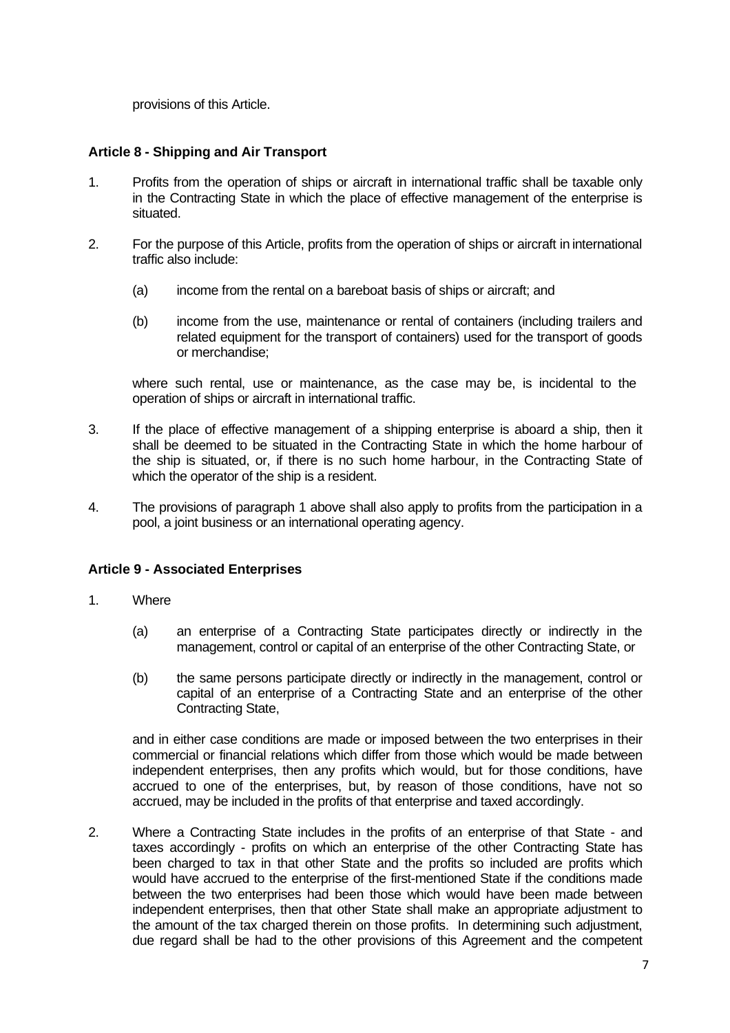provisions of this Article.

### Article 8 - Shipping and Air Transport

1. Profits from the operation of ships or aircraft in international traffic shall be taxable only in the Contracting State in which the place of effective management of the enterprise is situated.

2. For the purpose of this Article, profits from the operation of ships or aircraft in international traffic also include:

   (a) income from the rental on a bareboat basis of ships or aircraft; and

   (b) income from the use, maintenance or rental of containers (including trailers and related equipment for the transport of containers) used for the transport of goods or merchandise;

   where such rental, use or maintenance, as the case may be, is incidental to the operation of ships or aircraft in international traffic.

3. If the place of effective management of a shipping enterprise is aboard a ship, then it shall be deemed to be situated in the Contracting State in which the home harbour of the ship is situated, or, if there is no such home harbour, in the Contracting State of which the operator of the ship is a resident.

4. The provisions of paragraph 1 above shall also apply to profits from the participation in a pool, a joint business or an international operating agency.

### Article 9 - Associated Enterprises

1. Where

   (a) an enterprise of a Contracting State participates directly or indirectly in the management, control or capital of an enterprise of the other Contracting State, or

   (b) the same persons participate directly or indirectly in the management, control or capital of an enterprise of a Contracting State and an enterprise of the other Contracting State,

   and in either case conditions are made or imposed between the two enterprises in their commercial or financial relations which differ from those which would be made between independent enterprises, then any profits which would, but for those conditions, have accrued to one of the enterprises, but, by reason of those conditions, have not so accrued, may be included in the profits of that enterprise and taxed accordingly.

2. Where a Contracting State includes in the profits of an enterprise of that State - and taxes accordingly - profits on which an enterprise of the other Contracting State has been charged to tax in that other State and the profits so included are profits which would have accrued to the enterprise of the first-mentioned State if the conditions made between the two enterprises had been those which would have been made between independent enterprises, then that other State shall make an appropriate adjustment to the amount of the tax charged therein on those profits. In determining such adjustment, due regard shall be had to the other provisions of this Agreement and the competent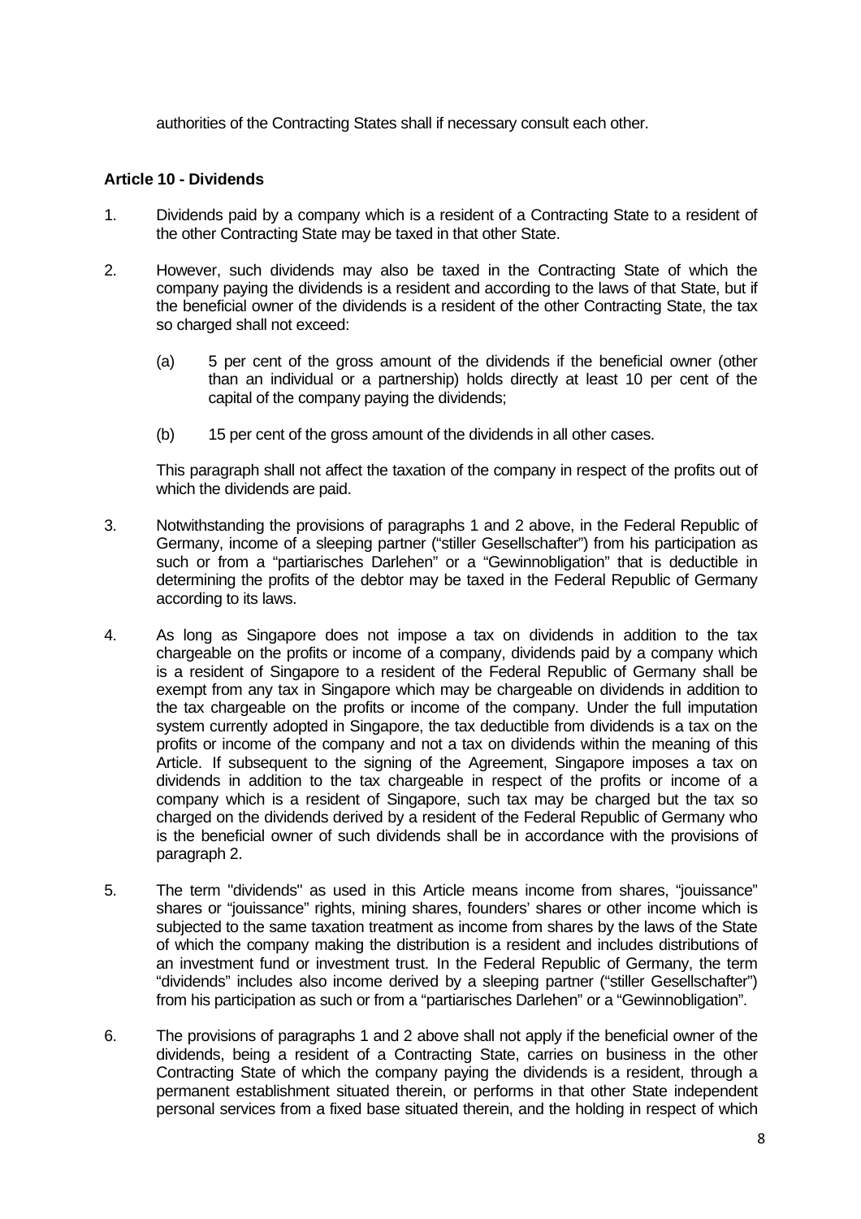authorities of the Contracting States shall if necessary consult each other.

**Article 10 - Dividends**

1. Dividends paid by a company which is a resident of a Contracting State to a resident of the other Contracting State may be taxed in that other State.

2. However, such dividends may also be taxed in the Contracting State of which the company paying the dividends is a resident and according to the laws of that State, but if the beneficial owner of the dividends is a resident of the other Contracting State, the tax so charged shall not exceed:

   (a) 5 per cent of the gross amount of the dividends if the beneficial owner (other than an individual or a partnership) holds directly at least 10 per cent of the capital of the company paying the dividends;

   (b) 15 per cent of the gross amount of the dividends in all other cases.

   This paragraph shall not affect the taxation of the company in respect of the profits out of which the dividends are paid.

3. Notwithstanding the provisions of paragraphs 1 and 2 above, in the Federal Republic of Germany, income of a sleeping partner ("stiller Gesellschafter") from his participation as such or from a "partiarisches Darlehen" or a "Gewinnobligation" that is deductible in determining the profits of the debtor may be taxed in the Federal Republic of Germany according to its laws.

4. As long as Singapore does not impose a tax on dividends in addition to the tax chargeable on the profits or income of a company, dividends paid by a company which is a resident of Singapore to a resident of the Federal Republic of Germany shall be exempt from any tax in Singapore which may be chargeable on dividends in addition to the tax chargeable on the profits or income of the company. Under the full imputation system currently adopted in Singapore, the tax deductible from dividends is a tax on the profits or income of the company and not a tax on dividends within the meaning of this Article. If subsequent to the signing of the Agreement, Singapore imposes a tax on dividends in addition to the tax chargeable in respect of the profits or income of a company which is a resident of Singapore, such tax may be charged but the tax so charged on the dividends derived by a resident of the Federal Republic of Germany who is the beneficial owner of such dividends shall be in accordance with the provisions of paragraph 2.

5. The term "dividends" as used in this Article means income from shares, "jouissance" shares or "jouissance" rights, mining shares, founders' shares or other income which is subjected to the same taxation treatment as income from shares by the laws of the State of which the company making the distribution is a resident and includes distributions of an investment fund or investment trust. In the Federal Republic of Germany, the term "dividends" includes also income derived by a sleeping partner ("stiller Gesellschafter") from his participation as such or from a "partiarisches Darlehen" or a "Gewinnobligation".

6. The provisions of paragraphs 1 and 2 above shall not apply if the beneficial owner of the dividends, being a resident of a Contracting State, carries on business in the other Contracting State of which the company paying the dividends is a resident, through a permanent establishment situated therein, or performs in that other State independent personal services from a fixed base situated therein, and the holding in respect of which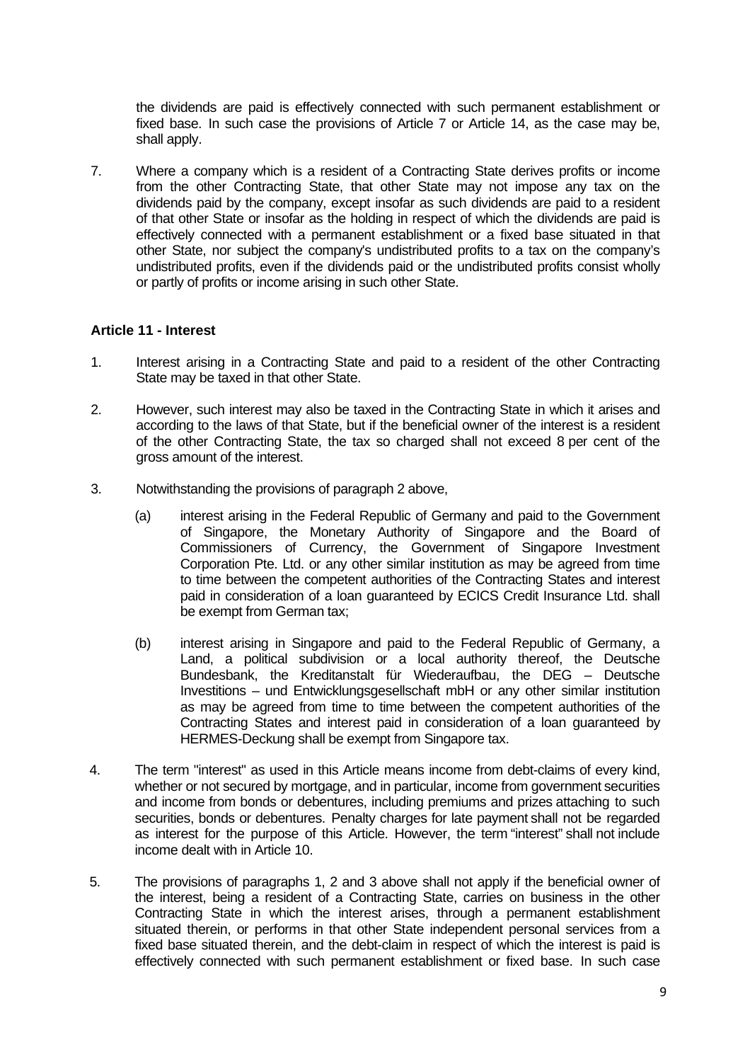the dividends are paid is effectively connected with such permanent establishment or fixed base. In such case the provisions of Article 7 or Article 14, as the case may be, shall apply.

7. Where a company which is a resident of a Contracting State derives profits or income from the other Contracting State, that other State may not impose any tax on the dividends paid by the company, except insofar as such dividends are paid to a resident of that other State or insofar as the holding in respect of which the dividends are paid is effectively connected with a permanent establishment or a fixed base situated in that other State, nor subject the company's undistributed profits to a tax on the company's undistributed profits, even if the dividends paid or the undistributed profits consist wholly or partly of profits or income arising in such other State.

### Article 11 - Interest

1. Interest arising in a Contracting State and paid to a resident of the other Contracting State may be taxed in that other State.

2. However, such interest may also be taxed in the Contracting State in which it arises and according to the laws of that State, but if the beneficial owner of the interest is a resident of the other Contracting State, the tax so charged shall not exceed 8 per cent of the gross amount of the interest.

3. Notwithstanding the provisions of paragraph 2 above,

   (a) interest arising in the Federal Republic of Germany and paid to the Government of Singapore, the Monetary Authority of Singapore and the Board of Commissioners of Currency, the Government of Singapore Investment Corporation Pte. Ltd. or any other similar institution as may be agreed from time to time between the competent authorities of the Contracting States and interest paid in consideration of a loan guaranteed by ECICS Credit Insurance Ltd. shall be exempt from German tax;

   (b) interest arising in Singapore and paid to the Federal Republic of Germany, a Land, a political subdivision or a local authority thereof, the Deutsche Bundesbank, the Kreditanstalt für Wiederaufbau, the DEG – Deutsche Investitions – und Entwicklungsgesellschaft mbH or any other similar institution as may be agreed from time to time between the competent authorities of the Contracting States and interest paid in consideration of a loan guaranteed by HERMES-Deckung shall be exempt from Singapore tax.

4. The term "interest" as used in this Article means income from debt-claims of every kind, whether or not secured by mortgage, and in particular, income from government securities and income from bonds or debentures, including premiums and prizes attaching to such securities, bonds or debentures. Penalty charges for late payment shall not be regarded as interest for the purpose of this Article. However, the term "interest" shall not include income dealt with in Article 10.

5. The provisions of paragraphs 1, 2 and 3 above shall not apply if the beneficial owner of the interest, being a resident of a Contracting State, carries on business in the other Contracting State in which the interest arises, through a permanent establishment situated therein, or performs in that other State independent personal services from a fixed base situated therein, and the debt-claim in respect of which the interest is paid is effectively connected with such permanent establishment or fixed base. In such case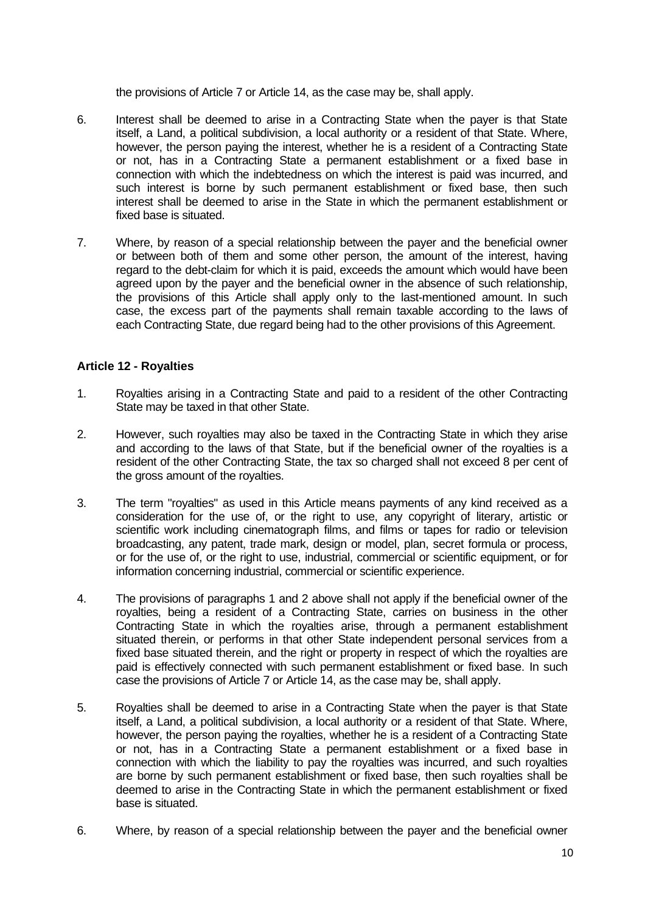the provisions of Article 7 or Article 14, as the case may be, shall apply.

6. Interest shall be deemed to arise in a Contracting State when the payer is that State itself, a Land, a political subdivision, a local authority or a resident of that State. Where, however, the person paying the interest, whether he is a resident of a Contracting State or not, has in a Contracting State a permanent establishment or a fixed base in connection with which the indebtedness on which the interest is paid was incurred, and such interest is borne by such permanent establishment or fixed base, then such interest shall be deemed to arise in the State in which the permanent establishment or fixed base is situated.

7. Where, by reason of a special relationship between the payer and the beneficial owner or between both of them and some other person, the amount of the interest, having regard to the debt-claim for which it is paid, exceeds the amount which would have been agreed upon by the payer and the beneficial owner in the absence of such relationship, the provisions of this Article shall apply only to the last-mentioned amount. In such case, the excess part of the payments shall remain taxable according to the laws of each Contracting State, due regard being had to the other provisions of this Agreement.

### Article 12 - Royalties

1. Royalties arising in a Contracting State and paid to a resident of the other Contracting State may be taxed in that other State.

2. However, such royalties may also be taxed in the Contracting State in which they arise and according to the laws of that State, but if the beneficial owner of the royalties is a resident of the other Contracting State, the tax so charged shall not exceed 8 per cent of the gross amount of the royalties.

3. The term "royalties" as used in this Article means payments of any kind received as a consideration for the use of, or the right to use, any copyright of literary, artistic or scientific work including cinematograph films, and films or tapes for radio or television broadcasting, any patent, trade mark, design or model, plan, secret formula or process, or for the use of, or the right to use, industrial, commercial or scientific equipment, or for information concerning industrial, commercial or scientific experience.

4. The provisions of paragraphs 1 and 2 above shall not apply if the beneficial owner of the royalties, being a resident of a Contracting State, carries on business in the other Contracting State in which the royalties arise, through a permanent establishment situated therein, or performs in that other State independent personal services from a fixed base situated therein, and the right or property in respect of which the royalties are paid is effectively connected with such permanent establishment or fixed base. In such case the provisions of Article 7 or Article 14, as the case may be, shall apply.

5. Royalties shall be deemed to arise in a Contracting State when the payer is that State itself, a Land, a political subdivision, a local authority or a resident of that State. Where, however, the person paying the royalties, whether he is a resident of a Contracting State or not, has in a Contracting State a permanent establishment or a fixed base in connection with which the liability to pay the royalties was incurred, and such royalties are borne by such permanent establishment or fixed base, then such royalties shall be deemed to arise in the Contracting State in which the permanent establishment or fixed base is situated.

6. Where, by reason of a special relationship between the payer and the beneficial owner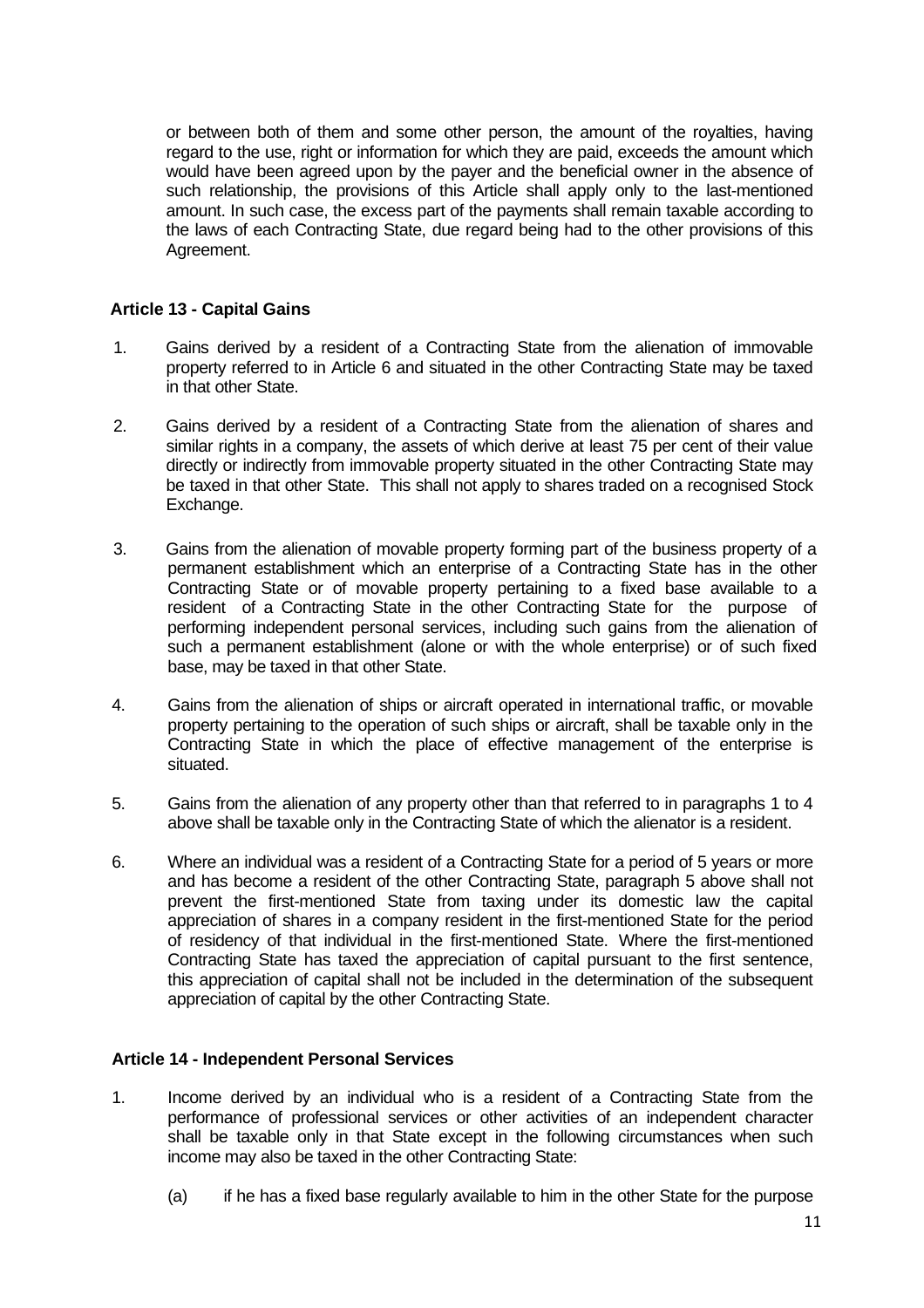or between both of them and some other person, the amount of the royalties, having regard to the use, right or information for which they are paid, exceeds the amount which would have been agreed upon by the payer and the beneficial owner in the absence of such relationship, the provisions of this Article shall apply only to the last-mentioned amount. In such case, the excess part of the payments shall remain taxable according to the laws of each Contracting State, due regard being had to the other provisions of this Agreement.

### Article 13 - Capital Gains

1. Gains derived by a resident of a Contracting State from the alienation of immovable property referred to in Article 6 and situated in the other Contracting State may be taxed in that other State.

2. Gains derived by a resident of a Contracting State from the alienation of shares and similar rights in a company, the assets of which derive at least 75 per cent of their value directly or indirectly from immovable property situated in the other Contracting State may be taxed in that other State. This shall not apply to shares traded on a recognised Stock Exchange.

3. Gains from the alienation of movable property forming part of the business property of a permanent establishment which an enterprise of a Contracting State has in the other Contracting State or of movable property pertaining to a fixed base available to a resident of a Contracting State in the other Contracting State for the purpose of performing independent personal services, including such gains from the alienation of such a permanent establishment (alone or with the whole enterprise) or of such fixed base, may be taxed in that other State.

4. Gains from the alienation of ships or aircraft operated in international traffic, or movable property pertaining to the operation of such ships or aircraft, shall be taxable only in the Contracting State in which the place of effective management of the enterprise is situated.

5. Gains from the alienation of any property other than that referred to in paragraphs 1 to 4 above shall be taxable only in the Contracting State of which the alienator is a resident.

6. Where an individual was a resident of a Contracting State for a period of 5 years or more and has become a resident of the other Contracting State, paragraph 5 above shall not prevent the first-mentioned State from taxing under its domestic law the capital appreciation of shares in a company resident in the first-mentioned State for the period of residency of that individual in the first-mentioned State. Where the first-mentioned Contracting State has taxed the appreciation of capital pursuant to the first sentence, this appreciation of capital shall not be included in the determination of the subsequent appreciation of capital by the other Contracting State.

### Article 14 - Independent Personal Services

1. Income derived by an individual who is a resident of a Contracting State from the performance of professional services or other activities of an independent character shall be taxable only in that State except in the following circumstances when such income may also be taxed in the other Contracting State:

   (a) if he has a fixed base regularly available to him in the other State for the purpose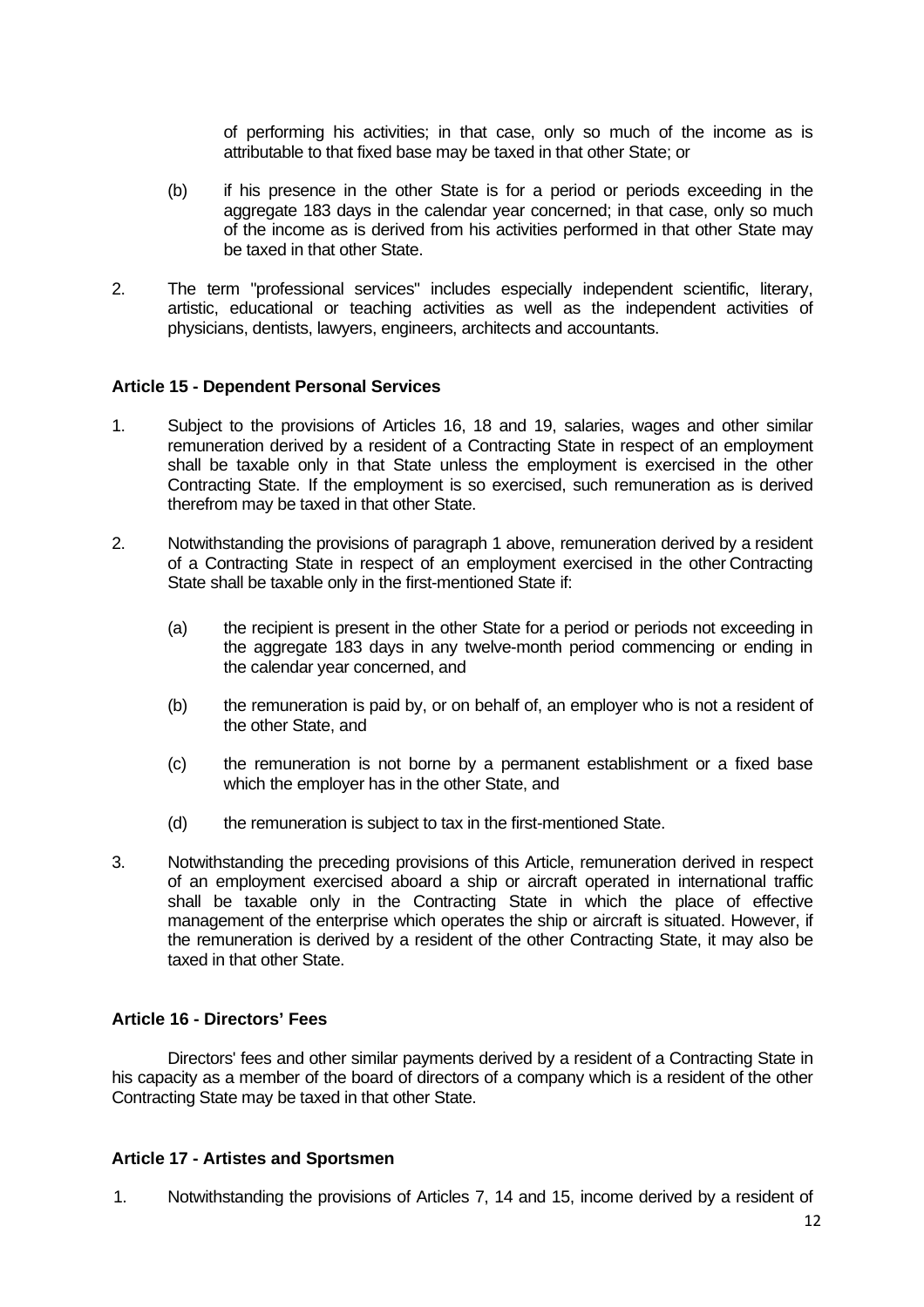of performing his activities; in that case, only so much of the income as is attributable to that fixed base may be taxed in that other State; or

(b) if his presence in the other State is for a period or periods exceeding in the aggregate 183 days in the calendar year concerned; in that case, only so much of the income as is derived from his activities performed in that other State may be taxed in that other State.

2. The term "professional services" includes especially independent scientific, literary, artistic, educational or teaching activities as well as the independent activities of physicians, dentists, lawyers, engineers, architects and accountants.

### Article 15 - Dependent Personal Services

1. Subject to the provisions of Articles 16, 18 and 19, salaries, wages and other similar remuneration derived by a resident of a Contracting State in respect of an employment shall be taxable only in that State unless the employment is exercised in the other Contracting State. If the employment is so exercised, such remuneration as is derived therefrom may be taxed in that other State.

2. Notwithstanding the provisions of paragraph 1 above, remuneration derived by a resident of a Contracting State in respect of an employment exercised in the other Contracting State shall be taxable only in the first-mentioned State if:

   (a) the recipient is present in the other State for a period or periods not exceeding in the aggregate 183 days in any twelve-month period commencing or ending in the calendar year concerned, and

   (b) the remuneration is paid by, or on behalf of, an employer who is not a resident of the other State, and

   (c) the remuneration is not borne by a permanent establishment or a fixed base which the employer has in the other State, and

   (d) the remuneration is subject to tax in the first-mentioned State.

3. Notwithstanding the preceding provisions of this Article, remuneration derived in respect of an employment exercised aboard a ship or aircraft operated in international traffic shall be taxable only in the Contracting State in which the place of effective management of the enterprise which operates the ship or aircraft is situated. However, if the remuneration is derived by a resident of the other Contracting State, it may also be taxed in that other State.

### Article 16 - Directors' Fees

Directors' fees and other similar payments derived by a resident of a Contracting State in his capacity as a member of the board of directors of a company which is a resident of the other Contracting State may be taxed in that other State.

### Article 17 - Artistes and Sportsmen

1. Notwithstanding the provisions of Articles 7, 14 and 15, income derived by a resident of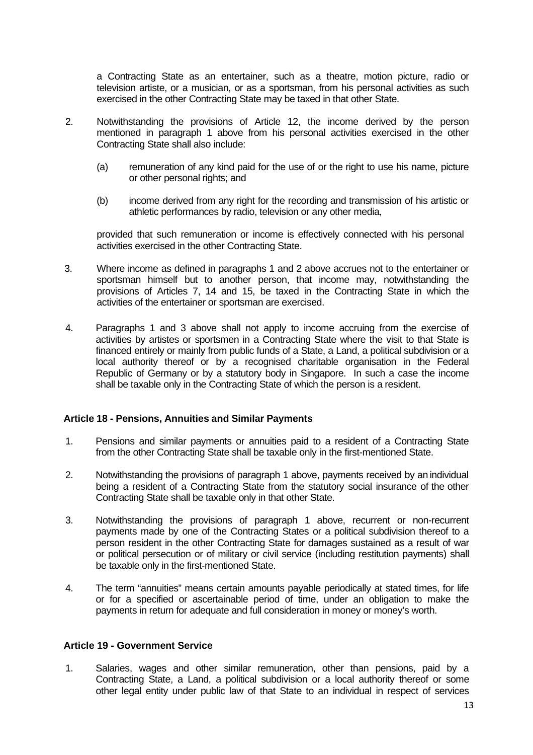a Contracting State as an entertainer, such as a theatre, motion picture, radio or television artiste, or a musician, or as a sportsman, from his personal activities as such exercised in the other Contracting State may be taxed in that other State.

2. Notwithstanding the provisions of Article 12, the income derived by the person mentioned in paragraph 1 above from his personal activities exercised in the other Contracting State shall also include:

   (a) remuneration of any kind paid for the use of or the right to use his name, picture or other personal rights; and

   (b) income derived from any right for the recording and transmission of his artistic or athletic performances by radio, television or any other media,

   provided that such remuneration or income is effectively connected with his personal activities exercised in the other Contracting State.

3. Where income as defined in paragraphs 1 and 2 above accrues not to the entertainer or sportsman himself but to another person, that income may, notwithstanding the provisions of Articles 7, 14 and 15, be taxed in the Contracting State in which the activities of the entertainer or sportsman are exercised.

4. Paragraphs 1 and 3 above shall not apply to income accruing from the exercise of activities by artistes or sportsmen in a Contracting State where the visit to that State is financed entirely or mainly from public funds of a State, a Land, a political subdivision or a local authority thereof or by a recognised charitable organisation in the Federal Republic of Germany or by a statutory body in Singapore. In such a case the income shall be taxable only in the Contracting State of which the person is a resident.

### Article 18 - Pensions, Annuities and Similar Payments

1. Pensions and similar payments or annuities paid to a resident of a Contracting State from the other Contracting State shall be taxable only in the first-mentioned State.

2. Notwithstanding the provisions of paragraph 1 above, payments received by an individual being a resident of a Contracting State from the statutory social insurance of the other Contracting State shall be taxable only in that other State.

3. Notwithstanding the provisions of paragraph 1 above, recurrent or non-recurrent payments made by one of the Contracting States or a political subdivision thereof to a person resident in the other Contracting State for damages sustained as a result of war or political persecution or of military or civil service (including restitution payments) shall be taxable only in the first-mentioned State.

4. The term "annuities" means certain amounts payable periodically at stated times, for life or for a specified or ascertainable period of time, under an obligation to make the payments in return for adequate and full consideration in money or money's worth.

### Article 19 - Government Service

1. Salaries, wages and other similar remuneration, other than pensions, paid by a Contracting State, a Land, a political subdivision or a local authority thereof or some other legal entity under public law of that State to an individual in respect of services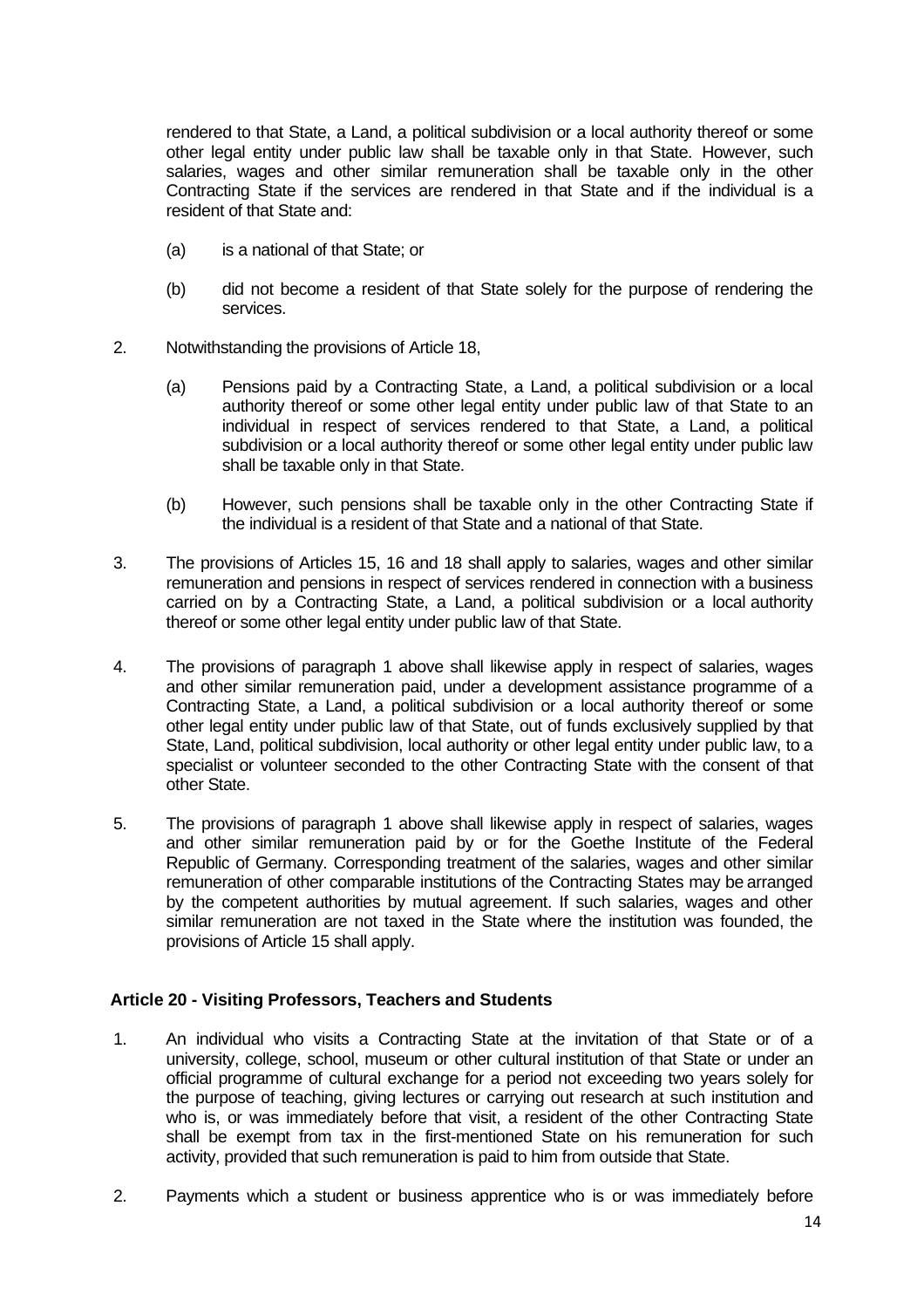rendered to that State, a Land, a political subdivision or a local authority thereof or some other legal entity under public law shall be taxable only in that State. However, such salaries, wages and other similar remuneration shall be taxable only in the other Contracting State if the services are rendered in that State and if the individual is a resident of that State and:

(a) is a national of that State; or

(b) did not become a resident of that State solely for the purpose of rendering the services.

2. Notwithstanding the provisions of Article 18,

(a) Pensions paid by a Contracting State, a Land, a political subdivision or a local authority thereof or some other legal entity under public law of that State to an individual in respect of services rendered to that State, a Land, a political subdivision or a local authority thereof or some other legal entity under public law shall be taxable only in that State.

(b) However, such pensions shall be taxable only in the other Contracting State if the individual is a resident of that State and a national of that State.

3. The provisions of Articles 15, 16 and 18 shall apply to salaries, wages and other similar remuneration and pensions in respect of services rendered in connection with a business carried on by a Contracting State, a Land, a political subdivision or a local authority thereof or some other legal entity under public law of that State.

4. The provisions of paragraph 1 above shall likewise apply in respect of salaries, wages and other similar remuneration paid, under a development assistance programme of a Contracting State, a Land, a political subdivision or a local authority thereof or some other legal entity under public law of that State, out of funds exclusively supplied by that State, Land, political subdivision, local authority or other legal entity under public law, to a specialist or volunteer seconded to the other Contracting State with the consent of that other State.

5. The provisions of paragraph 1 above shall likewise apply in respect of salaries, wages and other similar remuneration paid by or for the Goethe Institute of the Federal Republic of Germany. Corresponding treatment of the salaries, wages and other similar remuneration of other comparable institutions of the Contracting States may be arranged by the competent authorities by mutual agreement. If such salaries, wages and other similar remuneration are not taxed in the State where the institution was founded, the provisions of Article 15 shall apply.

## Article 20 - Visiting Professors, Teachers and Students

1. An individual who visits a Contracting State at the invitation of that State or of a university, college, school, museum or other cultural institution of that State or under an official programme of cultural exchange for a period not exceeding two years solely for the purpose of teaching, giving lectures or carrying out research at such institution and who is, or was immediately before that visit, a resident of the other Contracting State shall be exempt from tax in the first-mentioned State on his remuneration for such activity, provided that such remuneration is paid to him from outside that State.

2. Payments which a student or business apprentice who is or was immediately before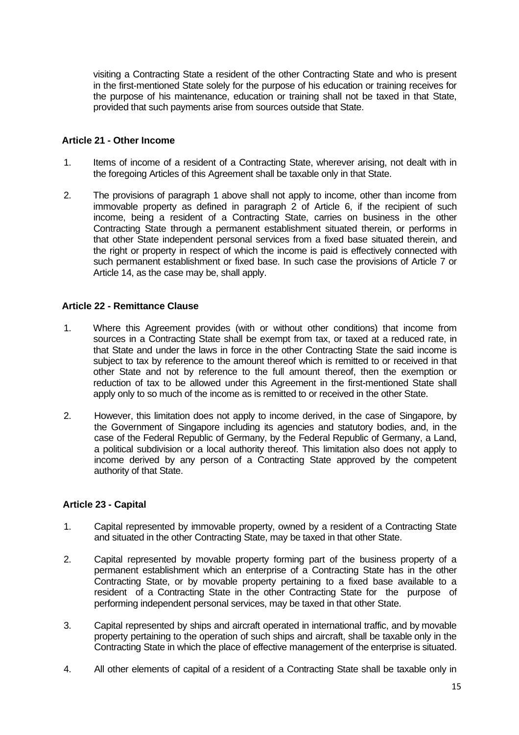visiting a Contracting State a resident of the other Contracting State and who is present in the first-mentioned State solely for the purpose of his education or training receives for the purpose of his maintenance, education or training shall not be taxed in that State, provided that such payments arise from sources outside that State.

### Article 21 - Other Income

1. Items of income of a resident of a Contracting State, wherever arising, not dealt with in the foregoing Articles of this Agreement shall be taxable only in that State.

2. The provisions of paragraph 1 above shall not apply to income, other than income from immovable property as defined in paragraph 2 of Article 6, if the recipient of such income, being a resident of a Contracting State, carries on business in the other Contracting State through a permanent establishment situated therein, or performs in that other State independent personal services from a fixed base situated therein, and the right or property in respect of which the income is paid is effectively connected with such permanent establishment or fixed base. In such case the provisions of Article 7 or Article 14, as the case may be, shall apply.

### Article 22 - Remittance Clause

1. Where this Agreement provides (with or without other conditions) that income from sources in a Contracting State shall be exempt from tax, or taxed at a reduced rate, in that State and under the laws in force in the other Contracting State the said income is subject to tax by reference to the amount thereof which is remitted to or received in that other State and not by reference to the full amount thereof, then the exemption or reduction of tax to be allowed under this Agreement in the first-mentioned State shall apply only to so much of the income as is remitted to or received in the other State.

2. However, this limitation does not apply to income derived, in the case of Singapore, by the Government of Singapore including its agencies and statutory bodies, and, in the case of the Federal Republic of Germany, by the Federal Republic of Germany, a Land, a political subdivision or a local authority thereof. This limitation also does not apply to income derived by any person of a Contracting State approved by the competent authority of that State.

### Article 23 - Capital

1. Capital represented by immovable property, owned by a resident of a Contracting State and situated in the other Contracting State, may be taxed in that other State.

2. Capital represented by movable property forming part of the business property of a permanent establishment which an enterprise of a Contracting State has in the other Contracting State, or by movable property pertaining to a fixed base available to a resident of a Contracting State in the other Contracting State for the purpose of performing independent personal services, may be taxed in that other State.

3. Capital represented by ships and aircraft operated in international traffic, and by movable property pertaining to the operation of such ships and aircraft, shall be taxable only in the Contracting State in which the place of effective management of the enterprise is situated.

4. All other elements of capital of a resident of a Contracting State shall be taxable only in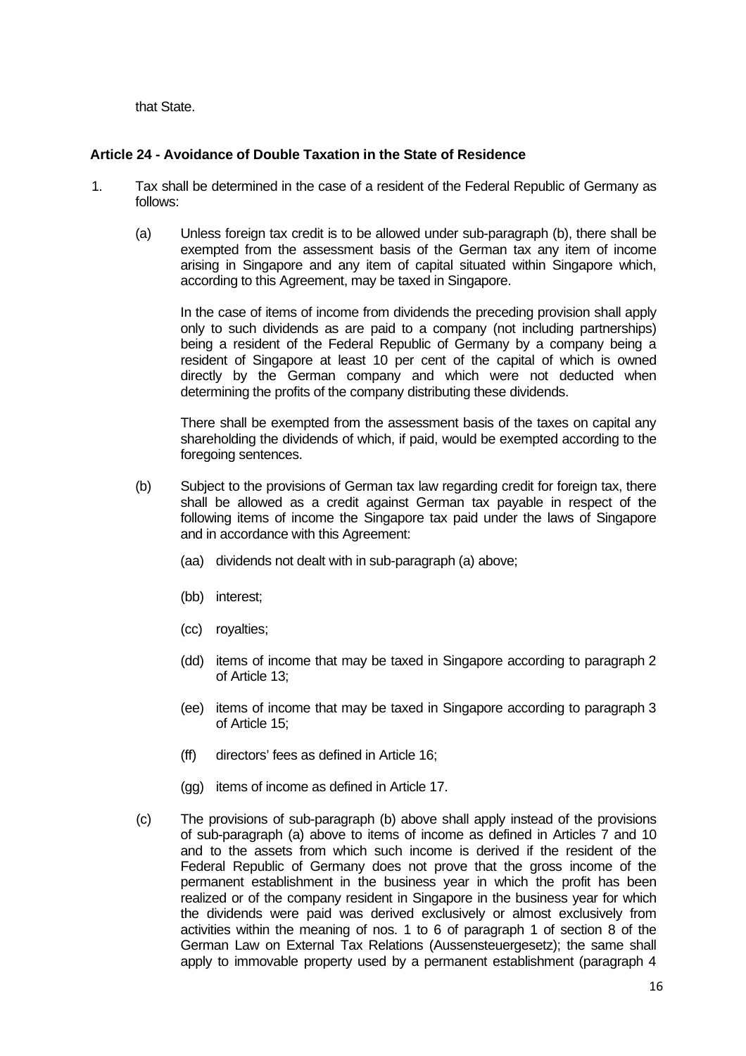that State.

**Article 24 - Avoidance of Double Taxation in the State of Residence**

1. Tax shall be determined in the case of a resident of the Federal Republic of Germany as follows:

   (a) Unless foreign tax credit is to be allowed under sub-paragraph (b), there shall be exempted from the assessment basis of the German tax any item of income arising in Singapore and any item of capital situated within Singapore which, according to this Agreement, may be taxed in Singapore.

   In the case of items of income from dividends the preceding provision shall apply only to such dividends as are paid to a company (not including partnerships) being a resident of the Federal Republic of Germany by a company being a resident of Singapore at least 10 per cent of the capital of which is owned directly by the German company and which were not deducted when determining the profits of the company distributing these dividends.

   There shall be exempted from the assessment basis of the taxes on capital any shareholding the dividends of which, if paid, would be exempted according to the foregoing sentences.

   (b) Subject to the provisions of German tax law regarding credit for foreign tax, there shall be allowed as a credit against German tax payable in respect of the following items of income the Singapore tax paid under the laws of Singapore and in accordance with this Agreement:

      (aa) dividends not dealt with in sub-paragraph (a) above;

      (bb) interest;

      (cc) royalties;

      (dd) items of income that may be taxed in Singapore according to paragraph 2 of Article 13;

      (ee) items of income that may be taxed in Singapore according to paragraph 3 of Article 15;

      (ff) directors' fees as defined in Article 16;

      (gg) items of income as defined in Article 17.

   (c) The provisions of sub-paragraph (b) above shall apply instead of the provisions of sub-paragraph (a) above to items of income as defined in Articles 7 and 10 and to the assets from which such income is derived if the resident of the Federal Republic of Germany does not prove that the gross income of the permanent establishment in the business year in which the profit has been realized or of the company resident in Singapore in the business year for which the dividends were paid was derived exclusively or almost exclusively from activities within the meaning of nos. 1 to 6 of paragraph 1 of section 8 of the German Law on External Tax Relations (Aussensteuergesetz); the same shall apply to immovable property used by a permanent establishment (paragraph 4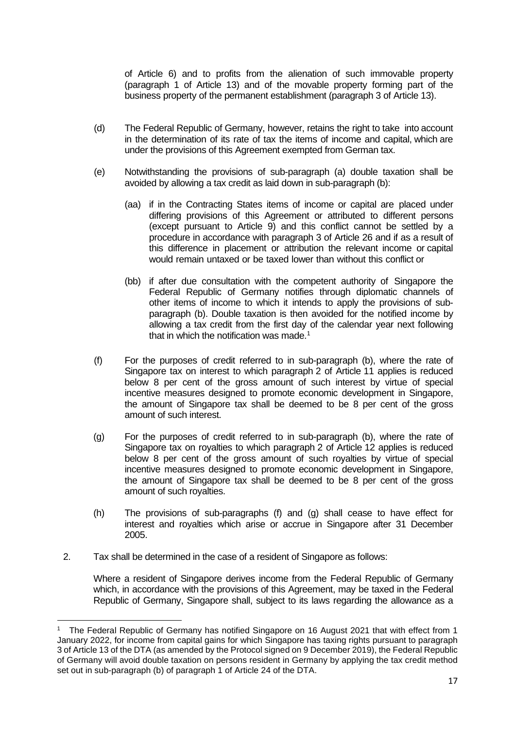of Article 6) and to profits from the alienation of such immovable property (paragraph 1 of Article 13) and of the movable property forming part of the business property of the permanent establishment (paragraph 3 of Article 13).

(d) The Federal Republic of Germany, however, retains the right to take into account in the determination of its rate of tax the items of income and capital, which are under the provisions of this Agreement exempted from German tax.

(e) Notwithstanding the provisions of sub-paragraph (a) double taxation shall be avoided by allowing a tax credit as laid down in sub-paragraph (b):

(aa) if in the Contracting States items of income or capital are placed under differing provisions of this Agreement or attributed to different persons (except pursuant to Article 9) and this conflict cannot be settled by a procedure in accordance with paragraph 3 of Article 26 and if as a result of this difference in placement or attribution the relevant income or capital would remain untaxed or be taxed lower than without this conflict or

(bb) if after due consultation with the competent authority of Singapore the Federal Republic of Germany notifies through diplomatic channels of other items of income to which it intends to apply the provisions of sub-paragraph (b). Double taxation is then avoided for the notified income by allowing a tax credit from the first day of the calendar year next following that in which the notification was made.[1]

(f) For the purposes of credit referred to in sub-paragraph (b), where the rate of Singapore tax on interest to which paragraph 2 of Article 11 applies is reduced below 8 per cent of the gross amount of such interest by virtue of special incentive measures designed to promote economic development in Singapore, the amount of Singapore tax shall be deemed to be 8 per cent of the gross amount of such interest.

(g) For the purposes of credit referred to in sub-paragraph (b), where the rate of Singapore tax on royalties to which paragraph 2 of Article 12 applies is reduced below 8 per cent of the gross amount of such royalties by virtue of special incentive measures designed to promote economic development in Singapore, the amount of Singapore tax shall be deemed to be 8 per cent of the gross amount of such royalties.

(h) The provisions of sub-paragraphs (f) and (g) shall cease to have effect for interest and royalties which arise or accrue in Singapore after 31 December 2005.

2. Tax shall be determined in the case of a resident of Singapore as follows:

Where a resident of Singapore derives income from the Federal Republic of Germany which, in accordance with the provisions of this Agreement, may be taxed in the Federal Republic of Germany, Singapore shall, subject to its laws regarding the allowance as a

[1] The Federal Republic of Germany has notified Singapore on 16 August 2021 that with effect from 1 January 2022, for income from capital gains for which Singapore has taxing rights pursuant to paragraph 3 of Article 13 of the DTA (as amended by the Protocol signed on 9 December 2019), the Federal Republic of Germany will avoid double taxation on persons resident in Germany by applying the tax credit method set out in sub-paragraph (b) of paragraph 1 of Article 24 of the DTA.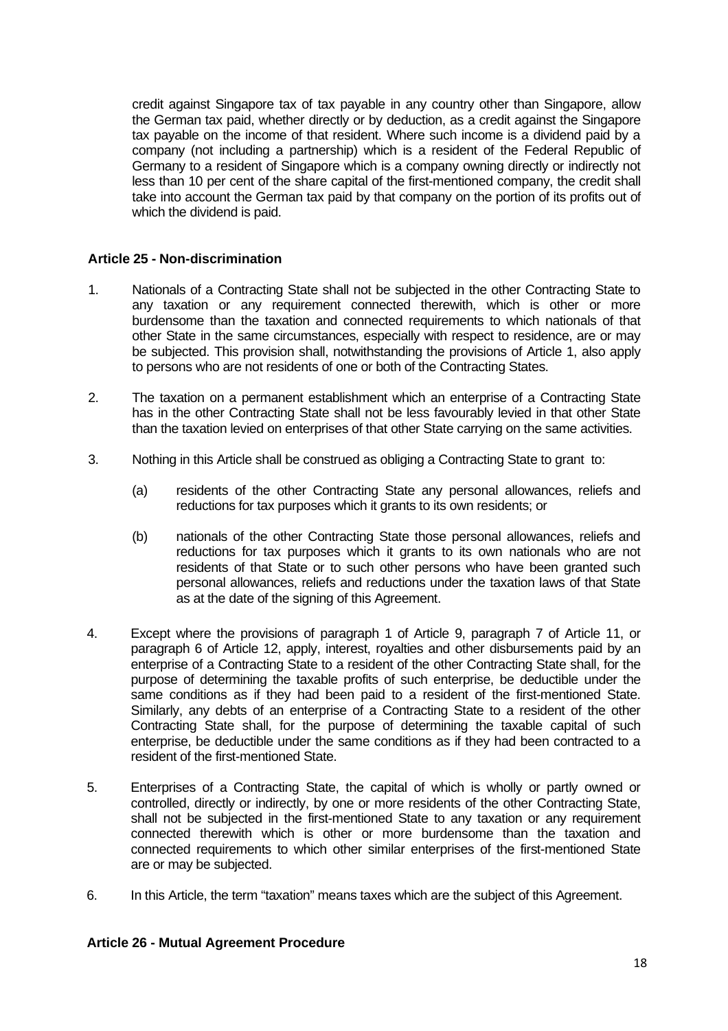credit against Singapore tax of tax payable in any country other than Singapore, allow the German tax paid, whether directly or by deduction, as a credit against the Singapore tax payable on the income of that resident. Where such income is a dividend paid by a company (not including a partnership) which is a resident of the Federal Republic of Germany to a resident of Singapore which is a company owning directly or indirectly not less than 10 per cent of the share capital of the first-mentioned company, the credit shall take into account the German tax paid by that company on the portion of its profits out of which the dividend is paid.

### Article 25 - Non-discrimination

1. Nationals of a Contracting State shall not be subjected in the other Contracting State to any taxation or any requirement connected therewith, which is other or more burdensome than the taxation and connected requirements to which nationals of that other State in the same circumstances, especially with respect to residence, are or may be subjected. This provision shall, notwithstanding the provisions of Article 1, also apply to persons who are not residents of one or both of the Contracting States.

2. The taxation on a permanent establishment which an enterprise of a Contracting State has in the other Contracting State shall not be less favourably levied in that other State than the taxation levied on enterprises of that other State carrying on the same activities.

3. Nothing in this Article shall be construed as obliging a Contracting State to grant to:

   (a) residents of the other Contracting State any personal allowances, reliefs and reductions for tax purposes which it grants to its own residents; or

   (b) nationals of the other Contracting State those personal allowances, reliefs and reductions for tax purposes which it grants to its own nationals who are not residents of that State or to such other persons who have been granted such personal allowances, reliefs and reductions under the taxation laws of that State as at the date of the signing of this Agreement.

4. Except where the provisions of paragraph 1 of Article 9, paragraph 7 of Article 11, or paragraph 6 of Article 12, apply, interest, royalties and other disbursements paid by an enterprise of a Contracting State to a resident of the other Contracting State shall, for the purpose of determining the taxable profits of such enterprise, be deductible under the same conditions as if they had been paid to a resident of the first-mentioned State. Similarly, any debts of an enterprise of a Contracting State to a resident of the other Contracting State shall, for the purpose of determining the taxable capital of such enterprise, be deductible under the same conditions as if they had been contracted to a resident of the first-mentioned State.

5. Enterprises of a Contracting State, the capital of which is wholly or partly owned or controlled, directly or indirectly, by one or more residents of the other Contracting State, shall not be subjected in the first-mentioned State to any taxation or any requirement connected therewith which is other or more burdensome than the taxation and connected requirements to which other similar enterprises of the first-mentioned State are or may be subjected.

6. In this Article, the term "taxation" means taxes which are the subject of this Agreement.

### Article 26 - Mutual Agreement Procedure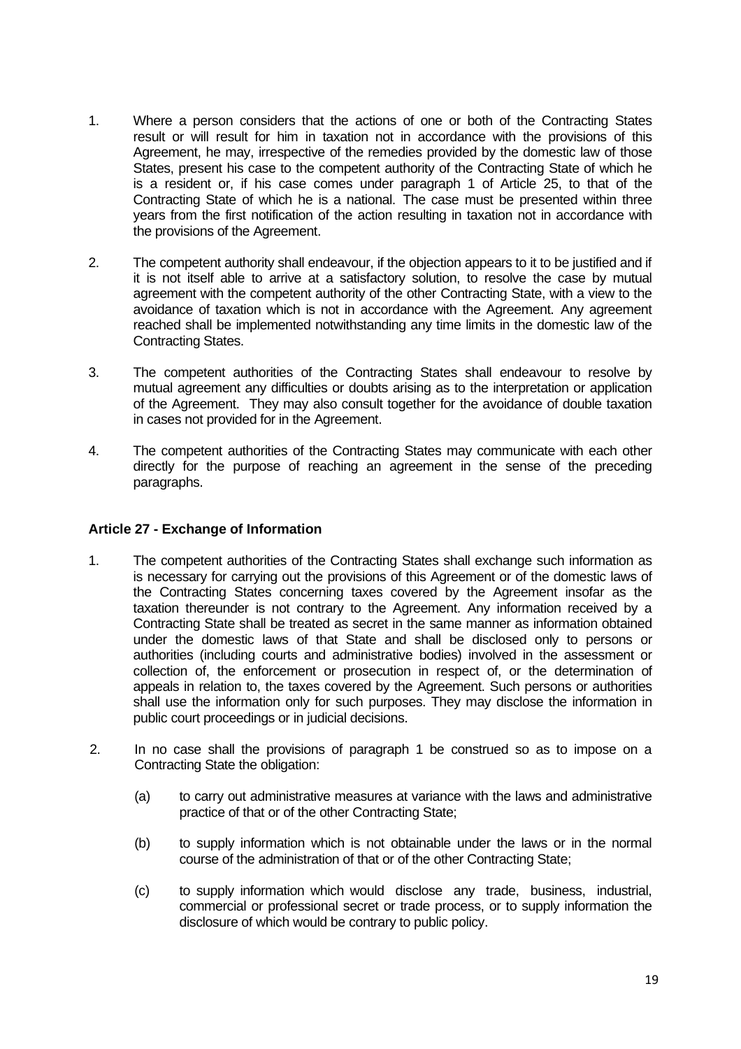1. Where a person considers that the actions of one or both of the Contracting States result or will result for him in taxation not in accordance with the provisions of this Agreement, he may, irrespective of the remedies provided by the domestic law of those States, present his case to the competent authority of the Contracting State of which he is a resident or, if his case comes under paragraph 1 of Article 25, to that of the Contracting State of which he is a national. The case must be presented within three years from the first notification of the action resulting in taxation not in accordance with the provisions of the Agreement.

2. The competent authority shall endeavour, if the objection appears to it to be justified and if it is not itself able to arrive at a satisfactory solution, to resolve the case by mutual agreement with the competent authority of the other Contracting State, with a view to the avoidance of taxation which is not in accordance with the Agreement. Any agreement reached shall be implemented notwithstanding any time limits in the domestic law of the Contracting States.

3. The competent authorities of the Contracting States shall endeavour to resolve by mutual agreement any difficulties or doubts arising as to the interpretation or application of the Agreement. They may also consult together for the avoidance of double taxation in cases not provided for in the Agreement.

4. The competent authorities of the Contracting States may communicate with each other directly for the purpose of reaching an agreement in the sense of the preceding paragraphs.

### Article 27 - Exchange of Information

1. The competent authorities of the Contracting States shall exchange such information as is necessary for carrying out the provisions of this Agreement or of the domestic laws of the Contracting States concerning taxes covered by the Agreement insofar as the taxation thereunder is not contrary to the Agreement. Any information received by a Contracting State shall be treated as secret in the same manner as information obtained under the domestic laws of that State and shall be disclosed only to persons or authorities (including courts and administrative bodies) involved in the assessment or collection of, the enforcement or prosecution in respect of, or the determination of appeals in relation to, the taxes covered by the Agreement. Such persons or authorities shall use the information only for such purposes. They may disclose the information in public court proceedings or in judicial decisions.

2. In no case shall the provisions of paragraph 1 be construed so as to impose on a Contracting State the obligation:

   (a) to carry out administrative measures at variance with the laws and administrative practice of that or of the other Contracting State;

   (b) to supply information which is not obtainable under the laws or in the normal course of the administration of that or of the other Contracting State;

   (c) to supply information which would disclose any trade, business, industrial, commercial or professional secret or trade process, or to supply information the disclosure of which would be contrary to public policy.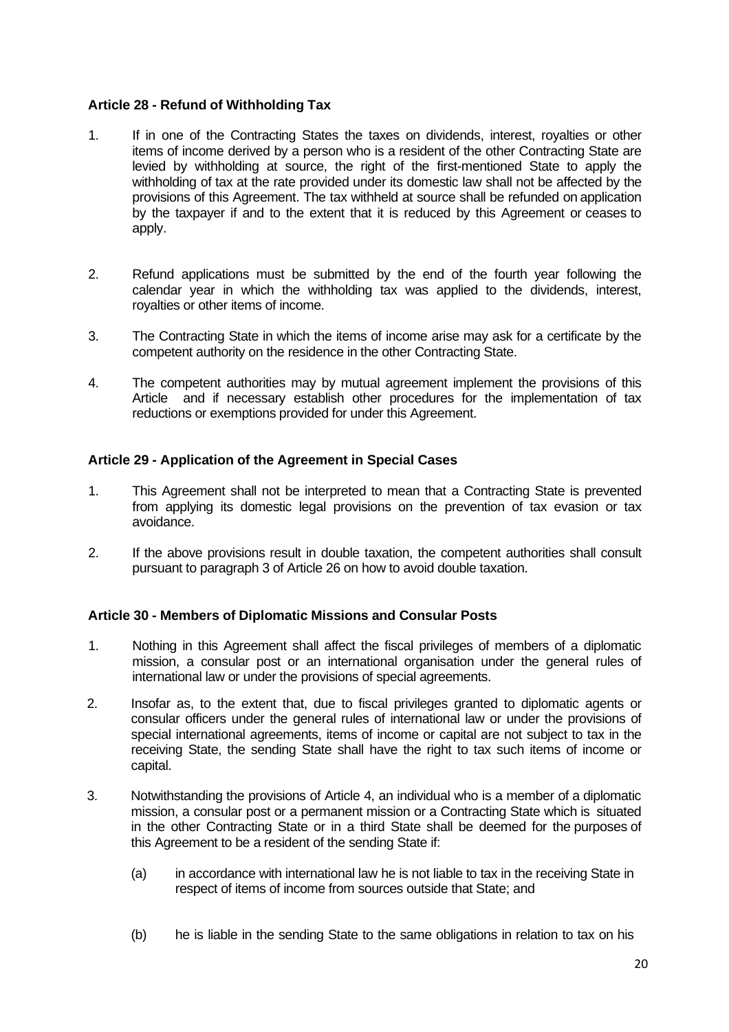**Article 28 - Refund of Withholding Tax**

1. If in one of the Contracting States the taxes on dividends, interest, royalties or other items of income derived by a person who is a resident of the other Contracting State are levied by withholding at source, the right of the first-mentioned State to apply the withholding of tax at the rate provided under its domestic law shall not be affected by the provisions of this Agreement. The tax withheld at source shall be refunded on application by the taxpayer if and to the extent that it is reduced by this Agreement or ceases to apply.

2. Refund applications must be submitted by the end of the fourth year following the calendar year in which the withholding tax was applied to the dividends, interest, royalties or other items of income.

3. The Contracting State in which the items of income arise may ask for a certificate by the competent authority on the residence in the other Contracting State.

4. The competent authorities may by mutual agreement implement the provisions of this Article and if necessary establish other procedures for the implementation of tax reductions or exemptions provided for under this Agreement.

**Article 29 - Application of the Agreement in Special Cases**

1. This Agreement shall not be interpreted to mean that a Contracting State is prevented from applying its domestic legal provisions on the prevention of tax evasion or tax avoidance.

2. If the above provisions result in double taxation, the competent authorities shall consult pursuant to paragraph 3 of Article 26 on how to avoid double taxation.

**Article 30 - Members of Diplomatic Missions and Consular Posts**

1. Nothing in this Agreement shall affect the fiscal privileges of members of a diplomatic mission, a consular post or an international organisation under the general rules of international law or under the provisions of special agreements.

2. Insofar as, to the extent that, due to fiscal privileges granted to diplomatic agents or consular officers under the general rules of international law or under the provisions of special international agreements, items of income or capital are not subject to tax in the receiving State, the sending State shall have the right to tax such items of income or capital.

3. Notwithstanding the provisions of Article 4, an individual who is a member of a diplomatic mission, a consular post or a permanent mission or a Contracting State which is situated in the other Contracting State or in a third State shall be deemed for the purposes of this Agreement to be a resident of the sending State if:

   (a) in accordance with international law he is not liable to tax in the receiving State in respect of items of income from sources outside that State; and

   (b) he is liable in the sending State to the same obligations in relation to tax on his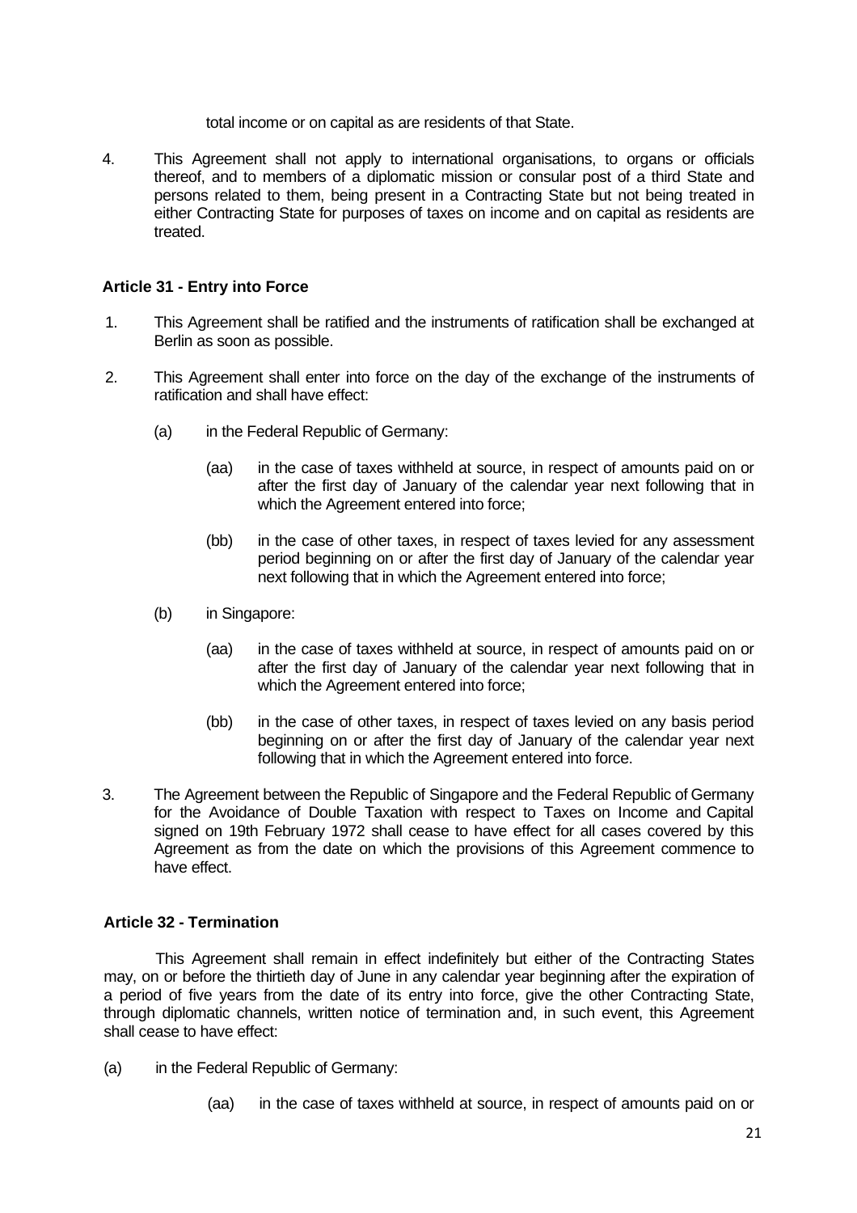total income or on capital as are residents of that State.

4. This Agreement shall not apply to international organisations, to organs or officials thereof, and to members of a diplomatic mission or consular post of a third State and persons related to them, being present in a Contracting State but not being treated in either Contracting State for purposes of taxes on income and on capital as residents are treated.

### Article 31 - Entry into Force

1. This Agreement shall be ratified and the instruments of ratification shall be exchanged at Berlin as soon as possible.

2. This Agreement shall enter into force on the day of the exchange of the instruments of ratification and shall have effect:

   (a) in the Federal Republic of Germany:

      (aa) in the case of taxes withheld at source, in respect of amounts paid on or after the first day of January of the calendar year next following that in which the Agreement entered into force;

      (bb) in the case of other taxes, in respect of taxes levied for any assessment period beginning on or after the first day of January of the calendar year next following that in which the Agreement entered into force;

   (b) in Singapore:

      (aa) in the case of taxes withheld at source, in respect of amounts paid on or after the first day of January of the calendar year next following that in which the Agreement entered into force;

      (bb) in the case of other taxes, in respect of taxes levied on any basis period beginning on or after the first day of January of the calendar year next following that in which the Agreement entered into force.

3. The Agreement between the Republic of Singapore and the Federal Republic of Germany for the Avoidance of Double Taxation with respect to Taxes on Income and Capital signed on 19th February 1972 shall cease to have effect for all cases covered by this Agreement as from the date on which the provisions of this Agreement commence to have effect.

### Article 32 - Termination

This Agreement shall remain in effect indefinitely but either of the Contracting States may, on or before the thirtieth day of June in any calendar year beginning after the expiration of a period of five years from the date of its entry into force, give the other Contracting State, through diplomatic channels, written notice of termination and, in such event, this Agreement shall cease to have effect:

(a) in the Federal Republic of Germany:

   (aa) in the case of taxes withheld at source, in respect of amounts paid on or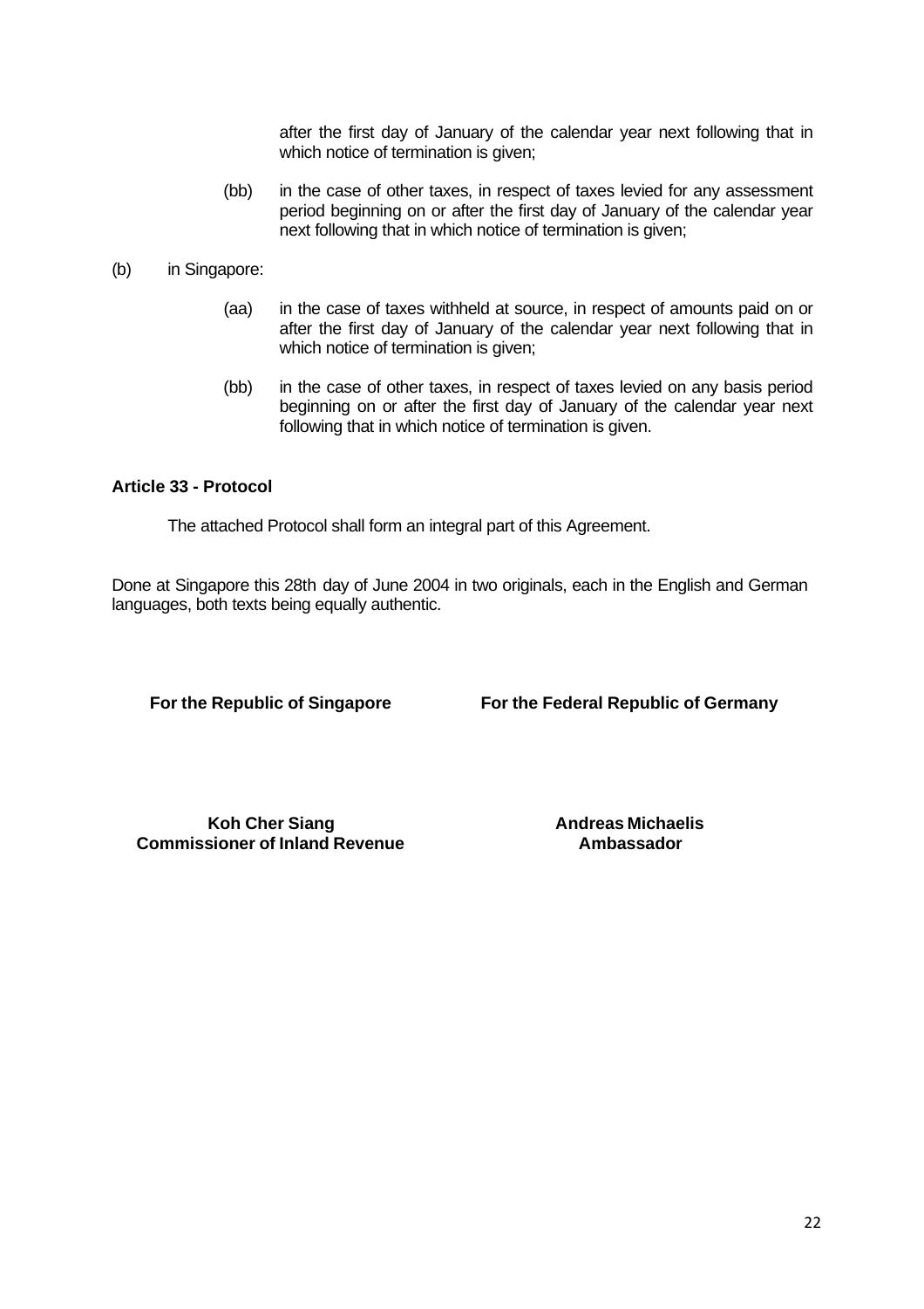after the first day of January of the calendar year next following that in which notice of termination is given;

(bb) in the case of other taxes, in respect of taxes levied for any assessment period beginning on or after the first day of January of the calendar year next following that in which notice of termination is given;

(b) in Singapore:

(aa) in the case of taxes withheld at source, in respect of amounts paid on or after the first day of January of the calendar year next following that in which notice of termination is given;

(bb) in the case of other taxes, in respect of taxes levied on any basis period beginning on or after the first day of January of the calendar year next following that in which notice of termination is given.

**Article 33 - Protocol**

The attached Protocol shall form an integral part of this Agreement.

Done at Singapore this 28th day of June 2004 in two originals, each in the English and German languages, both texts being equally authentic.

| **For the Republic of Singapore** | **For the Federal Republic of Germany** |
|---|---|
| **Koh Cher Siang**<br>**Commissioner of Inland Revenue** | **Andreas Michaelis**<br>**Ambassador** |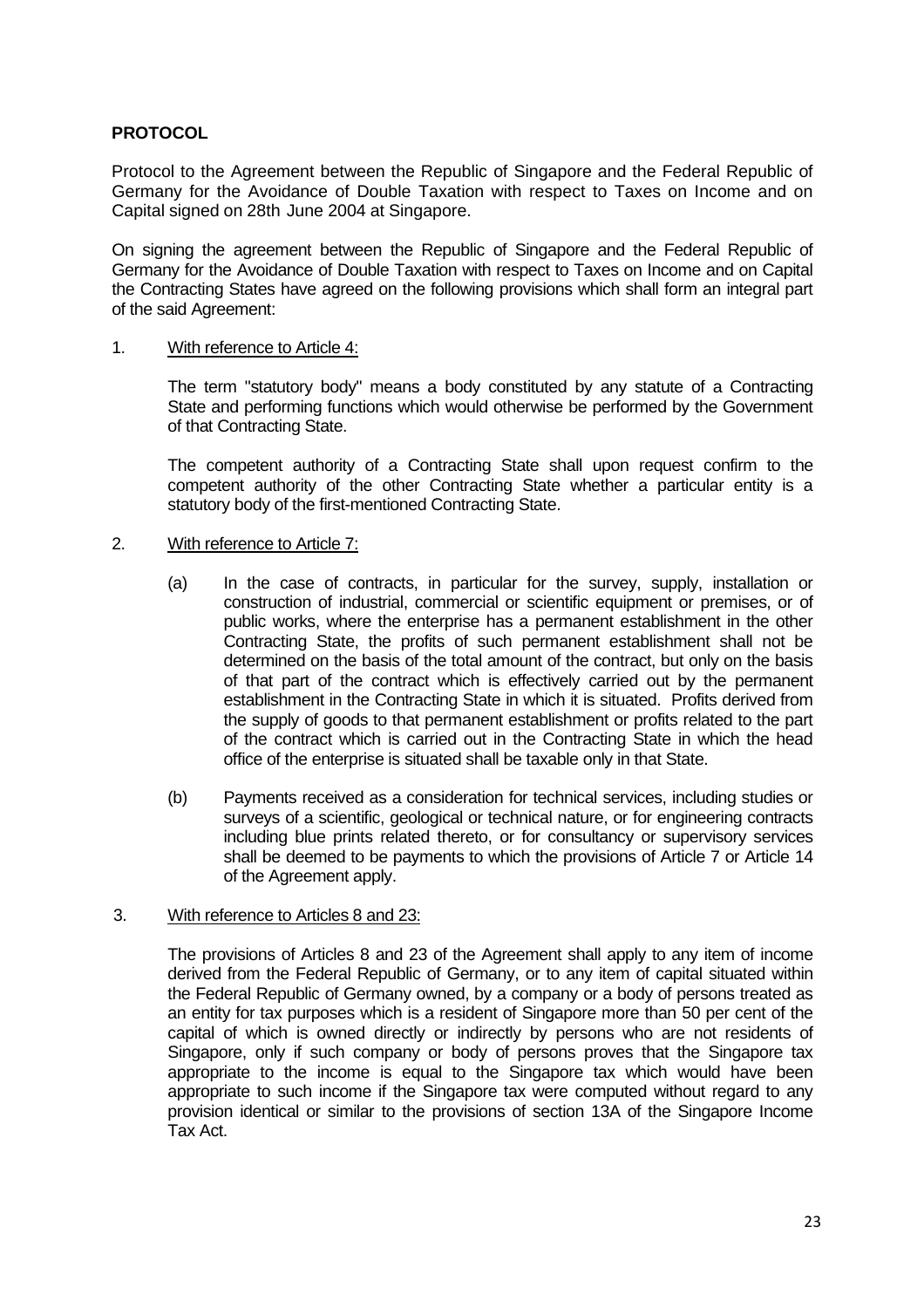**PROTOCOL**

Protocol to the Agreement between the Republic of Singapore and the Federal Republic of Germany for the Avoidance of Double Taxation with respect to Taxes on Income and on Capital signed on 28th June 2004 at Singapore.

On signing the agreement between the Republic of Singapore and the Federal Republic of Germany for the Avoidance of Double Taxation with respect to Taxes on Income and on Capital the Contracting States have agreed on the following provisions which shall form an integral part of the said Agreement:

1. <u>With reference to Article 4:</u>

   The term "statutory body" means a body constituted by any statute of a Contracting State and performing functions which would otherwise be performed by the Government of that Contracting State.

   The competent authority of a Contracting State shall upon request confirm to the competent authority of the other Contracting State whether a particular entity is a statutory body of the first-mentioned Contracting State.

2. <u>With reference to Article 7:</u>

   (a) In the case of contracts, in particular for the survey, supply, installation or construction of industrial, commercial or scientific equipment or premises, or of public works, where the enterprise has a permanent establishment in the other Contracting State, the profits of such permanent establishment shall not be determined on the basis of the total amount of the contract, but only on the basis of that part of the contract which is effectively carried out by the permanent establishment in the Contracting State in which it is situated. Profits derived from the supply of goods to that permanent establishment or profits related to the part of the contract which is carried out in the Contracting State in which the head office of the enterprise is situated shall be taxable only in that State.

   (b) Payments received as a consideration for technical services, including studies or surveys of a scientific, geological or technical nature, or for engineering contracts including blue prints related thereto, or for consultancy or supervisory services shall be deemed to be payments to which the provisions of Article 7 or Article 14 of the Agreement apply.

3. <u>With reference to Articles 8 and 23:</u>

   The provisions of Articles 8 and 23 of the Agreement shall apply to any item of income derived from the Federal Republic of Germany, or to any item of capital situated within the Federal Republic of Germany owned, by a company or a body of persons treated as an entity for tax purposes which is a resident of Singapore more than 50 per cent of the capital of which is owned directly or indirectly by persons who are not residents of Singapore, only if such company or body of persons proves that the Singapore tax appropriate to the income is equal to the Singapore tax which would have been appropriate to such income if the Singapore tax were computed without regard to any provision identical or similar to the provisions of section 13A of the Singapore Income Tax Act.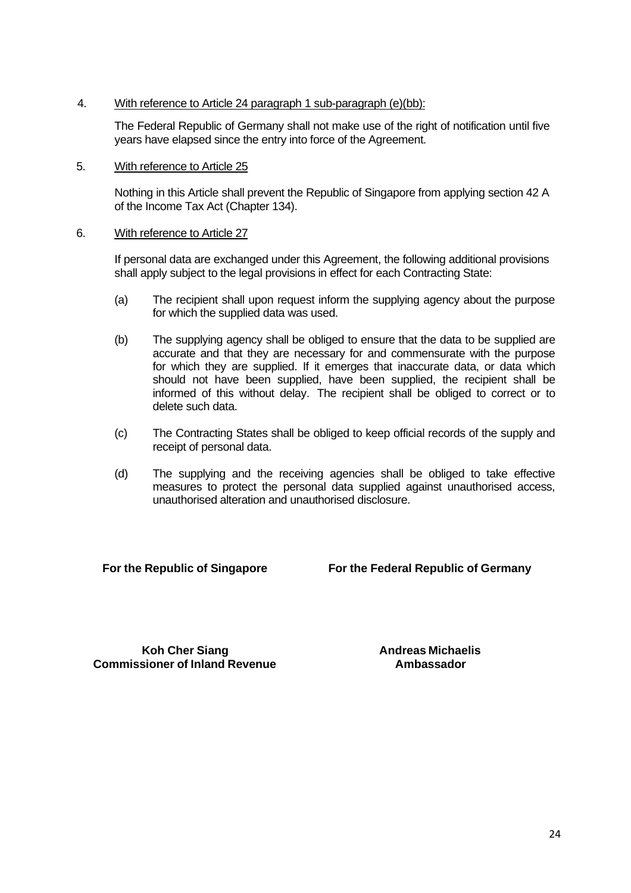4. <u>With reference to Article 24 paragraph 1 sub-paragraph (e)(bb):</u>

   The Federal Republic of Germany shall not make use of the right of notification until five years have elapsed since the entry into force of the Agreement.

5. <u>With reference to Article 25</u>

   Nothing in this Article shall prevent the Republic of Singapore from applying section 42 A of the Income Tax Act (Chapter 134).

6. <u>With reference to Article 27</u>

   If personal data are exchanged under this Agreement, the following additional provisions shall apply subject to the legal provisions in effect for each Contracting State:

   (a) The recipient shall upon request inform the supplying agency about the purpose for which the supplied data was used.

   (b) The supplying agency shall be obliged to ensure that the data to be supplied are accurate and that they are necessary for and commensurate with the purpose for which they are supplied. If it emerges that inaccurate data, or data which should not have been supplied, have been supplied, the recipient shall be informed of this without delay. The recipient shall be obliged to correct or to delete such data.

   (c) The Contracting States shall be obliged to keep official records of the supply and receipt of personal data.

   (d) The supplying and the receiving agencies shall be obliged to take effective measures to protect the personal data supplied against unauthorised access, unauthorised alteration and unauthorised disclosure.

**For the Republic of Singapore**

**Koh Cher Siang**
**Commissioner of Inland Revenue**

**For the Federal Republic of Germany**

**Andreas Michaelis**
**Ambassador**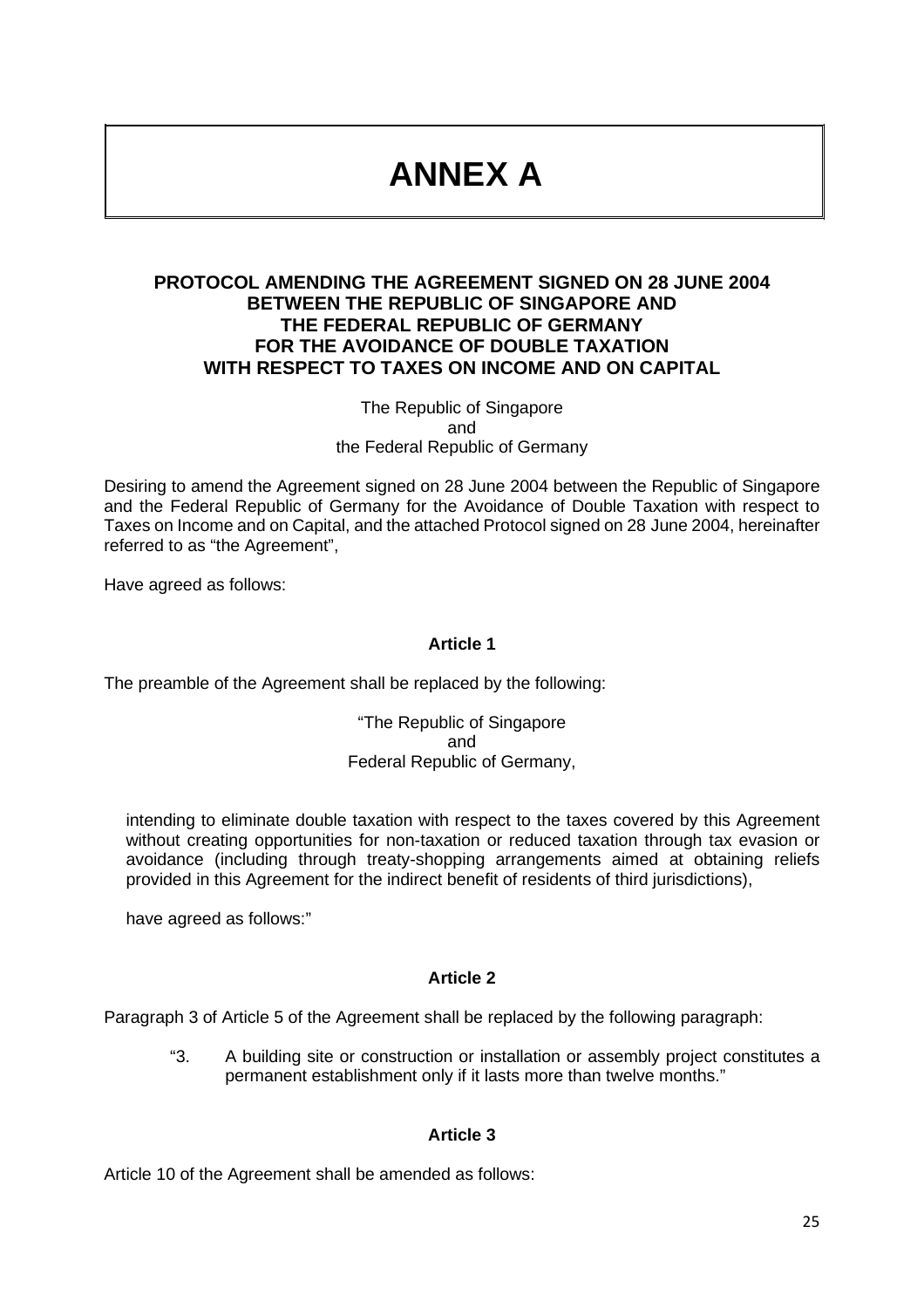# ANNEX A

**PROTOCOL AMENDING THE AGREEMENT SIGNED ON 28 JUNE 2004 BETWEEN THE REPUBLIC OF SINGAPORE AND THE FEDERAL REPUBLIC OF GERMANY FOR THE AVOIDANCE OF DOUBLE TAXATION WITH RESPECT TO TAXES ON INCOME AND ON CAPITAL**

The Republic of Singapore
and
the Federal Republic of Germany

Desiring to amend the Agreement signed on 28 June 2004 between the Republic of Singapore and the Federal Republic of Germany for the Avoidance of Double Taxation with respect to Taxes on Income and on Capital, and the attached Protocol signed on 28 June 2004, hereinafter referred to as "the Agreement",

Have agreed as follows:

**Article 1**

The preamble of the Agreement shall be replaced by the following:

"The Republic of Singapore
and
Federal Republic of Germany,

intending to eliminate double taxation with respect to the taxes covered by this Agreement without creating opportunities for non-taxation or reduced taxation through tax evasion or avoidance (including through treaty-shopping arrangements aimed at obtaining reliefs provided in this Agreement for the indirect benefit of residents of third jurisdictions),

have agreed as follows:"

**Article 2**

Paragraph 3 of Article 5 of the Agreement shall be replaced by the following paragraph:

"3. A building site or construction or installation or assembly project constitutes a permanent establishment only if it lasts more than twelve months."

**Article 3**

Article 10 of the Agreement shall be amended as follows: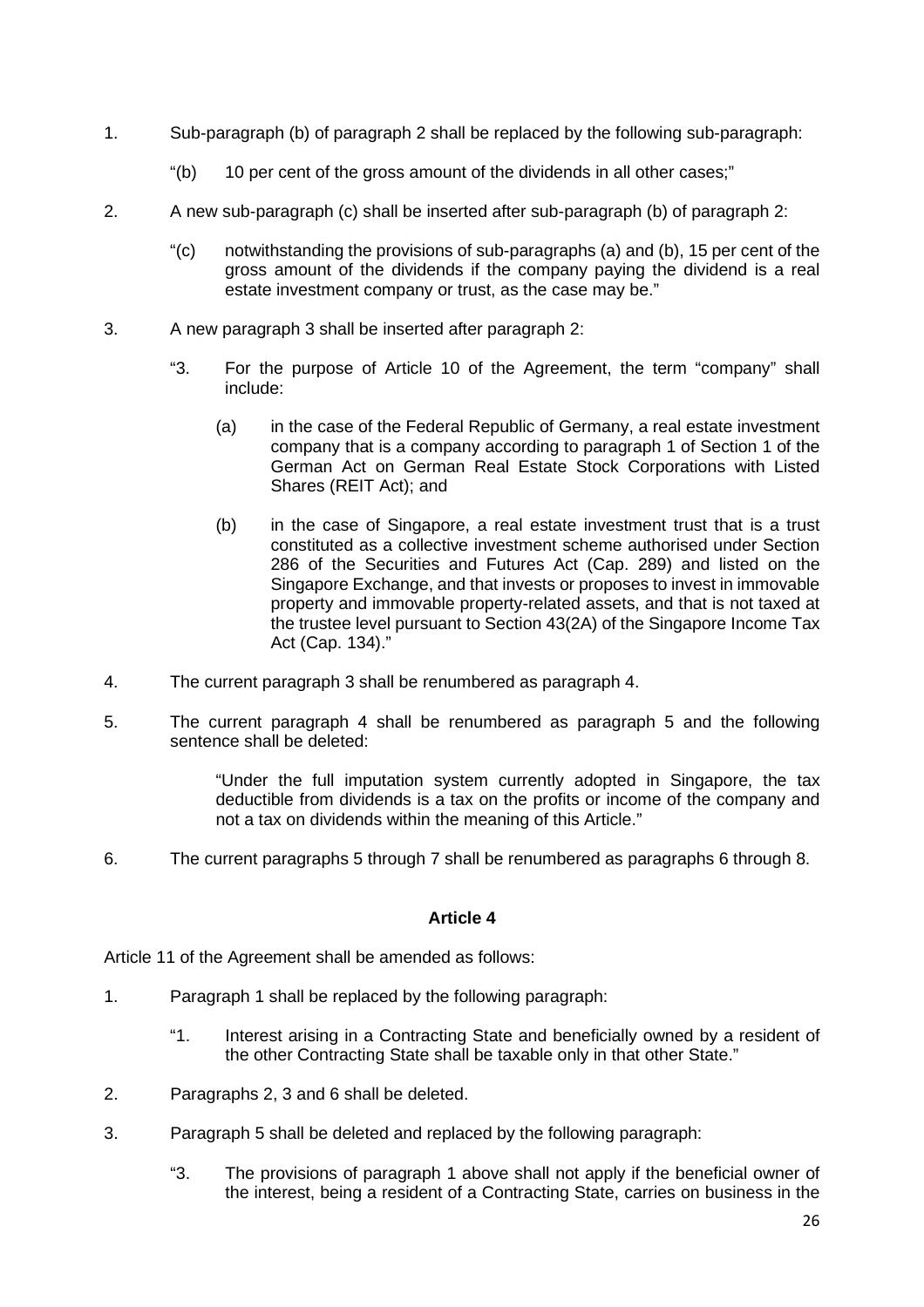1. Sub-paragraph (b) of paragraph 2 shall be replaced by the following sub-paragraph:

   "(b) 10 per cent of the gross amount of the dividends in all other cases;"

2. A new sub-paragraph (c) shall be inserted after sub-paragraph (b) of paragraph 2:

   "(c) notwithstanding the provisions of sub-paragraphs (a) and (b), 15 per cent of the gross amount of the dividends if the company paying the dividend is a real estate investment company or trust, as the case may be."

3. A new paragraph 3 shall be inserted after paragraph 2:

   "3. For the purpose of Article 10 of the Agreement, the term "company" shall include:

      (a) in the case of the Federal Republic of Germany, a real estate investment company that is a company according to paragraph 1 of Section 1 of the German Act on German Real Estate Stock Corporations with Listed Shares (REIT Act); and

      (b) in the case of Singapore, a real estate investment trust that is a trust constituted as a collective investment scheme authorised under Section 286 of the Securities and Futures Act (Cap. 289) and listed on the Singapore Exchange, and that invests or proposes to invest in immovable property and immovable property-related assets, and that is not taxed at the trustee level pursuant to Section 43(2A) of the Singapore Income Tax Act (Cap. 134)."

4. The current paragraph 3 shall be renumbered as paragraph 4.

5. The current paragraph 4 shall be renumbered as paragraph 5 and the following sentence shall be deleted:

   "Under the full imputation system currently adopted in Singapore, the tax deductible from dividends is a tax on the profits or income of the company and not a tax on dividends within the meaning of this Article."

6. The current paragraphs 5 through 7 shall be renumbered as paragraphs 6 through 8.

**Article 4**

Article 11 of the Agreement shall be amended as follows:

1. Paragraph 1 shall be replaced by the following paragraph:

   "1. Interest arising in a Contracting State and beneficially owned by a resident of the other Contracting State shall be taxable only in that other State."

2. Paragraphs 2, 3 and 6 shall be deleted.

3. Paragraph 5 shall be deleted and replaced by the following paragraph:

   "3. The provisions of paragraph 1 above shall not apply if the beneficial owner of the interest, being a resident of a Contracting State, carries on business in the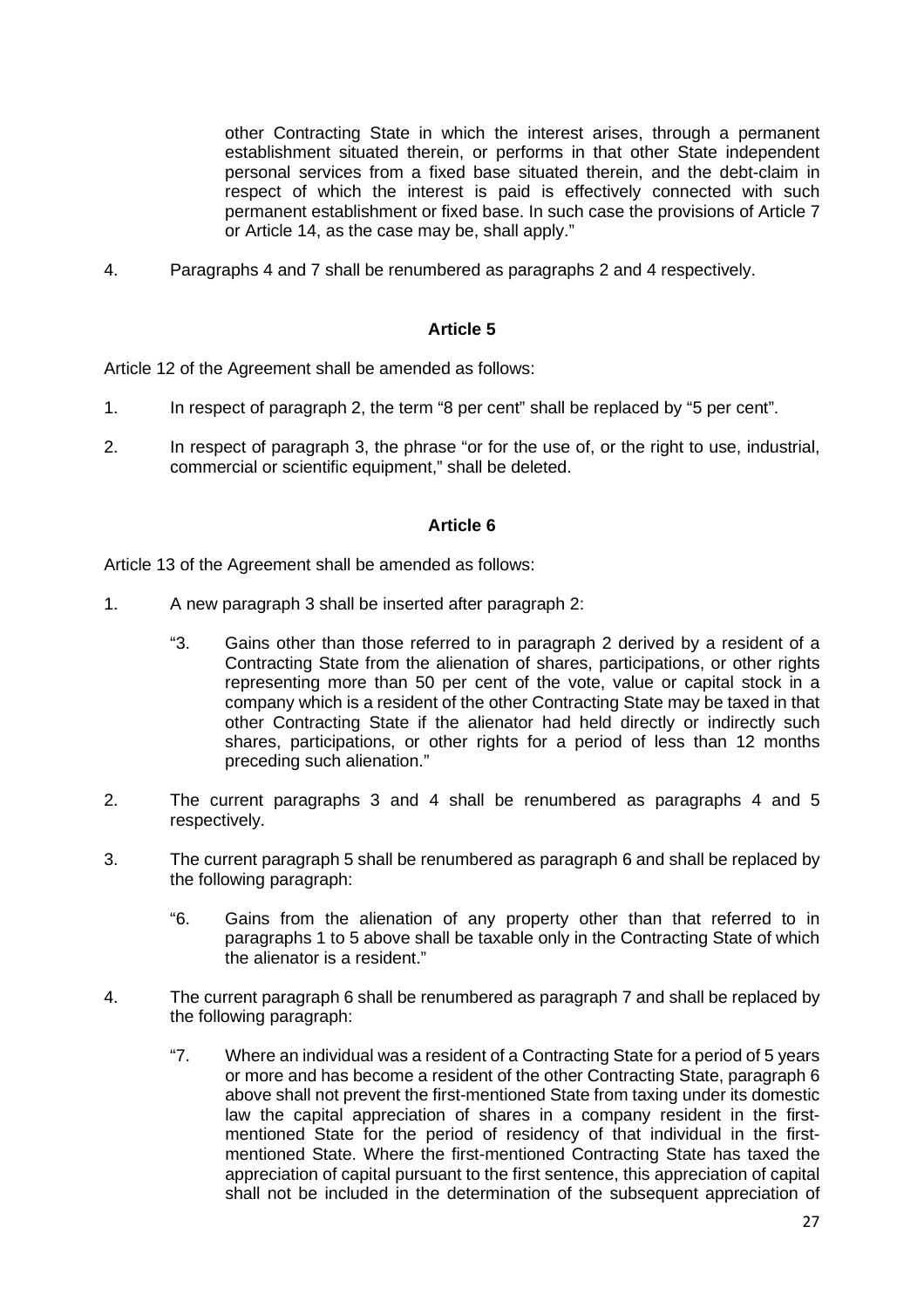other Contracting State in which the interest arises, through a permanent establishment situated therein, or performs in that other State independent personal services from a fixed base situated therein, and the debt-claim in respect of which the interest is paid is effectively connected with such permanent establishment or fixed base. In such case the provisions of Article 7 or Article 14, as the case may be, shall apply."

4. Paragraphs 4 and 7 shall be renumbered as paragraphs 2 and 4 respectively.

### Article 5

Article 12 of the Agreement shall be amended as follows:

1. In respect of paragraph 2, the term "8 per cent" shall be replaced by "5 per cent".

2. In respect of paragraph 3, the phrase "or for the use of, or the right to use, industrial, commercial or scientific equipment," shall be deleted.

### Article 6

Article 13 of the Agreement shall be amended as follows:

1. A new paragraph 3 shall be inserted after paragraph 2:

   "3. Gains other than those referred to in paragraph 2 derived by a resident of a Contracting State from the alienation of shares, participations, or other rights representing more than 50 per cent of the vote, value or capital stock in a company which is a resident of the other Contracting State may be taxed in that other Contracting State if the alienator had held directly or indirectly such shares, participations, or other rights for a period of less than 12 months preceding such alienation."

2. The current paragraphs 3 and 4 shall be renumbered as paragraphs 4 and 5 respectively.

3. The current paragraph 5 shall be renumbered as paragraph 6 and shall be replaced by the following paragraph:

   "6. Gains from the alienation of any property other than that referred to in paragraphs 1 to 5 above shall be taxable only in the Contracting State of which the alienator is a resident."

4. The current paragraph 6 shall be renumbered as paragraph 7 and shall be replaced by the following paragraph:

   "7. Where an individual was a resident of a Contracting State for a period of 5 years or more and has become a resident of the other Contracting State, paragraph 6 above shall not prevent the first-mentioned State from taxing under its domestic law the capital appreciation of shares in a company resident in the first-mentioned State for the period of residency of that individual in the first-mentioned State. Where the first-mentioned Contracting State has taxed the appreciation of capital pursuant to the first sentence, this appreciation of capital shall not be included in the determination of the subsequent appreciation of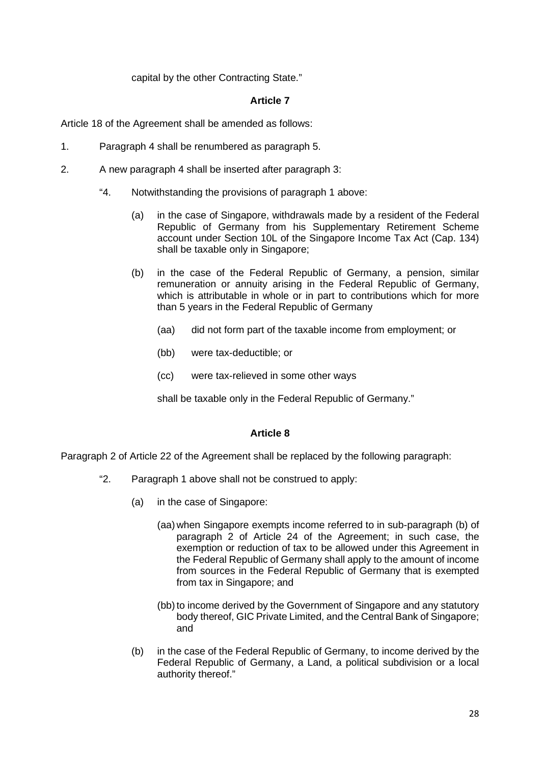capital by the other Contracting State."

### Article 7

Article 18 of the Agreement shall be amended as follows:

1. Paragraph 4 shall be renumbered as paragraph 5.

2. A new paragraph 4 shall be inserted after paragraph 3:

   "4. Notwithstanding the provisions of paragraph 1 above:

   (a) in the case of Singapore, withdrawals made by a resident of the Federal Republic of Germany from his Supplementary Retirement Scheme account under Section 10L of the Singapore Income Tax Act (Cap. 134) shall be taxable only in Singapore;

   (b) in the case of the Federal Republic of Germany, a pension, similar remuneration or annuity arising in the Federal Republic of Germany, which is attributable in whole or in part to contributions which for more than 5 years in the Federal Republic of Germany

   (aa) did not form part of the taxable income from employment; or

   (bb) were tax-deductible; or

   (cc) were tax-relieved in some other ways

   shall be taxable only in the Federal Republic of Germany."

### Article 8

Paragraph 2 of Article 22 of the Agreement shall be replaced by the following paragraph:

"2. Paragraph 1 above shall not be construed to apply:

(a) in the case of Singapore:

(aa) when Singapore exempts income referred to in sub-paragraph (b) of paragraph 2 of Article 24 of the Agreement; in such case, the exemption or reduction of tax to be allowed under this Agreement in the Federal Republic of Germany shall apply to the amount of income from sources in the Federal Republic of Germany that is exempted from tax in Singapore; and

(bb) to income derived by the Government of Singapore and any statutory body thereof, GIC Private Limited, and the Central Bank of Singapore; and

(b) in the case of the Federal Republic of Germany, to income derived by the Federal Republic of Germany, a Land, a political subdivision or a local authority thereof."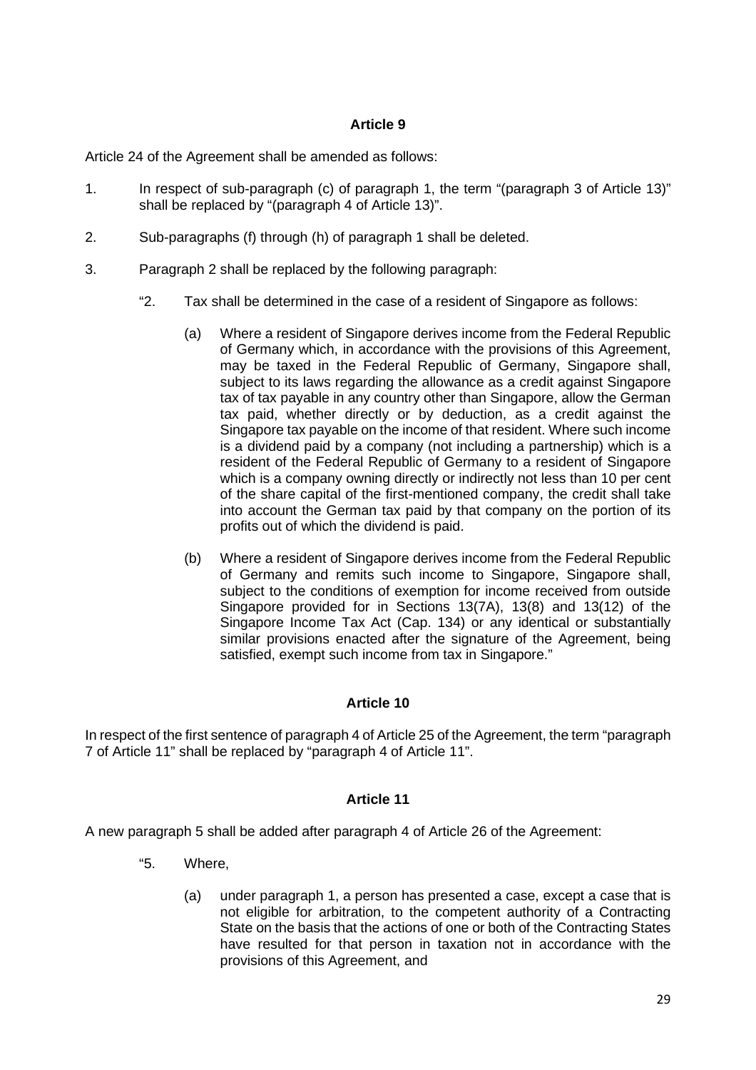**Article 9**

Article 24 of the Agreement shall be amended as follows:

1. In respect of sub-paragraph (c) of paragraph 1, the term "(paragraph 3 of Article 13)" shall be replaced by "(paragraph 4 of Article 13)".

2. Sub-paragraphs (f) through (h) of paragraph 1 shall be deleted.

3. Paragraph 2 shall be replaced by the following paragraph:

   "2. Tax shall be determined in the case of a resident of Singapore as follows:

   (a) Where a resident of Singapore derives income from the Federal Republic of Germany which, in accordance with the provisions of this Agreement, may be taxed in the Federal Republic of Germany, Singapore shall, subject to its laws regarding the allowance as a credit against Singapore tax of tax payable in any country other than Singapore, allow the German tax paid, whether directly or by deduction, as a credit against the Singapore tax payable on the income of that resident. Where such income is a dividend paid by a company (not including a partnership) which is a resident of the Federal Republic of Germany to a resident of Singapore which is a company owning directly or indirectly not less than 10 per cent of the share capital of the first-mentioned company, the credit shall take into account the German tax paid by that company on the portion of its profits out of which the dividend is paid.

   (b) Where a resident of Singapore derives income from the Federal Republic of Germany and remits such income to Singapore, Singapore shall, subject to the conditions of exemption for income received from outside Singapore provided for in Sections 13(7A), 13(8) and 13(12) of the Singapore Income Tax Act (Cap. 134) or any identical or substantially similar provisions enacted after the signature of the Agreement, being satisfied, exempt such income from tax in Singapore."

**Article 10**

In respect of the first sentence of paragraph 4 of Article 25 of the Agreement, the term "paragraph 7 of Article 11" shall be replaced by "paragraph 4 of Article 11".

**Article 11**

A new paragraph 5 shall be added after paragraph 4 of Article 26 of the Agreement:

"5. Where,

(a) under paragraph 1, a person has presented a case, except a case that is not eligible for arbitration, to the competent authority of a Contracting State on the basis that the actions of one or both of the Contracting States have resulted for that person in taxation not in accordance with the provisions of this Agreement, and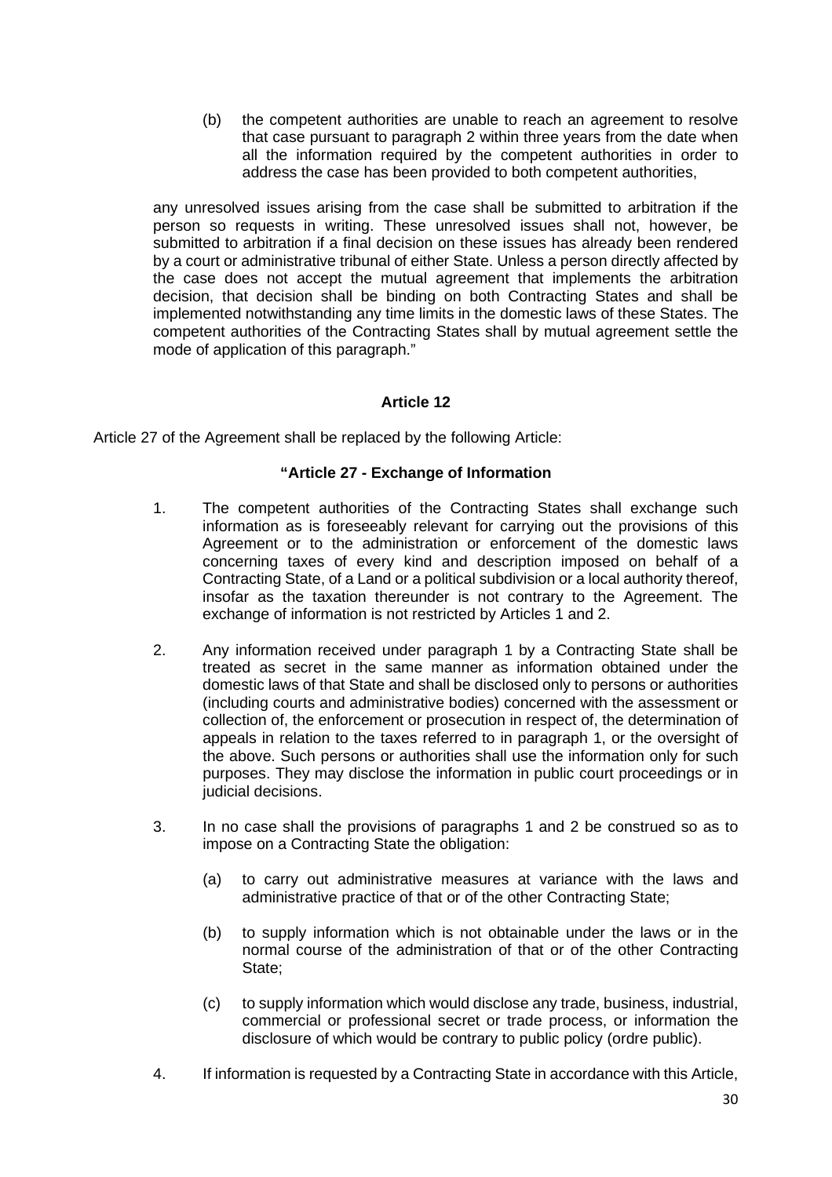(b) the competent authorities are unable to reach an agreement to resolve that case pursuant to paragraph 2 within three years from the date when all the information required by the competent authorities in order to address the case has been provided to both competent authorities,

any unresolved issues arising from the case shall be submitted to arbitration if the person so requests in writing. These unresolved issues shall not, however, be submitted to arbitration if a final decision on these issues has already been rendered by a court or administrative tribunal of either State. Unless a person directly affected by the case does not accept the mutual agreement that implements the arbitration decision, that decision shall be binding on both Contracting States and shall be implemented notwithstanding any time limits in the domestic laws of these States. The competent authorities of the Contracting States shall by mutual agreement settle the mode of application of this paragraph."

## Article 12

Article 27 of the Agreement shall be replaced by the following Article:

### "Article 27 - Exchange of Information

1. The competent authorities of the Contracting States shall exchange such information as is foreseeably relevant for carrying out the provisions of this Agreement or to the administration or enforcement of the domestic laws concerning taxes of every kind and description imposed on behalf of a Contracting State, of a Land or a political subdivision or a local authority thereof, insofar as the taxation thereunder is not contrary to the Agreement. The exchange of information is not restricted by Articles 1 and 2.

2. Any information received under paragraph 1 by a Contracting State shall be treated as secret in the same manner as information obtained under the domestic laws of that State and shall be disclosed only to persons or authorities (including courts and administrative bodies) concerned with the assessment or collection of, the enforcement or prosecution in respect of, the determination of appeals in relation to the taxes referred to in paragraph 1, or the oversight of the above. Such persons or authorities shall use the information only for such purposes. They may disclose the information in public court proceedings or in judicial decisions.

3. In no case shall the provisions of paragraphs 1 and 2 be construed so as to impose on a Contracting State the obligation:

   (a) to carry out administrative measures at variance with the laws and administrative practice of that or of the other Contracting State;

   (b) to supply information which is not obtainable under the laws or in the normal course of the administration of that or of the other Contracting State;

   (c) to supply information which would disclose any trade, business, industrial, commercial or professional secret or trade process, or information the disclosure of which would be contrary to public policy (ordre public).

4. If information is requested by a Contracting State in accordance with this Article,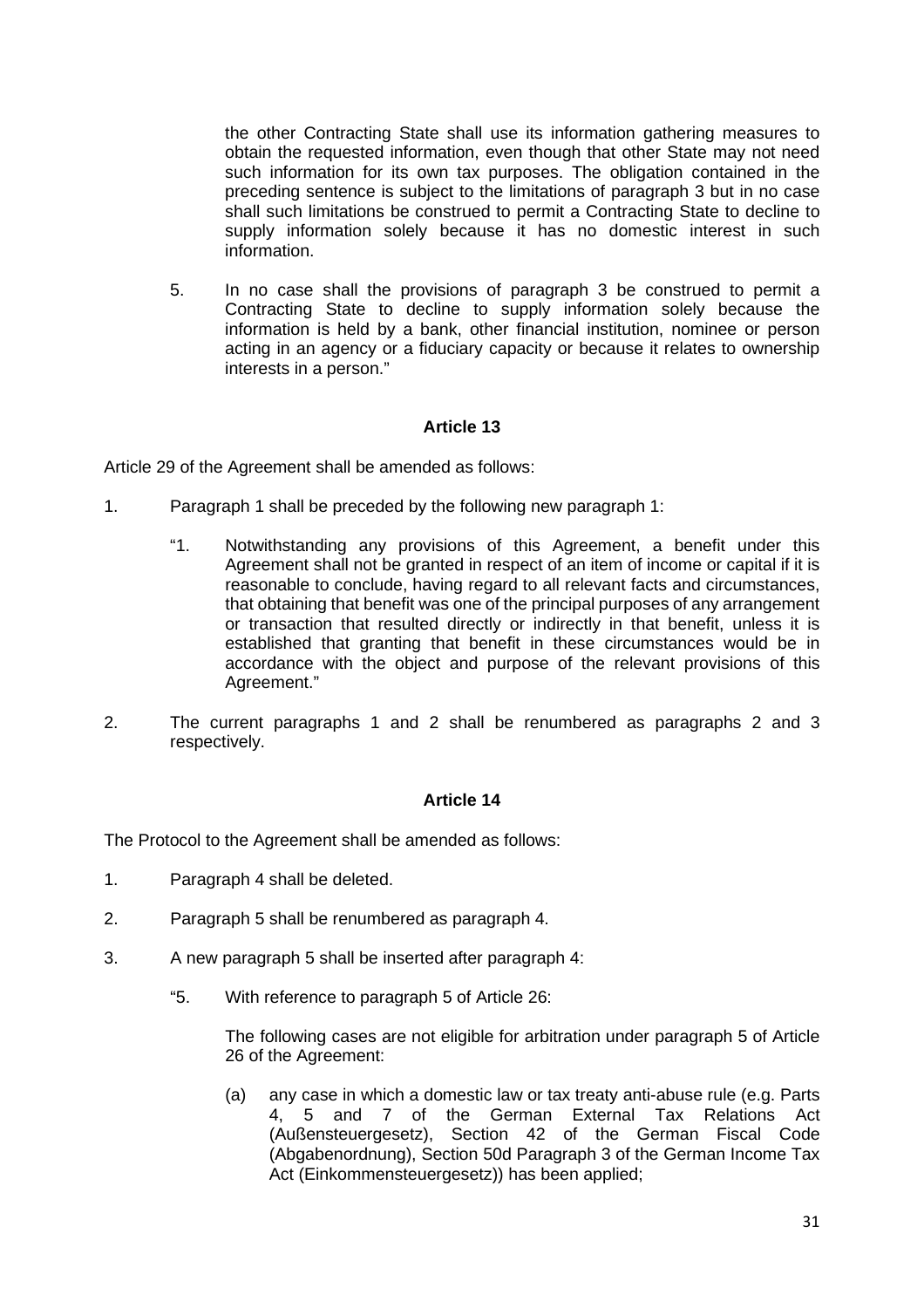the other Contracting State shall use its information gathering measures to obtain the requested information, even though that other State may not need such information for its own tax purposes. The obligation contained in the preceding sentence is subject to the limitations of paragraph 3 but in no case shall such limitations be construed to permit a Contracting State to decline to supply information solely because it has no domestic interest in such information.

5. In no case shall the provisions of paragraph 3 be construed to permit a Contracting State to decline to supply information solely because the information is held by a bank, other financial institution, nominee or person acting in an agency or a fiduciary capacity or because it relates to ownership interests in a person."

**Article 13**

Article 29 of the Agreement shall be amended as follows:

1. Paragraph 1 shall be preceded by the following new paragraph 1:

   "1. Notwithstanding any provisions of this Agreement, a benefit under this Agreement shall not be granted in respect of an item of income or capital if it is reasonable to conclude, having regard to all relevant facts and circumstances, that obtaining that benefit was one of the principal purposes of any arrangement or transaction that resulted directly or indirectly in that benefit, unless it is established that granting that benefit in these circumstances would be in accordance with the object and purpose of the relevant provisions of this Agreement."

2. The current paragraphs 1 and 2 shall be renumbered as paragraphs 2 and 3 respectively.

**Article 14**

The Protocol to the Agreement shall be amended as follows:

1. Paragraph 4 shall be deleted.

2. Paragraph 5 shall be renumbered as paragraph 4.

3. A new paragraph 5 shall be inserted after paragraph 4:

   "5. With reference to paragraph 5 of Article 26:

   The following cases are not eligible for arbitration under paragraph 5 of Article 26 of the Agreement:

   (a) any case in which a domestic law or tax treaty anti-abuse rule (e.g. Parts 4, 5 and 7 of the German External Tax Relations Act (Außensteuergesetz), Section 42 of the German Fiscal Code (Abgabenordnung), Section 50d Paragraph 3 of the German Income Tax Act (Einkommensteuergesetz)) has been applied;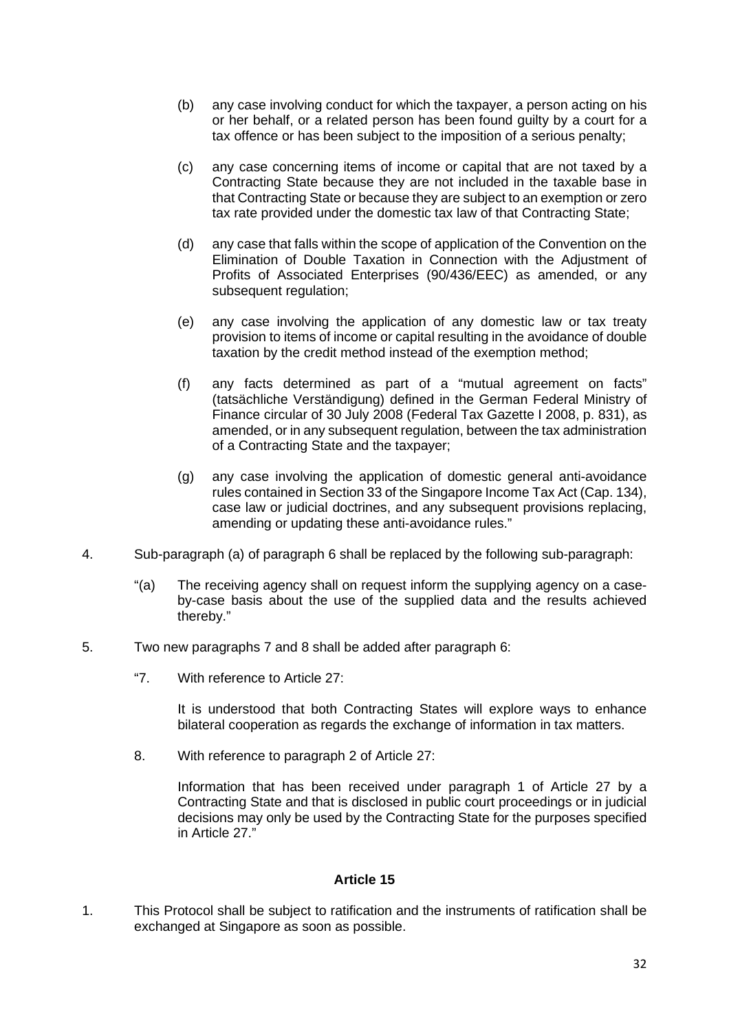(b) any case involving conduct for which the taxpayer, a person acting on his or her behalf, or a related person has been found guilty by a court for a tax offence or has been subject to the imposition of a serious penalty;

(c) any case concerning items of income or capital that are not taxed by a Contracting State because they are not included in the taxable base in that Contracting State or because they are subject to an exemption or zero tax rate provided under the domestic tax law of that Contracting State;

(d) any case that falls within the scope of application of the Convention on the Elimination of Double Taxation in Connection with the Adjustment of Profits of Associated Enterprises (90/436/EEC) as amended, or any subsequent regulation;

(e) any case involving the application of any domestic law or tax treaty provision to items of income or capital resulting in the avoidance of double taxation by the credit method instead of the exemption method;

(f) any facts determined as part of a "mutual agreement on facts" (tatsächliche Verständigung) defined in the German Federal Ministry of Finance circular of 30 July 2008 (Federal Tax Gazette I 2008, p. 831), as amended, or in any subsequent regulation, between the tax administration of a Contracting State and the taxpayer;

(g) any case involving the application of domestic general anti-avoidance rules contained in Section 33 of the Singapore Income Tax Act (Cap. 134), case law or judicial doctrines, and any subsequent provisions replacing, amending or updating these anti-avoidance rules."

4. Sub-paragraph (a) of paragraph 6 shall be replaced by the following sub-paragraph:

"(a) The receiving agency shall on request inform the supplying agency on a case-by-case basis about the use of the supplied data and the results achieved thereby."

5. Two new paragraphs 7 and 8 shall be added after paragraph 6:

"7. With reference to Article 27:

It is understood that both Contracting States will explore ways to enhance bilateral cooperation as regards the exchange of information in tax matters.

8. With reference to paragraph 2 of Article 27:

Information that has been received under paragraph 1 of Article 27 by a Contracting State and that is disclosed in public court proceedings or in judicial decisions may only be used by the Contracting State for the purposes specified in Article 27."

**Article 15**

1. This Protocol shall be subject to ratification and the instruments of ratification shall be exchanged at Singapore as soon as possible.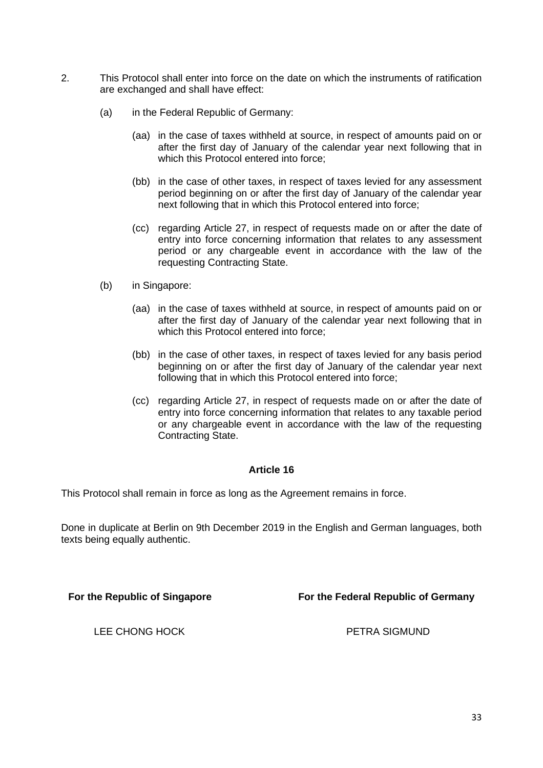2. This Protocol shall enter into force on the date on which the instruments of ratification are exchanged and shall have effect:

   (a) in the Federal Republic of Germany:

      (aa) in the case of taxes withheld at source, in respect of amounts paid on or after the first day of January of the calendar year next following that in which this Protocol entered into force;

      (bb) in the case of other taxes, in respect of taxes levied for any assessment period beginning on or after the first day of January of the calendar year next following that in which this Protocol entered into force;

      (cc) regarding Article 27, in respect of requests made on or after the date of entry into force concerning information that relates to any assessment period or any chargeable event in accordance with the law of the requesting Contracting State.

   (b) in Singapore:

      (aa) in the case of taxes withheld at source, in respect of amounts paid on or after the first day of January of the calendar year next following that in which this Protocol entered into force;

      (bb) in the case of other taxes, in respect of taxes levied for any basis period beginning on or after the first day of January of the calendar year next following that in which this Protocol entered into force;

      (cc) regarding Article 27, in respect of requests made on or after the date of entry into force concerning information that relates to any taxable period or any chargeable event in accordance with the law of the requesting Contracting State.

**Article 16**

This Protocol shall remain in force as long as the Agreement remains in force.

Done in duplicate at Berlin on 9th December 2019 in the English and German languages, both texts being equally authentic.

| **For the Republic of Singapore** | **For the Federal Republic of Germany** |
| --- | --- |
| LEE CHONG HOCK | PETRA SIGMUND |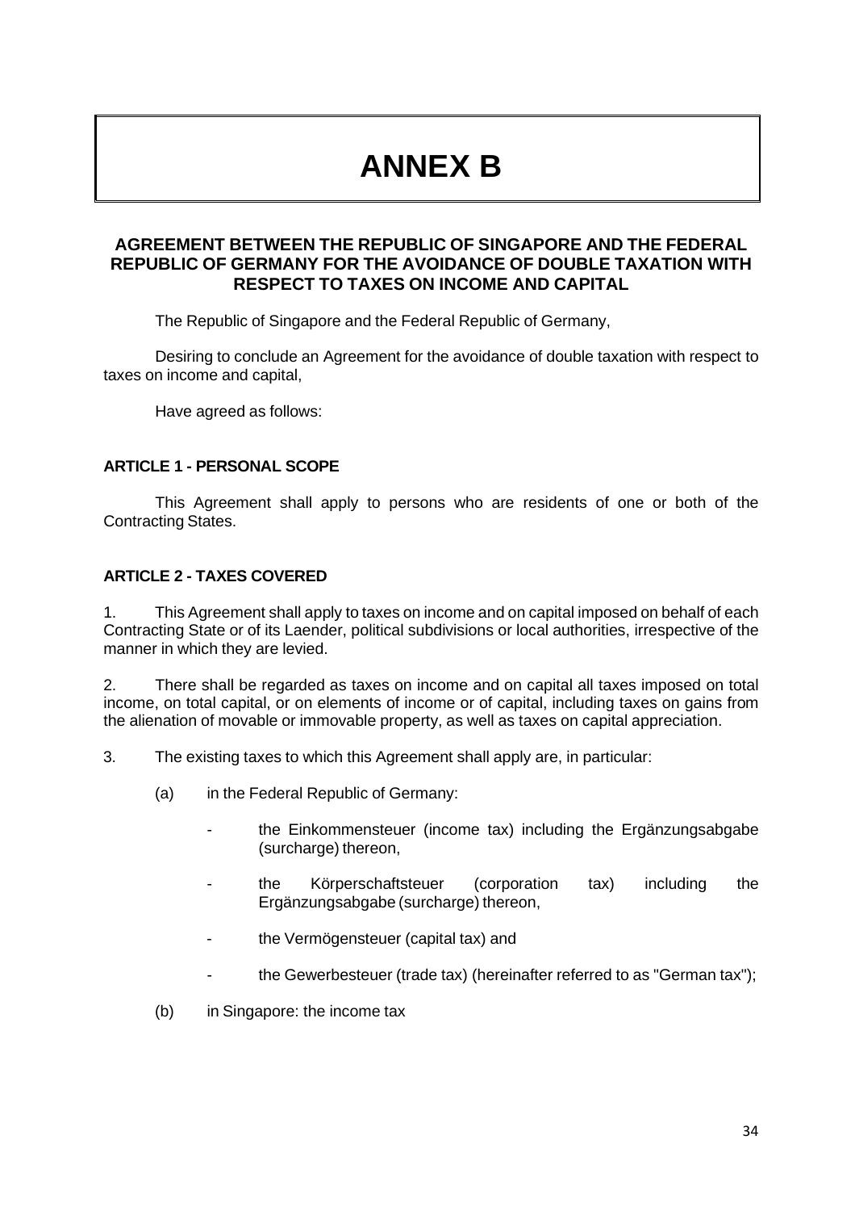# ANNEX B

## AGREEMENT BETWEEN THE REPUBLIC OF SINGAPORE AND THE FEDERAL REPUBLIC OF GERMANY FOR THE AVOIDANCE OF DOUBLE TAXATION WITH RESPECT TO TAXES ON INCOME AND CAPITAL

The Republic of Singapore and the Federal Republic of Germany,

Desiring to conclude an Agreement for the avoidance of double taxation with respect to taxes on income and capital,

Have agreed as follows:

### ARTICLE 1 - PERSONAL SCOPE

This Agreement shall apply to persons who are residents of one or both of the Contracting States.

### ARTICLE 2 - TAXES COVERED

1. This Agreement shall apply to taxes on income and on capital imposed on behalf of each Contracting State or of its Laender, political subdivisions or local authorities, irrespective of the manner in which they are levied.

2. There shall be regarded as taxes on income and on capital all taxes imposed on total income, on total capital, or on elements of income or of capital, including taxes on gains from the alienation of movable or immovable property, as well as taxes on capital appreciation.

3. The existing taxes to which this Agreement shall apply are, in particular:

   (a) in the Federal Republic of Germany:

   - the Einkommensteuer (income tax) including the Ergänzungsabgabe (surcharge) thereon,
   - the Körperschaftsteuer (corporation tax) including the Ergänzungsabgabe (surcharge) thereon,
   - the Vermögensteuer (capital tax) and
   - the Gewerbesteuer (trade tax) (hereinafter referred to as "German tax");

   (b) in Singapore: the income tax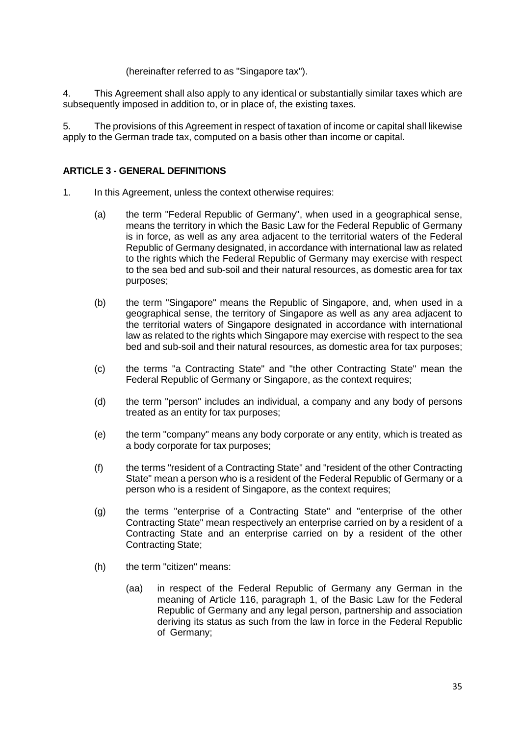(hereinafter referred to as "Singapore tax").

4. This Agreement shall also apply to any identical or substantially similar taxes which are subsequently imposed in addition to, or in place of, the existing taxes.

5. The provisions of this Agreement in respect of taxation of income or capital shall likewise apply to the German trade tax, computed on a basis other than income or capital.

**ARTICLE 3 - GENERAL DEFINITIONS**

1. In this Agreement, unless the context otherwise requires:

   (a) the term "Federal Republic of Germany", when used in a geographical sense, means the territory in which the Basic Law for the Federal Republic of Germany is in force, as well as any area adjacent to the territorial waters of the Federal Republic of Germany designated, in accordance with international law as related to the rights which the Federal Republic of Germany may exercise with respect to the sea bed and sub-soil and their natural resources, as domestic area for tax purposes;

   (b) the term "Singapore" means the Republic of Singapore, and, when used in a geographical sense, the territory of Singapore as well as any area adjacent to the territorial waters of Singapore designated in accordance with international law as related to the rights which Singapore may exercise with respect to the sea bed and sub-soil and their natural resources, as domestic area for tax purposes;

   (c) the terms "a Contracting State" and "the other Contracting State" mean the Federal Republic of Germany or Singapore, as the context requires;

   (d) the term "person" includes an individual, a company and any body of persons treated as an entity for tax purposes;

   (e) the term "company" means any body corporate or any entity, which is treated as a body corporate for tax purposes;

   (f) the terms "resident of a Contracting State" and "resident of the other Contracting State" mean a person who is a resident of the Federal Republic of Germany or a person who is a resident of Singapore, as the context requires;

   (g) the terms "enterprise of a Contracting State" and "enterprise of the other Contracting State" mean respectively an enterprise carried on by a resident of a Contracting State and an enterprise carried on by a resident of the other Contracting State;

   (h) the term "citizen" means:

      (aa) in respect of the Federal Republic of Germany any German in the meaning of Article 116, paragraph 1, of the Basic Law for the Federal Republic of Germany and any legal person, partnership and association deriving its status as such from the law in force in the Federal Republic of Germany;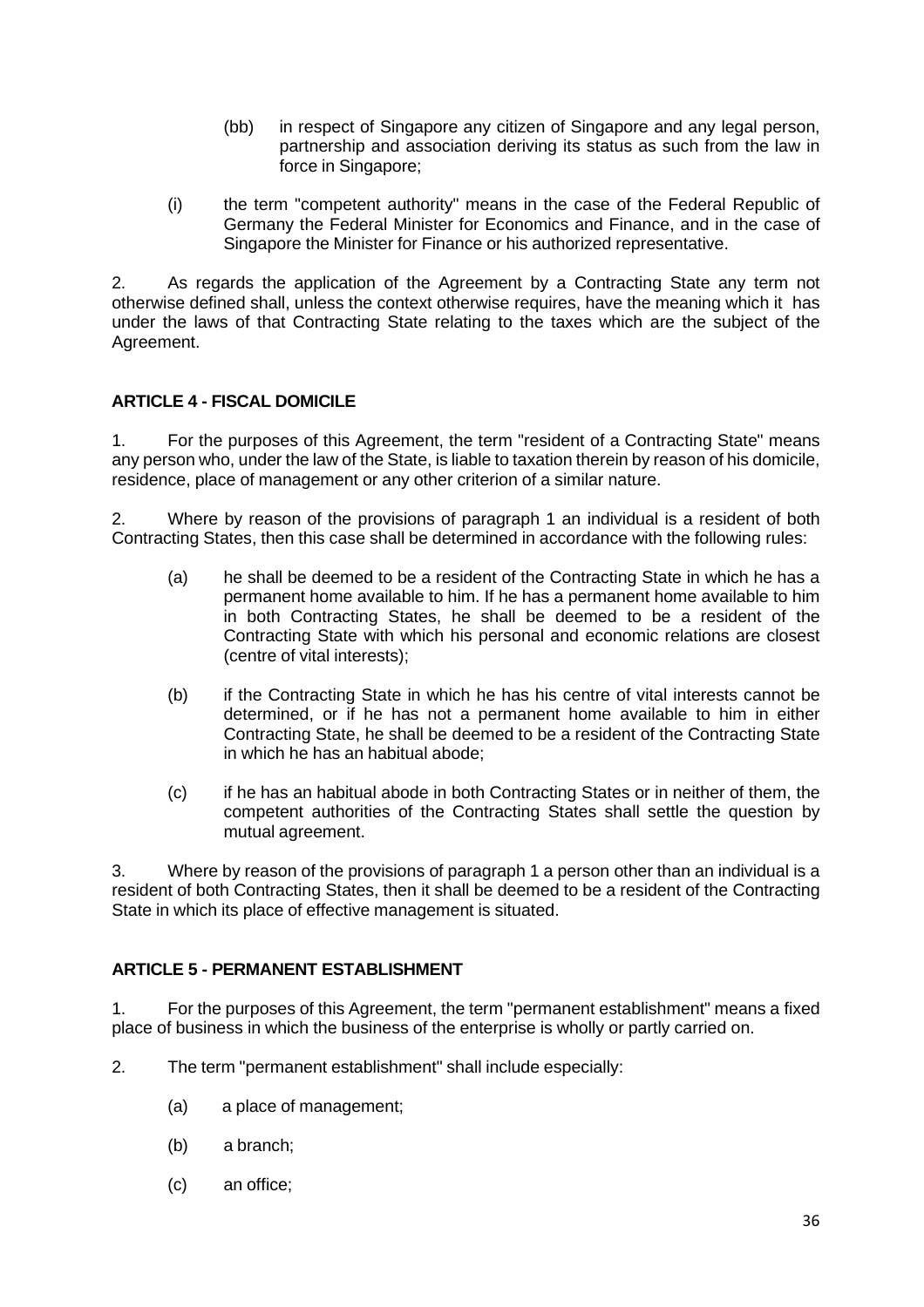(bb) in respect of Singapore any citizen of Singapore and any legal person, partnership and association deriving its status as such from the law in force in Singapore;

(i) the term "competent authority" means in the case of the Federal Republic of Germany the Federal Minister for Economics and Finance, and in the case of Singapore the Minister for Finance or his authorized representative.

2. As regards the application of the Agreement by a Contracting State any term not otherwise defined shall, unless the context otherwise requires, have the meaning which it has under the laws of that Contracting State relating to the taxes which are the subject of the Agreement.

## ARTICLE 4 - FISCAL DOMICILE

1. For the purposes of this Agreement, the term "resident of a Contracting State" means any person who, under the law of the State, is liable to taxation therein by reason of his domicile, residence, place of management or any other criterion of a similar nature.

2. Where by reason of the provisions of paragraph 1 an individual is a resident of both Contracting States, then this case shall be determined in accordance with the following rules:

(a) he shall be deemed to be a resident of the Contracting State in which he has a permanent home available to him. If he has a permanent home available to him in both Contracting States, he shall be deemed to be a resident of the Contracting State with which his personal and economic relations are closest (centre of vital interests);

(b) if the Contracting State in which he has his centre of vital interests cannot be determined, or if he has not a permanent home available to him in either Contracting State, he shall be deemed to be a resident of the Contracting State in which he has an habitual abode;

(c) if he has an habitual abode in both Contracting States or in neither of them, the competent authorities of the Contracting States shall settle the question by mutual agreement.

3. Where by reason of the provisions of paragraph 1 a person other than an individual is a resident of both Contracting States, then it shall be deemed to be a resident of the Contracting State in which its place of effective management is situated.

## ARTICLE 5 - PERMANENT ESTABLISHMENT

1. For the purposes of this Agreement, the term "permanent establishment" means a fixed place of business in which the business of the enterprise is wholly or partly carried on.

2. The term "permanent establishment" shall include especially:

(a) a place of management;

(b) a branch;

(c) an office;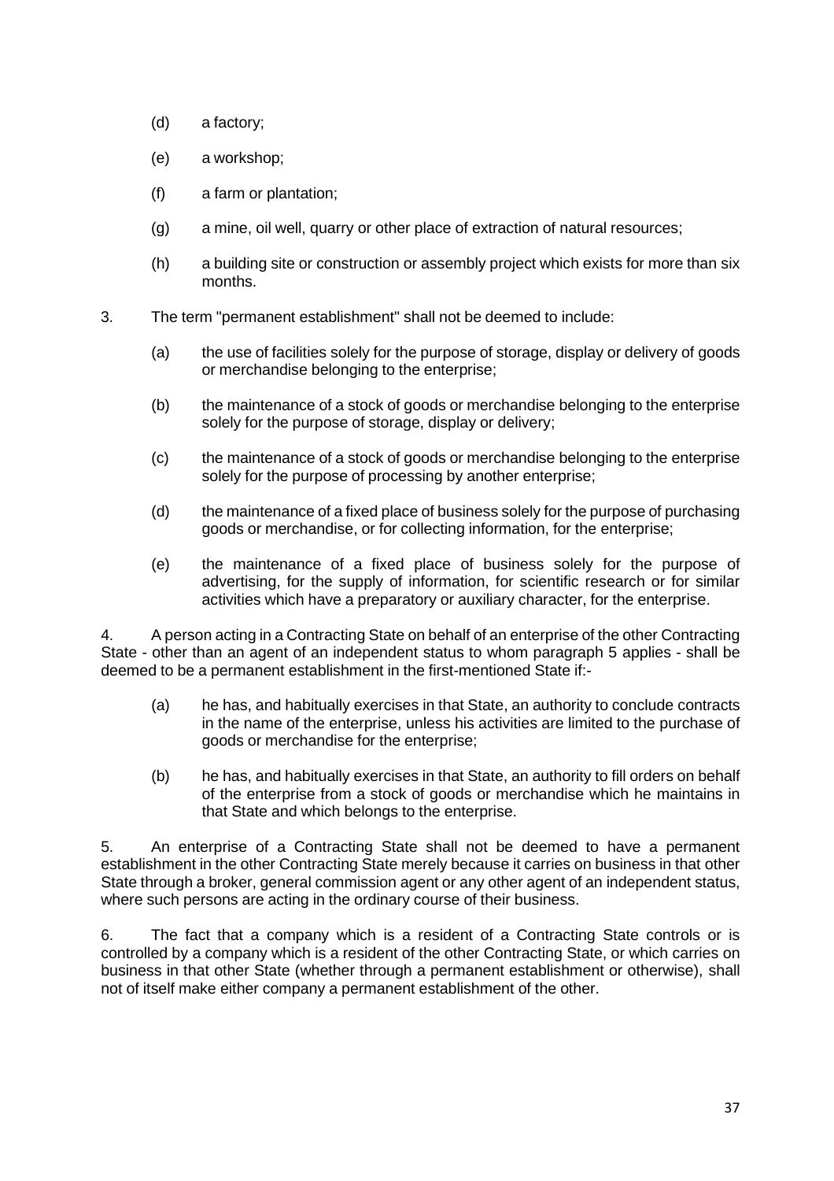(d) a factory;

(e) a workshop;

(f) a farm or plantation;

(g) a mine, oil well, quarry or other place of extraction of natural resources;

(h) a building site or construction or assembly project which exists for more than six months.

3. The term "permanent establishment" shall not be deemed to include:

(a) the use of facilities solely for the purpose of storage, display or delivery of goods or merchandise belonging to the enterprise;

(b) the maintenance of a stock of goods or merchandise belonging to the enterprise solely for the purpose of storage, display or delivery;

(c) the maintenance of a stock of goods or merchandise belonging to the enterprise solely for the purpose of processing by another enterprise;

(d) the maintenance of a fixed place of business solely for the purpose of purchasing goods or merchandise, or for collecting information, for the enterprise;

(e) the maintenance of a fixed place of business solely for the purpose of advertising, for the supply of information, for scientific research or for similar activities which have a preparatory or auxiliary character, for the enterprise.

4. A person acting in a Contracting State on behalf of an enterprise of the other Contracting State - other than an agent of an independent status to whom paragraph 5 applies - shall be deemed to be a permanent establishment in the first-mentioned State if:-

(a) he has, and habitually exercises in that State, an authority to conclude contracts in the name of the enterprise, unless his activities are limited to the purchase of goods or merchandise for the enterprise;

(b) he has, and habitually exercises in that State, an authority to fill orders on behalf of the enterprise from a stock of goods or merchandise which he maintains in that State and which belongs to the enterprise.

5. An enterprise of a Contracting State shall not be deemed to have a permanent establishment in the other Contracting State merely because it carries on business in that other State through a broker, general commission agent or any other agent of an independent status, where such persons are acting in the ordinary course of their business.

6. The fact that a company which is a resident of a Contracting State controls or is controlled by a company which is a resident of the other Contracting State, or which carries on business in that other State (whether through a permanent establishment or otherwise), shall not of itself make either company a permanent establishment of the other.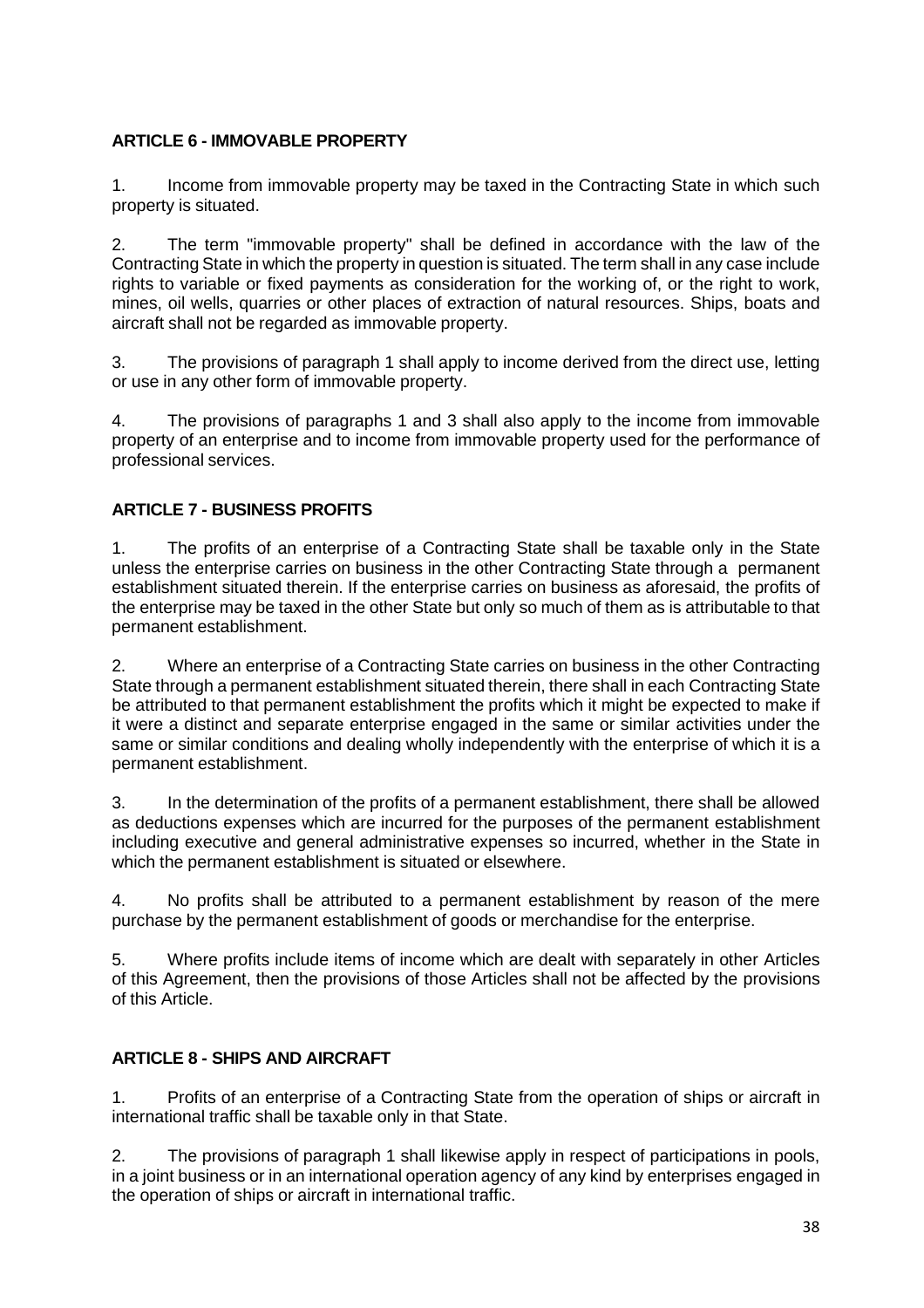## ARTICLE 6 - IMMOVABLE PROPERTY

1. Income from immovable property may be taxed in the Contracting State in which such property is situated.

2. The term "immovable property" shall be defined in accordance with the law of the Contracting State in which the property in question is situated. The term shall in any case include rights to variable or fixed payments as consideration for the working of, or the right to work, mines, oil wells, quarries or other places of extraction of natural resources. Ships, boats and aircraft shall not be regarded as immovable property.

3. The provisions of paragraph 1 shall apply to income derived from the direct use, letting or use in any other form of immovable property.

4. The provisions of paragraphs 1 and 3 shall also apply to the income from immovable property of an enterprise and to income from immovable property used for the performance of professional services.

## ARTICLE 7 - BUSINESS PROFITS

1. The profits of an enterprise of a Contracting State shall be taxable only in the State unless the enterprise carries on business in the other Contracting State through a permanent establishment situated therein. If the enterprise carries on business as aforesaid, the profits of the enterprise may be taxed in the other State but only so much of them as is attributable to that permanent establishment.

2. Where an enterprise of a Contracting State carries on business in the other Contracting State through a permanent establishment situated therein, there shall in each Contracting State be attributed to that permanent establishment the profits which it might be expected to make if it were a distinct and separate enterprise engaged in the same or similar activities under the same or similar conditions and dealing wholly independently with the enterprise of which it is a permanent establishment.

3. In the determination of the profits of a permanent establishment, there shall be allowed as deductions expenses which are incurred for the purposes of the permanent establishment including executive and general administrative expenses so incurred, whether in the State in which the permanent establishment is situated or elsewhere.

4. No profits shall be attributed to a permanent establishment by reason of the mere purchase by the permanent establishment of goods or merchandise for the enterprise.

5. Where profits include items of income which are dealt with separately in other Articles of this Agreement, then the provisions of those Articles shall not be affected by the provisions of this Article.

## ARTICLE 8 - SHIPS AND AIRCRAFT

1. Profits of an enterprise of a Contracting State from the operation of ships or aircraft in international traffic shall be taxable only in that State.

2. The provisions of paragraph 1 shall likewise apply in respect of participations in pools, in a joint business or in an international operation agency of any kind by enterprises engaged in the operation of ships or aircraft in international traffic.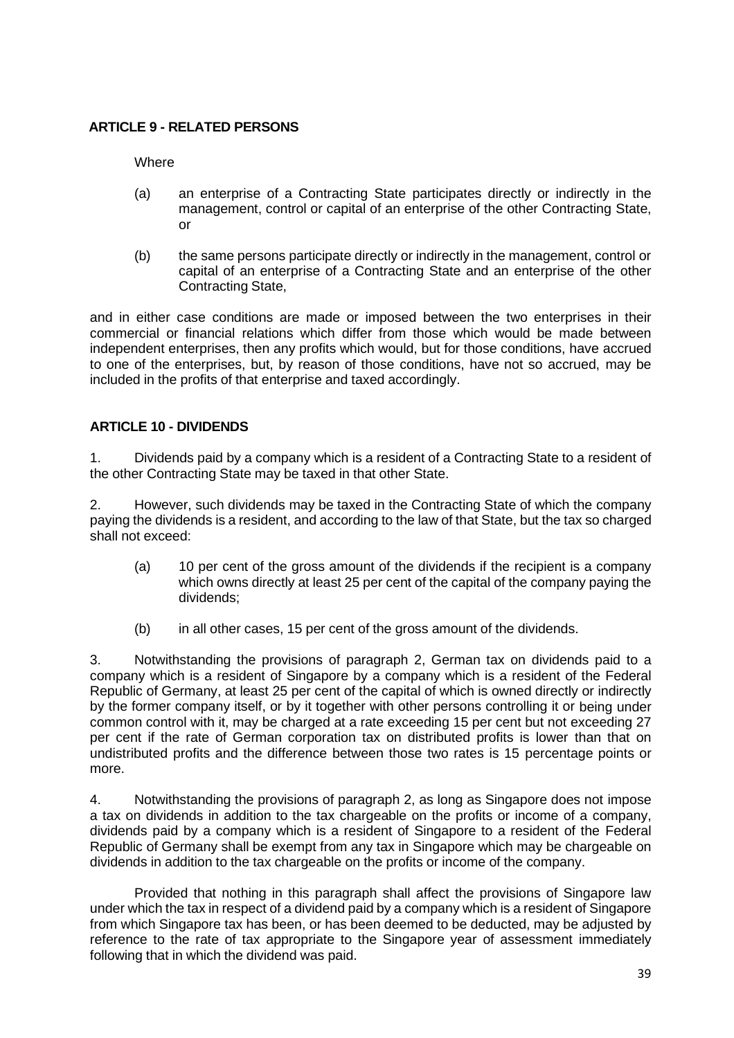**ARTICLE 9 - RELATED PERSONS**

Where

(a) an enterprise of a Contracting State participates directly or indirectly in the management, control or capital of an enterprise of the other Contracting State, or

(b) the same persons participate directly or indirectly in the management, control or capital of an enterprise of a Contracting State and an enterprise of the other Contracting State,

and in either case conditions are made or imposed between the two enterprises in their commercial or financial relations which differ from those which would be made between independent enterprises, then any profits which would, but for those conditions, have accrued to one of the enterprises, but, by reason of those conditions, have not so accrued, may be included in the profits of that enterprise and taxed accordingly.

**ARTICLE 10 - DIVIDENDS**

1. Dividends paid by a company which is a resident of a Contracting State to a resident of the other Contracting State may be taxed in that other State.

2. However, such dividends may be taxed in the Contracting State of which the company paying the dividends is a resident, and according to the law of that State, but the tax so charged shall not exceed:

(a) 10 per cent of the gross amount of the dividends if the recipient is a company which owns directly at least 25 per cent of the capital of the company paying the dividends;

(b) in all other cases, 15 per cent of the gross amount of the dividends.

3. Notwithstanding the provisions of paragraph 2, German tax on dividends paid to a company which is a resident of Singapore by a company which is a resident of the Federal Republic of Germany, at least 25 per cent of the capital of which is owned directly or indirectly by the former company itself, or by it together with other persons controlling it or being under common control with it, may be charged at a rate exceeding 15 per cent but not exceeding 27 per cent if the rate of German corporation tax on distributed profits is lower than that on undistributed profits and the difference between those two rates is 15 percentage points or more.

4. Notwithstanding the provisions of paragraph 2, as long as Singapore does not impose a tax on dividends in addition to the tax chargeable on the profits or income of a company, dividends paid by a company which is a resident of Singapore to a resident of the Federal Republic of Germany shall be exempt from any tax in Singapore which may be chargeable on dividends in addition to the tax chargeable on the profits or income of the company.

Provided that nothing in this paragraph shall affect the provisions of Singapore law under which the tax in respect of a dividend paid by a company which is a resident of Singapore from which Singapore tax has been, or has been deemed to be deducted, may be adjusted by reference to the rate of tax appropriate to the Singapore year of assessment immediately following that in which the dividend was paid.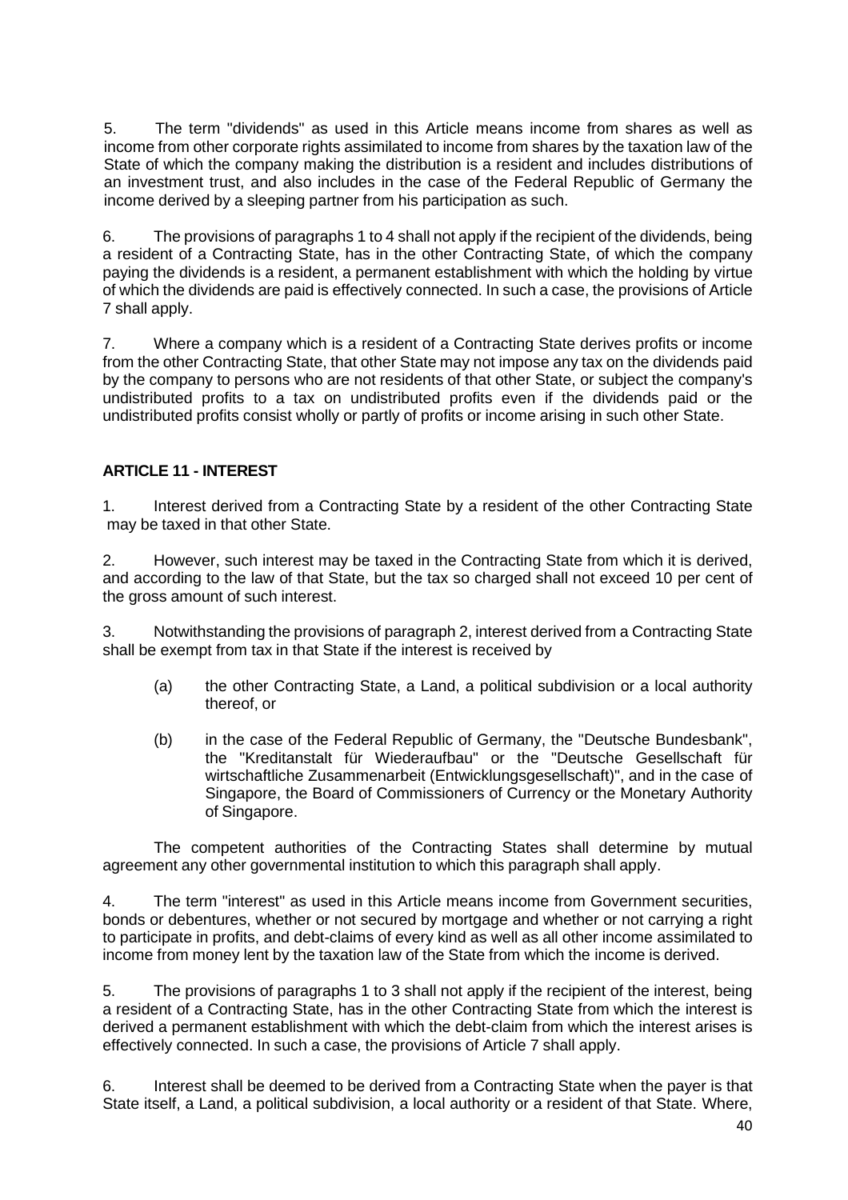5. The term "dividends" as used in this Article means income from shares as well as income from other corporate rights assimilated to income from shares by the taxation law of the State of which the company making the distribution is a resident and includes distributions of an investment trust, and also includes in the case of the Federal Republic of Germany the income derived by a sleeping partner from his participation as such.

6. The provisions of paragraphs 1 to 4 shall not apply if the recipient of the dividends, being a resident of a Contracting State, has in the other Contracting State, of which the company paying the dividends is a resident, a permanent establishment with which the holding by virtue of which the dividends are paid is effectively connected. In such a case, the provisions of Article 7 shall apply.

7. Where a company which is a resident of a Contracting State derives profits or income from the other Contracting State, that other State may not impose any tax on the dividends paid by the company to persons who are not residents of that other State, or subject the company's undistributed profits to a tax on undistributed profits even if the dividends paid or the undistributed profits consist wholly or partly of profits or income arising in such other State.

## ARTICLE 11 - INTEREST

1. Interest derived from a Contracting State by a resident of the other Contracting State may be taxed in that other State.

2. However, such interest may be taxed in the Contracting State from which it is derived, and according to the law of that State, but the tax so charged shall not exceed 10 per cent of the gross amount of such interest.

3. Notwithstanding the provisions of paragraph 2, interest derived from a Contracting State shall be exempt from tax in that State if the interest is received by

(a) the other Contracting State, a Land, a political subdivision or a local authority thereof, or

(b) in the case of the Federal Republic of Germany, the "Deutsche Bundesbank", the "Kreditanstalt für Wiederaufbau" or the "Deutsche Gesellschaft für wirtschaftliche Zusammenarbeit (Entwicklungsgesellschaft)", and in the case of Singapore, the Board of Commissioners of Currency or the Monetary Authority of Singapore.

The competent authorities of the Contracting States shall determine by mutual agreement any other governmental institution to which this paragraph shall apply.

4. The term "interest" as used in this Article means income from Government securities, bonds or debentures, whether or not secured by mortgage and whether or not carrying a right to participate in profits, and debt-claims of every kind as well as all other income assimilated to income from money lent by the taxation law of the State from which the income is derived.

5. The provisions of paragraphs 1 to 3 shall not apply if the recipient of the interest, being a resident of a Contracting State, has in the other Contracting State from which the interest is derived a permanent establishment with which the debt-claim from which the interest arises is effectively connected. In such a case, the provisions of Article 7 shall apply.

6. Interest shall be deemed to be derived from a Contracting State when the payer is that State itself, a Land, a political subdivision, a local authority or a resident of that State. Where,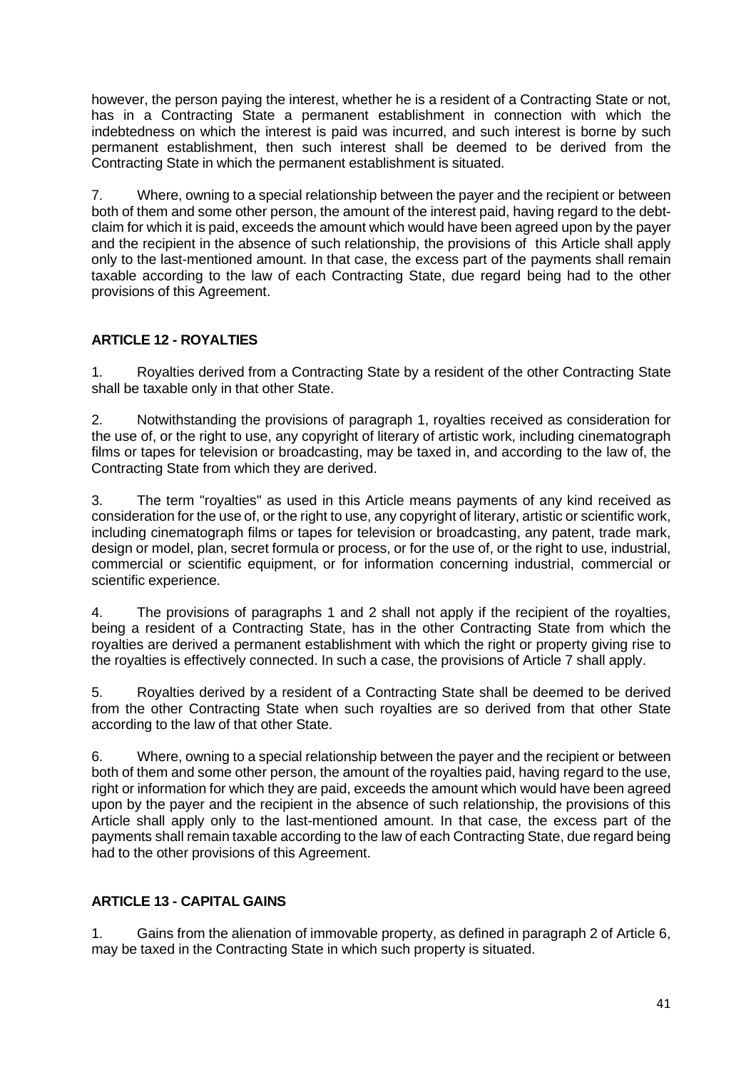however, the person paying the interest, whether he is a resident of a Contracting State or not, has in a Contracting State a permanent establishment in connection with which the indebtedness on which the interest is paid was incurred, and such interest is borne by such permanent establishment, then such interest shall be deemed to be derived from the Contracting State in which the permanent establishment is situated.

7. Where, owning to a special relationship between the payer and the recipient or between both of them and some other person, the amount of the interest paid, having regard to the debt-claim for which it is paid, exceeds the amount which would have been agreed upon by the payer and the recipient in the absence of such relationship, the provisions of this Article shall apply only to the last-mentioned amount. In that case, the excess part of the payments shall remain taxable according to the law of each Contracting State, due regard being had to the other provisions of this Agreement.

### ARTICLE 12 - ROYALTIES

1. Royalties derived from a Contracting State by a resident of the other Contracting State shall be taxable only in that other State.

2. Notwithstanding the provisions of paragraph 1, royalties received as consideration for the use of, or the right to use, any copyright of literary of artistic work, including cinematograph films or tapes for television or broadcasting, may be taxed in, and according to the law of, the Contracting State from which they are derived.

3. The term "royalties" as used in this Article means payments of any kind received as consideration for the use of, or the right to use, any copyright of literary, artistic or scientific work, including cinematograph films or tapes for television or broadcasting, any patent, trade mark, design or model, plan, secret formula or process, or for the use of, or the right to use, industrial, commercial or scientific equipment, or for information concerning industrial, commercial or scientific experience.

4. The provisions of paragraphs 1 and 2 shall not apply if the recipient of the royalties, being a resident of a Contracting State, has in the other Contracting State from which the royalties are derived a permanent establishment with which the right or property giving rise to the royalties is effectively connected. In such a case, the provisions of Article 7 shall apply.

5. Royalties derived by a resident of a Contracting State shall be deemed to be derived from the other Contracting State when such royalties are so derived from that other State according to the law of that other State.

6. Where, owning to a special relationship between the payer and the recipient or between both of them and some other person, the amount of the royalties paid, having regard to the use, right or information for which they are paid, exceeds the amount which would have been agreed upon by the payer and the recipient in the absence of such relationship, the provisions of this Article shall apply only to the last-mentioned amount. In that case, the excess part of the payments shall remain taxable according to the law of each Contracting State, due regard being had to the other provisions of this Agreement.

### ARTICLE 13 - CAPITAL GAINS

1. Gains from the alienation of immovable property, as defined in paragraph 2 of Article 6, may be taxed in the Contracting State in which such property is situated.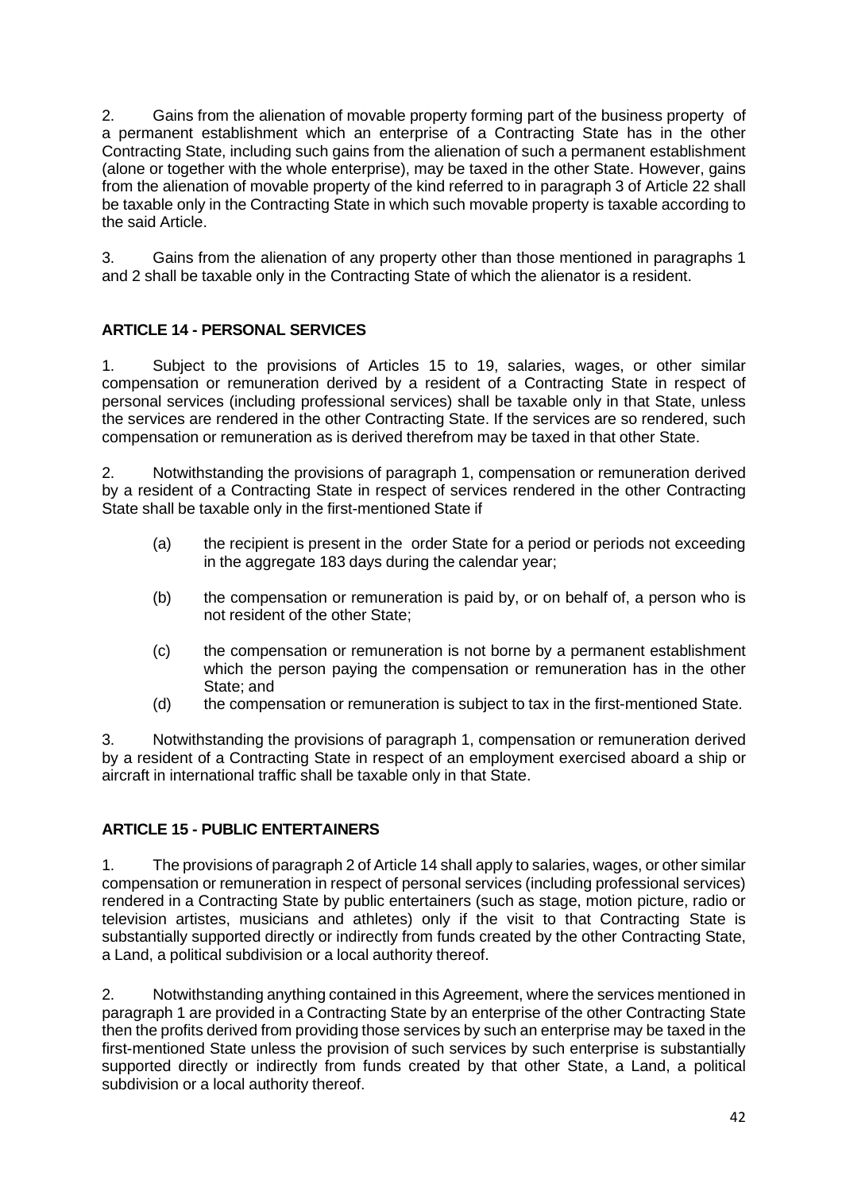2. Gains from the alienation of movable property forming part of the business property of a permanent establishment which an enterprise of a Contracting State has in the other Contracting State, including such gains from the alienation of such a permanent establishment (alone or together with the whole enterprise), may be taxed in the other State. However, gains from the alienation of movable property of the kind referred to in paragraph 3 of Article 22 shall be taxable only in the Contracting State in which such movable property is taxable according to the said Article.

3. Gains from the alienation of any property other than those mentioned in paragraphs 1 and 2 shall be taxable only in the Contracting State of which the alienator is a resident.

### ARTICLE 14 - PERSONAL SERVICES

1. Subject to the provisions of Articles 15 to 19, salaries, wages, or other similar compensation or remuneration derived by a resident of a Contracting State in respect of personal services (including professional services) shall be taxable only in that State, unless the services are rendered in the other Contracting State. If the services are so rendered, such compensation or remuneration as is derived therefrom may be taxed in that other State.

2. Notwithstanding the provisions of paragraph 1, compensation or remuneration derived by a resident of a Contracting State in respect of services rendered in the other Contracting State shall be taxable only in the first-mentioned State if

   (a) the recipient is present in the order State for a period or periods not exceeding in the aggregate 183 days during the calendar year;

   (b) the compensation or remuneration is paid by, or on behalf of, a person who is not resident of the other State;

   (c) the compensation or remuneration is not borne by a permanent establishment which the person paying the compensation or remuneration has in the other State; and

   (d) the compensation or remuneration is subject to tax in the first-mentioned State.

3. Notwithstanding the provisions of paragraph 1, compensation or remuneration derived by a resident of a Contracting State in respect of an employment exercised aboard a ship or aircraft in international traffic shall be taxable only in that State.

### ARTICLE 15 - PUBLIC ENTERTAINERS

1. The provisions of paragraph 2 of Article 14 shall apply to salaries, wages, or other similar compensation or remuneration in respect of personal services (including professional services) rendered in a Contracting State by public entertainers (such as stage, motion picture, radio or television artistes, musicians and athletes) only if the visit to that Contracting State is substantially supported directly or indirectly from funds created by the other Contracting State, a Land, a political subdivision or a local authority thereof.

2. Notwithstanding anything contained in this Agreement, where the services mentioned in paragraph 1 are provided in a Contracting State by an enterprise of the other Contracting State then the profits derived from providing those services by such an enterprise may be taxed in the first-mentioned State unless the provision of such services by such enterprise is substantially supported directly or indirectly from funds created by that other State, a Land, a political subdivision or a local authority thereof.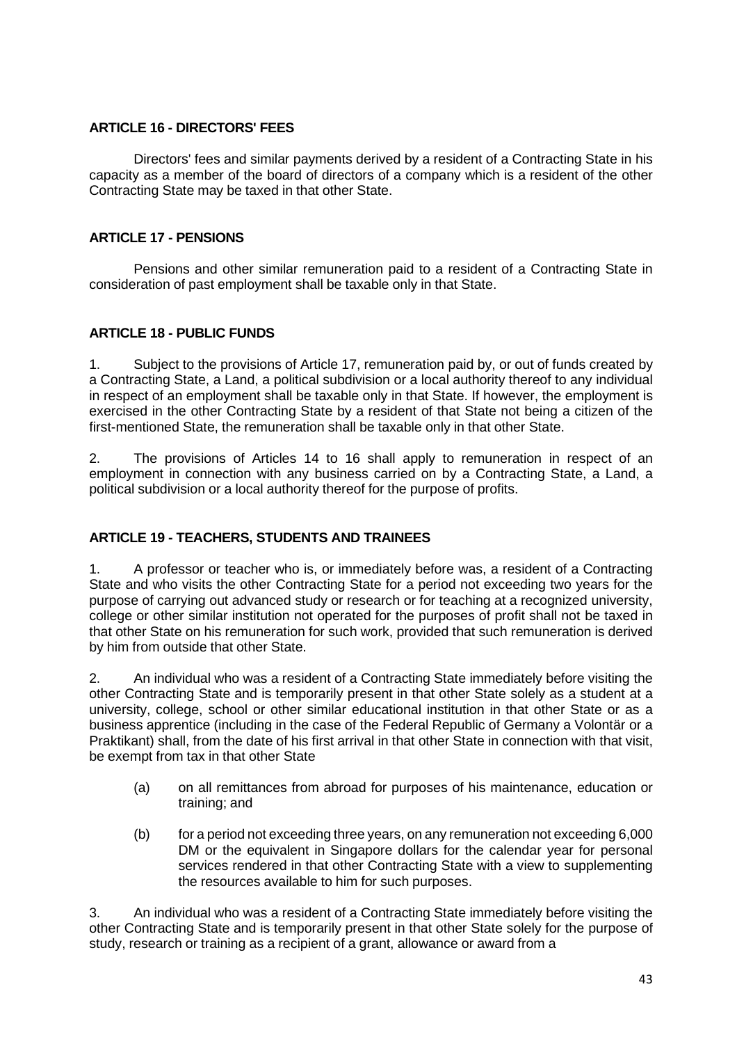**ARTICLE 16 - DIRECTORS' FEES**

Directors' fees and similar payments derived by a resident of a Contracting State in his capacity as a member of the board of directors of a company which is a resident of the other Contracting State may be taxed in that other State.

**ARTICLE 17 - PENSIONS**

Pensions and other similar remuneration paid to a resident of a Contracting State in consideration of past employment shall be taxable only in that State.

**ARTICLE 18 - PUBLIC FUNDS**

1. Subject to the provisions of Article 17, remuneration paid by, or out of funds created by a Contracting State, a Land, a political subdivision or a local authority thereof to any individual in respect of an employment shall be taxable only in that State. If however, the employment is exercised in the other Contracting State by a resident of that State not being a citizen of the first-mentioned State, the remuneration shall be taxable only in that other State.

2. The provisions of Articles 14 to 16 shall apply to remuneration in respect of an employment in connection with any business carried on by a Contracting State, a Land, a political subdivision or a local authority thereof for the purpose of profits.

**ARTICLE 19 - TEACHERS, STUDENTS AND TRAINEES**

1. A professor or teacher who is, or immediately before was, a resident of a Contracting State and who visits the other Contracting State for a period not exceeding two years for the purpose of carrying out advanced study or research or for teaching at a recognized university, college or other similar institution not operated for the purposes of profit shall not be taxed in that other State on his remuneration for such work, provided that such remuneration is derived by him from outside that other State.

2. An individual who was a resident of a Contracting State immediately before visiting the other Contracting State and is temporarily present in that other State solely as a student at a university, college, school or other similar educational institution in that other State or as a business apprentice (including in the case of the Federal Republic of Germany a Volontär or a Praktikant) shall, from the date of his first arrival in that other State in connection with that visit, be exempt from tax in that other State

   (a) on all remittances from abroad for purposes of his maintenance, education or training; and

   (b) for a period not exceeding three years, on any remuneration not exceeding 6,000 DM or the equivalent in Singapore dollars for the calendar year for personal services rendered in that other Contracting State with a view to supplementing the resources available to him for such purposes.

3. An individual who was a resident of a Contracting State immediately before visiting the other Contracting State and is temporarily present in that other State solely for the purpose of study, research or training as a recipient of a grant, allowance or award from a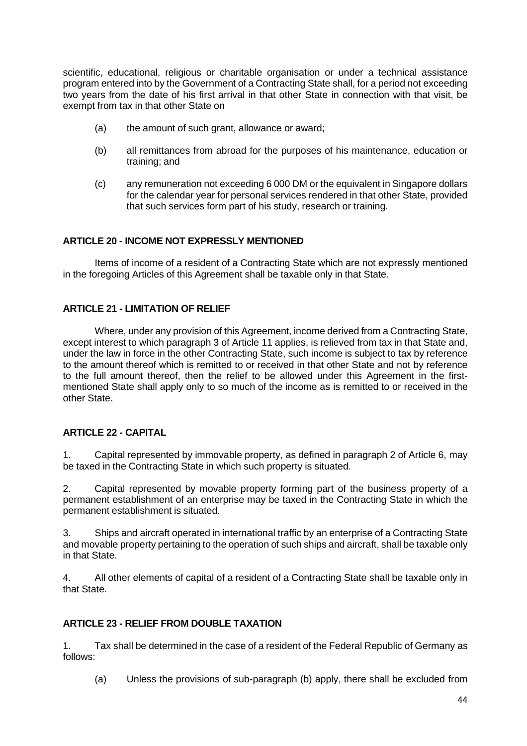scientific, educational, religious or charitable organisation or under a technical assistance program entered into by the Government of a Contracting State shall, for a period not exceeding two years from the date of his first arrival in that other State in connection with that visit, be exempt from tax in that other State on

(a) the amount of such grant, allowance or award;

(b) all remittances from abroad for the purposes of his maintenance, education or training; and

(c) any remuneration not exceeding 6 000 DM or the equivalent in Singapore dollars for the calendar year for personal services rendered in that other State, provided that such services form part of his study, research or training.

**ARTICLE 20 - INCOME NOT EXPRESSLY MENTIONED**

Items of income of a resident of a Contracting State which are not expressly mentioned in the foregoing Articles of this Agreement shall be taxable only in that State.

**ARTICLE 21 - LIMITATION OF RELIEF**

Where, under any provision of this Agreement, income derived from a Contracting State, except interest to which paragraph 3 of Article 11 applies, is relieved from tax in that State and, under the law in force in the other Contracting State, such income is subject to tax by reference to the amount thereof which is remitted to or received in that other State and not by reference to the full amount thereof, then the relief to be allowed under this Agreement in the first-mentioned State shall apply only to so much of the income as is remitted to or received in the other State.

**ARTICLE 22 - CAPITAL**

1. Capital represented by immovable property, as defined in paragraph 2 of Article 6, may be taxed in the Contracting State in which such property is situated.

2. Capital represented by movable property forming part of the business property of a permanent establishment of an enterprise may be taxed in the Contracting State in which the permanent establishment is situated.

3. Ships and aircraft operated in international traffic by an enterprise of a Contracting State and movable property pertaining to the operation of such ships and aircraft, shall be taxable only in that State.

4. All other elements of capital of a resident of a Contracting State shall be taxable only in that State.

**ARTICLE 23 - RELIEF FROM DOUBLE TAXATION**

1. Tax shall be determined in the case of a resident of the Federal Republic of Germany as follows:

(a) Unless the provisions of sub-paragraph (b) apply, there shall be excluded from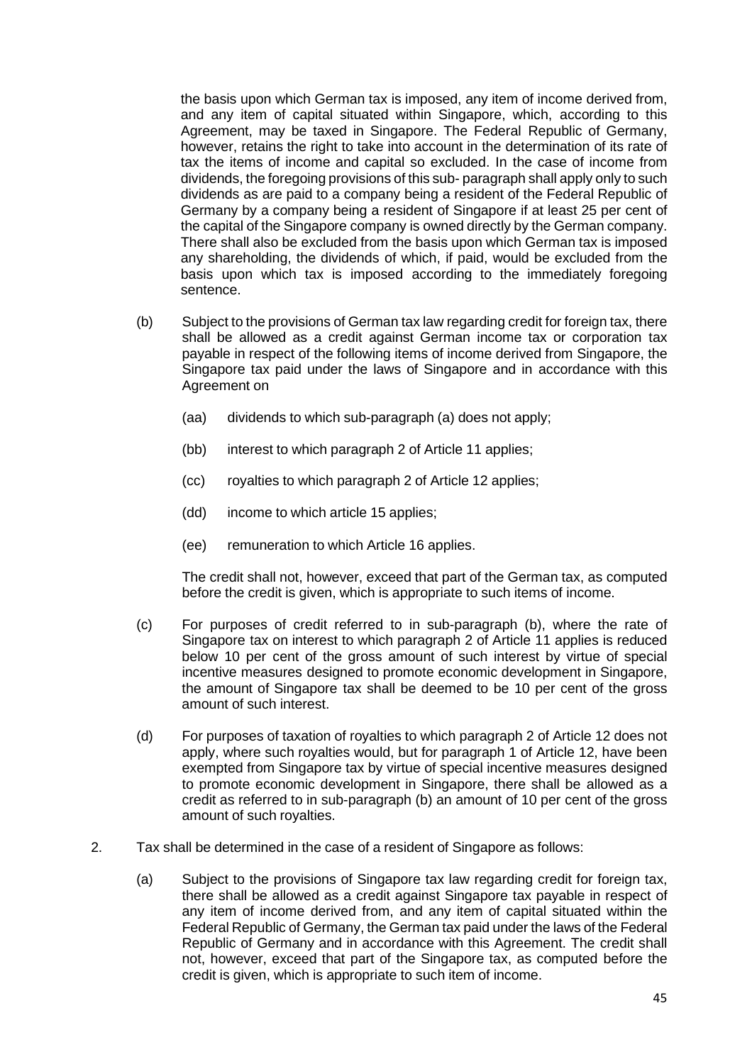the basis upon which German tax is imposed, any item of income derived from, and any item of capital situated within Singapore, which, according to this Agreement, may be taxed in Singapore. The Federal Republic of Germany, however, retains the right to take into account in the determination of its rate of tax the items of income and capital so excluded. In the case of income from dividends, the foregoing provisions of this sub- paragraph shall apply only to such dividends as are paid to a company being a resident of the Federal Republic of Germany by a company being a resident of Singapore if at least 25 per cent of the capital of the Singapore company is owned directly by the German company. There shall also be excluded from the basis upon which German tax is imposed any shareholding, the dividends of which, if paid, would be excluded from the basis upon which tax is imposed according to the immediately foregoing sentence.

(b) Subject to the provisions of German tax law regarding credit for foreign tax, there shall be allowed as a credit against German income tax or corporation tax payable in respect of the following items of income derived from Singapore, the Singapore tax paid under the laws of Singapore and in accordance with this Agreement on

(aa) dividends to which sub-paragraph (a) does not apply;

(bb) interest to which paragraph 2 of Article 11 applies;

(cc) royalties to which paragraph 2 of Article 12 applies;

(dd) income to which article 15 applies;

(ee) remuneration to which Article 16 applies.

The credit shall not, however, exceed that part of the German tax, as computed before the credit is given, which is appropriate to such items of income.

(c) For purposes of credit referred to in sub-paragraph (b), where the rate of Singapore tax on interest to which paragraph 2 of Article 11 applies is reduced below 10 per cent of the gross amount of such interest by virtue of special incentive measures designed to promote economic development in Singapore, the amount of Singapore tax shall be deemed to be 10 per cent of the gross amount of such interest.

(d) For purposes of taxation of royalties to which paragraph 2 of Article 12 does not apply, where such royalties would, but for paragraph 1 of Article 12, have been exempted from Singapore tax by virtue of special incentive measures designed to promote economic development in Singapore, there shall be allowed as a credit as referred to in sub-paragraph (b) an amount of 10 per cent of the gross amount of such royalties.

2. Tax shall be determined in the case of a resident of Singapore as follows:

(a) Subject to the provisions of Singapore tax law regarding credit for foreign tax, there shall be allowed as a credit against Singapore tax payable in respect of any item of income derived from, and any item of capital situated within the Federal Republic of Germany, the German tax paid under the laws of the Federal Republic of Germany and in accordance with this Agreement. The credit shall not, however, exceed that part of the Singapore tax, as computed before the credit is given, which is appropriate to such item of income.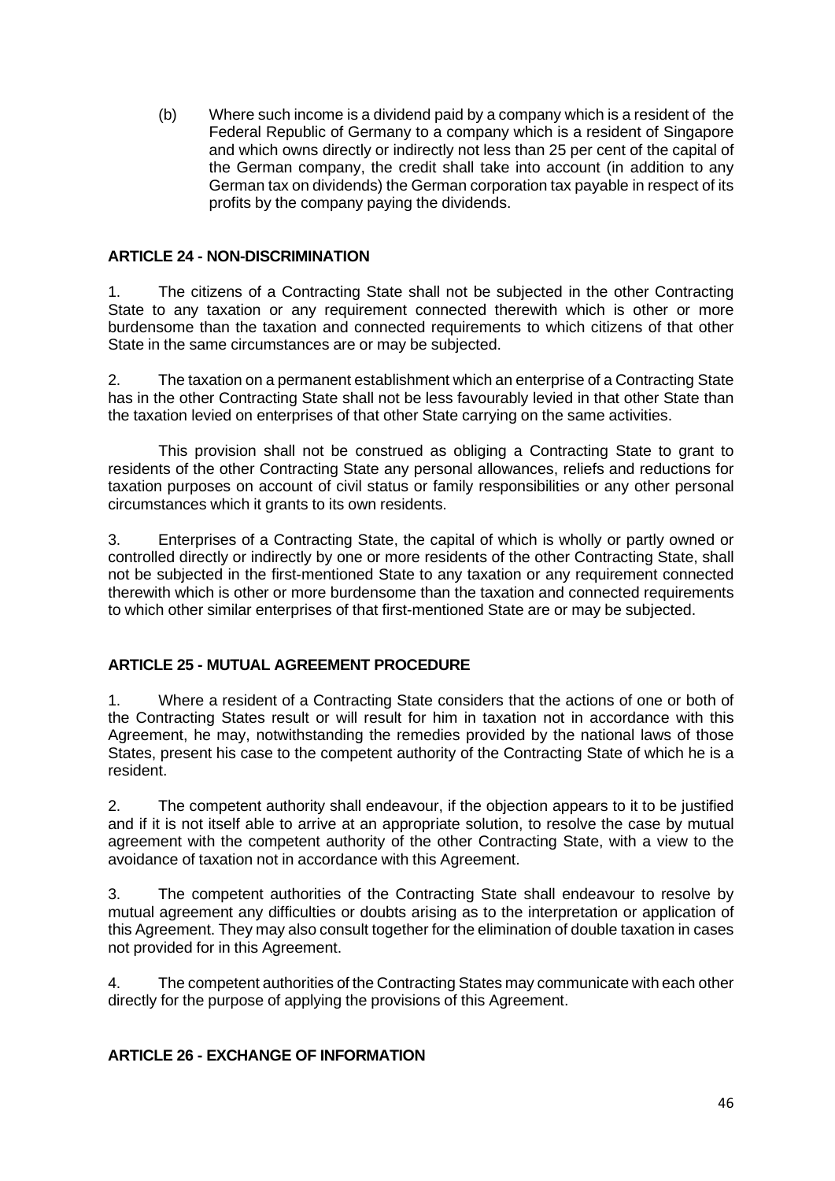(b) Where such income is a dividend paid by a company which is a resident of the Federal Republic of Germany to a company which is a resident of Singapore and which owns directly or indirectly not less than 25 per cent of the capital of the German company, the credit shall take into account (in addition to any German tax on dividends) the German corporation tax payable in respect of its profits by the company paying the dividends.

**ARTICLE 24 - NON-DISCRIMINATION**

1. The citizens of a Contracting State shall not be subjected in the other Contracting State to any taxation or any requirement connected therewith which is other or more burdensome than the taxation and connected requirements to which citizens of that other State in the same circumstances are or may be subjected.

2. The taxation on a permanent establishment which an enterprise of a Contracting State has in the other Contracting State shall not be less favourably levied in that other State than the taxation levied on enterprises of that other State carrying on the same activities.

This provision shall not be construed as obliging a Contracting State to grant to residents of the other Contracting State any personal allowances, reliefs and reductions for taxation purposes on account of civil status or family responsibilities or any other personal circumstances which it grants to its own residents.

3. Enterprises of a Contracting State, the capital of which is wholly or partly owned or controlled directly or indirectly by one or more residents of the other Contracting State, shall not be subjected in the first-mentioned State to any taxation or any requirement connected therewith which is other or more burdensome than the taxation and connected requirements to which other similar enterprises of that first-mentioned State are or may be subjected.

**ARTICLE 25 - MUTUAL AGREEMENT PROCEDURE**

1. Where a resident of a Contracting State considers that the actions of one or both of the Contracting States result or will result for him in taxation not in accordance with this Agreement, he may, notwithstanding the remedies provided by the national laws of those States, present his case to the competent authority of the Contracting State of which he is a resident.

2. The competent authority shall endeavour, if the objection appears to it to be justified and if it is not itself able to arrive at an appropriate solution, to resolve the case by mutual agreement with the competent authority of the other Contracting State, with a view to the avoidance of taxation not in accordance with this Agreement.

3. The competent authorities of the Contracting State shall endeavour to resolve by mutual agreement any difficulties or doubts arising as to the interpretation or application of this Agreement. They may also consult together for the elimination of double taxation in cases not provided for in this Agreement.

4. The competent authorities of the Contracting States may communicate with each other directly for the purpose of applying the provisions of this Agreement.

**ARTICLE 26 - EXCHANGE OF INFORMATION**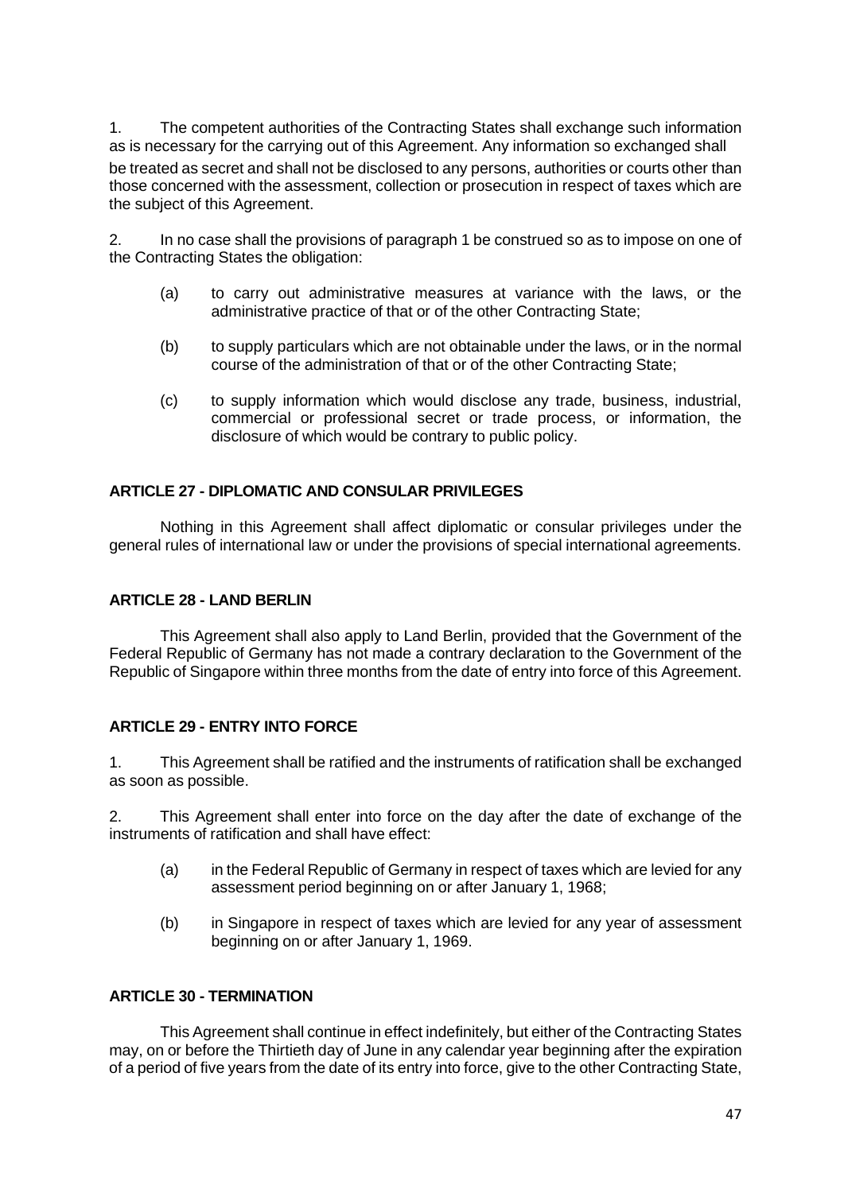1. The competent authorities of the Contracting States shall exchange such information as is necessary for the carrying out of this Agreement. Any information so exchanged shall be treated as secret and shall not be disclosed to any persons, authorities or courts other than those concerned with the assessment, collection or prosecution in respect of taxes which are the subject of this Agreement.

2. In no case shall the provisions of paragraph 1 be construed so as to impose on one of the Contracting States the obligation:

   (a) to carry out administrative measures at variance with the laws, or the administrative practice of that or of the other Contracting State;

   (b) to supply particulars which are not obtainable under the laws, or in the normal course of the administration of that or of the other Contracting State;

   (c) to supply information which would disclose any trade, business, industrial, commercial or professional secret or trade process, or information, the disclosure of which would be contrary to public policy.

### ARTICLE 27 - DIPLOMATIC AND CONSULAR PRIVILEGES

Nothing in this Agreement shall affect diplomatic or consular privileges under the general rules of international law or under the provisions of special international agreements.

### ARTICLE 28 - LAND BERLIN

This Agreement shall also apply to Land Berlin, provided that the Government of the Federal Republic of Germany has not made a contrary declaration to the Government of the Republic of Singapore within three months from the date of entry into force of this Agreement.

### ARTICLE 29 - ENTRY INTO FORCE

1. This Agreement shall be ratified and the instruments of ratification shall be exchanged as soon as possible.

2. This Agreement shall enter into force on the day after the date of exchange of the instruments of ratification and shall have effect:

   (a) in the Federal Republic of Germany in respect of taxes which are levied for any assessment period beginning on or after January 1, 1968;

   (b) in Singapore in respect of taxes which are levied for any year of assessment beginning on or after January 1, 1969.

### ARTICLE 30 - TERMINATION

This Agreement shall continue in effect indefinitely, but either of the Contracting States may, on or before the Thirtieth day of June in any calendar year beginning after the expiration of a period of five years from the date of its entry into force, give to the other Contracting State,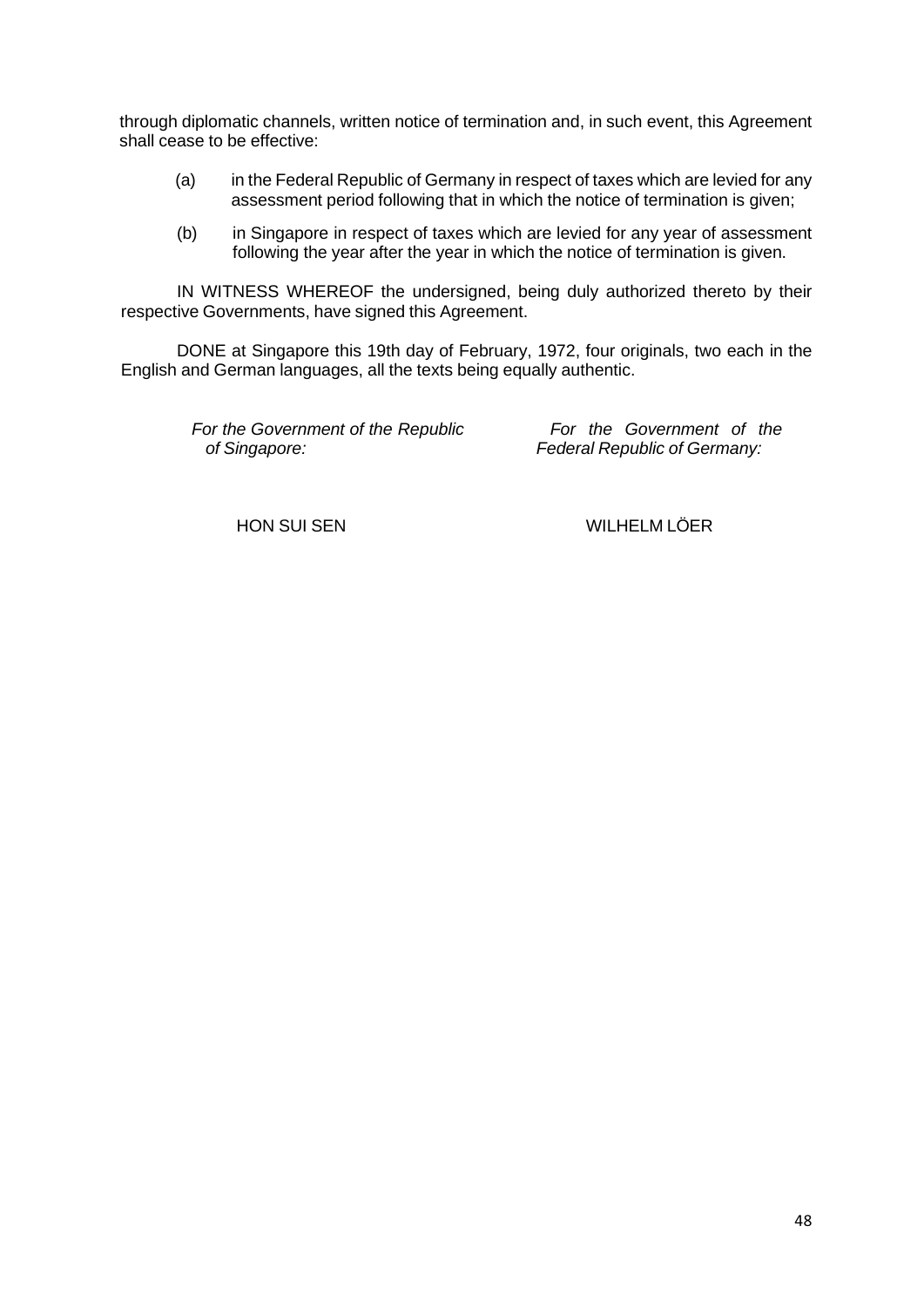through diplomatic channels, written notice of termination and, in such event, this Agreement shall cease to be effective:

(a) in the Federal Republic of Germany in respect of taxes which are levied for any assessment period following that in which the notice of termination is given;

(b) in Singapore in respect of taxes which are levied for any year of assessment following the year after the year in which the notice of termination is given.

IN WITNESS WHEREOF the undersigned, being duly authorized thereto by their respective Governments, have signed this Agreement.

DONE at Singapore this 19th day of February, 1972, four originals, two each in the English and German languages, all the texts being equally authentic.

| *For the Government of the Republic of Singapore:* | *For the Government of the Federal Republic of Germany:* |
|---|---|
| HON SUI SEN | WILHELM LÖER |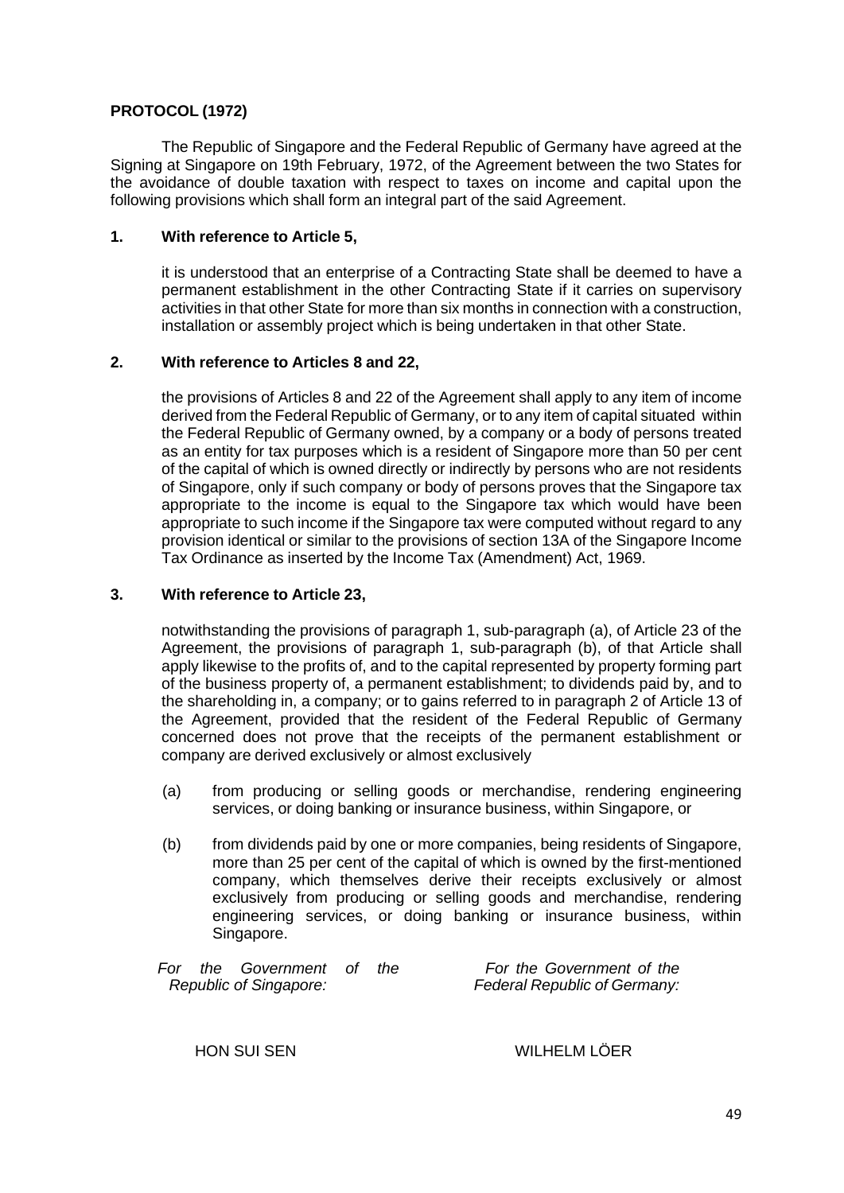**PROTOCOL (1972)**

The Republic of Singapore and the Federal Republic of Germany have agreed at the Signing at Singapore on 19th February, 1972, of the Agreement between the two States for the avoidance of double taxation with respect to taxes on income and capital upon the following provisions which shall form an integral part of the said Agreement.

**1. With reference to Article 5,**

it is understood that an enterprise of a Contracting State shall be deemed to have a permanent establishment in the other Contracting State if it carries on supervisory activities in that other State for more than six months in connection with a construction, installation or assembly project which is being undertaken in that other State.

**2. With reference to Articles 8 and 22,**

the provisions of Articles 8 and 22 of the Agreement shall apply to any item of income derived from the Federal Republic of Germany, or to any item of capital situated within the Federal Republic of Germany owned, by a company or a body of persons treated as an entity for tax purposes which is a resident of Singapore more than 50 per cent of the capital of which is owned directly or indirectly by persons who are not residents of Singapore, only if such company or body of persons proves that the Singapore tax appropriate to the income is equal to the Singapore tax which would have been appropriate to such income if the Singapore tax were computed without regard to any provision identical or similar to the provisions of section 13A of the Singapore Income Tax Ordinance as inserted by the Income Tax (Amendment) Act, 1969.

**3. With reference to Article 23,**

notwithstanding the provisions of paragraph 1, sub-paragraph (a), of Article 23 of the Agreement, the provisions of paragraph 1, sub-paragraph (b), of that Article shall apply likewise to the profits of, and to the capital represented by property forming part of the business property of, a permanent establishment; to dividends paid by, and to the shareholding in, a company; or to gains referred to in paragraph 2 of Article 13 of the Agreement, provided that the resident of the Federal Republic of Germany concerned does not prove that the receipts of the permanent establishment or company are derived exclusively or almost exclusively

(a) from producing or selling goods or merchandise, rendering engineering services, or doing banking or insurance business, within Singapore, or

(b) from dividends paid by one or more companies, being residents of Singapore, more than 25 per cent of the capital of which is owned by the first-mentioned company, which themselves derive their receipts exclusively or almost exclusively from producing or selling goods and merchandise, rendering engineering services, or doing banking or insurance business, within Singapore.

| | |
|---|---|
| *For the Government of the Republic of Singapore:* | *For the Government of the Federal Republic of Germany:* |
| HON SUI SEN | WILHELM LÖER |